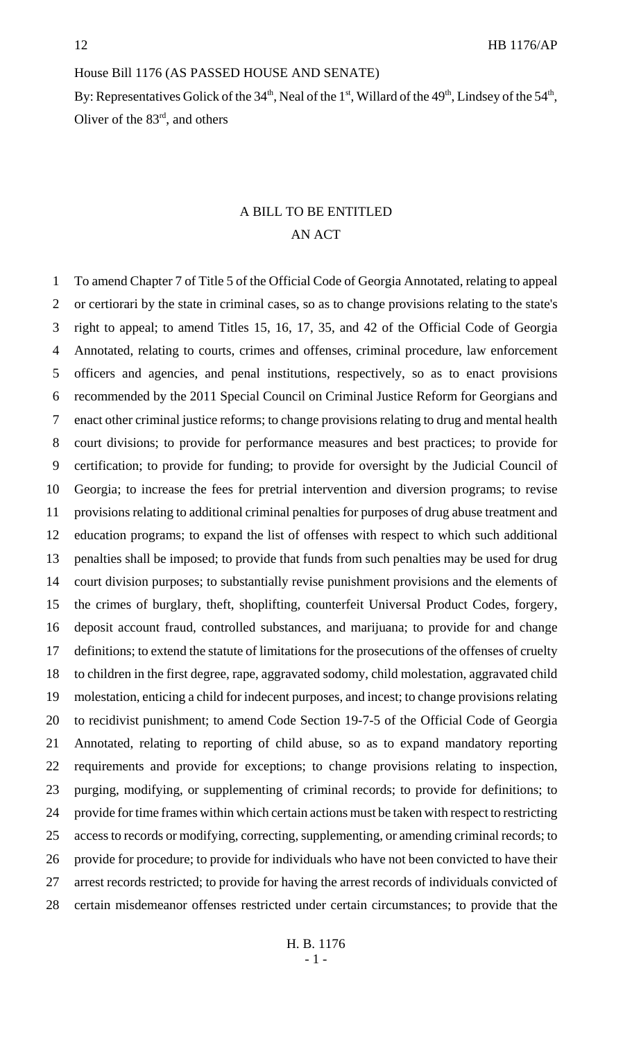House Bill 1176 (AS PASSED HOUSE AND SENATE)

By: Representatives Golick of the 34th, Neal of the 1st, Willard of the 49th, Lindsey of the 54th, Oliver of the 83rd, and others

# A BILL TO BE ENTITLED
# AN ACT

1 To amend Chapter 7 of Title 5 of the Official Code of Georgia Annotated, relating to appeal
2 or certiorari by the state in criminal cases, so as to change provisions relating to the state's
3 right to appeal; to amend Titles 15, 16, 17, 35, and 42 of the Official Code of Georgia
4 Annotated, relating to courts, crimes and offenses, criminal procedure, law enforcement
5 officers and agencies, and penal institutions, respectively, so as to enact provisions
6 recommended by the 2011 Special Council on Criminal Justice Reform for Georgians and
7 enact other criminal justice reforms; to change provisions relating to drug and mental health
8 court divisions; to provide for performance measures and best practices; to provide for
9 certification; to provide for funding; to provide for oversight by the Judicial Council of
10 Georgia; to increase the fees for pretrial intervention and diversion programs; to revise
11 provisions relating to additional criminal penalties for purposes of drug abuse treatment and
12 education programs; to expand the list of offenses with respect to which such additional
13 penalties shall be imposed; to provide that funds from such penalties may be used for drug
14 court division purposes; to substantially revise punishment provisions and the elements of
15 the crimes of burglary, theft, shoplifting, counterfeit Universal Product Codes, forgery,
16 deposit account fraud, controlled substances, and marijuana; to provide for and change
17 definitions; to extend the statute of limitations for the prosecutions of the offenses of cruelty
18 to children in the first degree, rape, aggravated sodomy, child molestation, aggravated child
19 molestation, enticing a child for indecent purposes, and incest; to change provisions relating
20 to recidivist punishment; to amend Code Section 19-7-5 of the Official Code of Georgia
21 Annotated, relating to reporting of child abuse, so as to expand mandatory reporting
22 requirements and provide for exceptions; to change provisions relating to inspection,
23 purging, modifying, or supplementing of criminal records; to provide for definitions; to
24 provide for time frames within which certain actions must be taken with respect to restricting
25 access to records or modifying, correcting, supplementing, or amending criminal records; to
26 provide for procedure; to provide for individuals who have not been convicted to have their
27 arrest records restricted; to provide for having the arrest records of individuals convicted of
28 certain misdemeanor offenses restricted under certain circumstances; to provide that the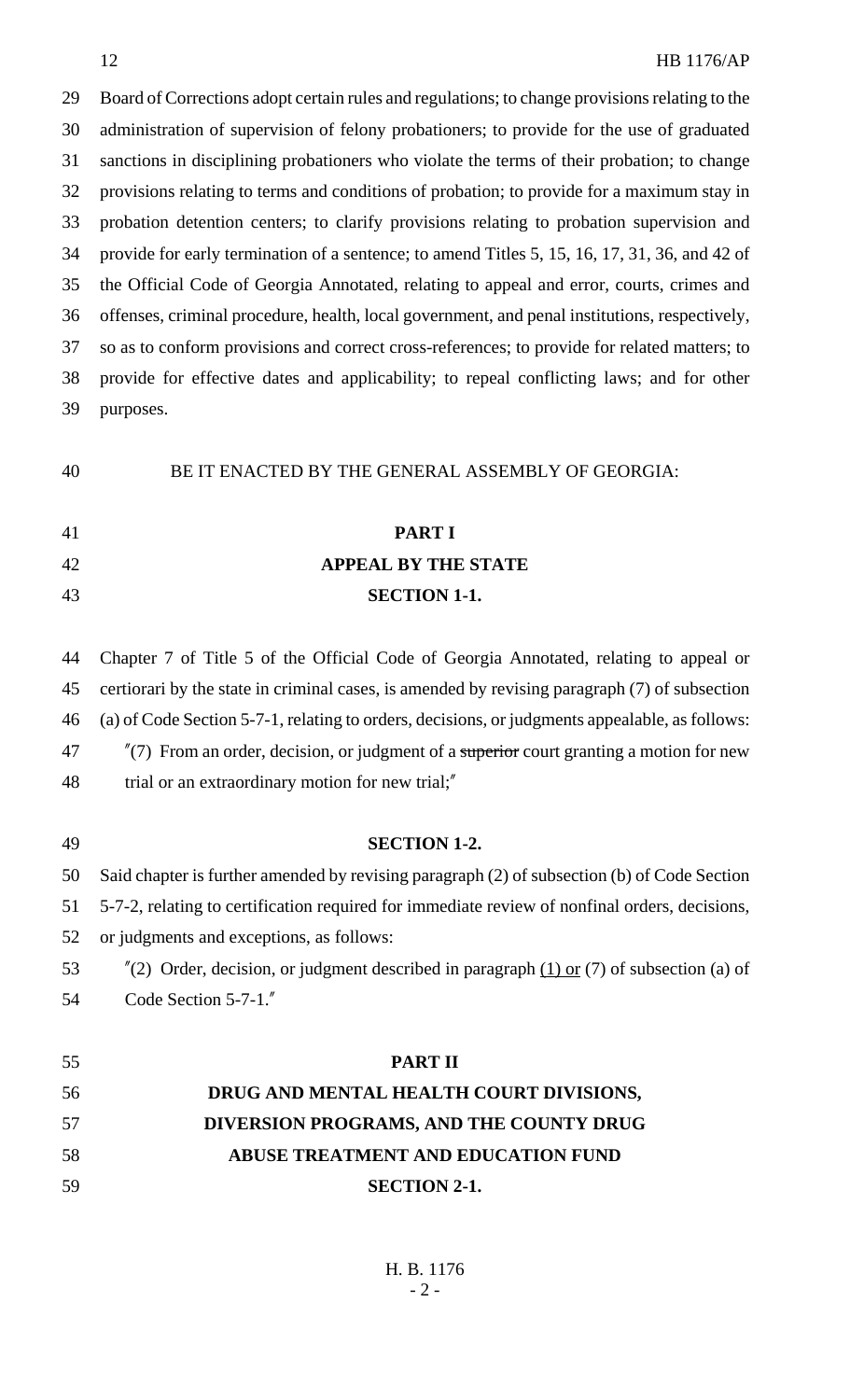Board of Corrections adopt certain rules and regulations; to change provisions relating to the administration of supervision of felony probationers; to provide for the use of graduated sanctions in disciplining probationers who violate the terms of their probation; to change provisions relating to terms and conditions of probation; to provide for a maximum stay in probation detention centers; to clarify provisions relating to probation supervision and provide for early termination of a sentence; to amend Titles 5, 15, 16, 17, 31, 36, and 42 of the Official Code of Georgia Annotated, relating to appeal and error, courts, crimes and offenses, criminal procedure, health, local government, and penal institutions, respectively, so as to conform provisions and correct cross-references; to provide for related matters; to provide for effective dates and applicability; to repeal conflicting laws; and for other purposes.

BE IT ENACTED BY THE GENERAL ASSEMBLY OF GEORGIA:

**PART I**
**APPEAL BY THE STATE**
**SECTION 1-1.**

Chapter 7 of Title 5 of the Official Code of Georgia Annotated, relating to appeal or certiorari by the state in criminal cases, is amended by revising paragraph (7) of subsection (a) of Code Section 5-7-1, relating to orders, decisions, or judgments appealable, as follows:

"(7) From an order, decision, or judgment of a ~~superior~~ court granting a motion for new trial or an extraordinary motion for new trial;"

**SECTION 1-2.**

Said chapter is further amended by revising paragraph (2) of subsection (b) of Code Section 5-7-2, relating to certification required for immediate review of nonfinal orders, decisions, or judgments and exceptions, as follows:

"(2) Order, decision, or judgment described in paragraph (1) or (7) of subsection (a) of Code Section 5-7-1."

**PART II**
**DRUG AND MENTAL HEALTH COURT DIVISIONS, DIVERSION PROGRAMS, AND THE COUNTY DRUG ABUSE TREATMENT AND EDUCATION FUND**
**SECTION 2-1.**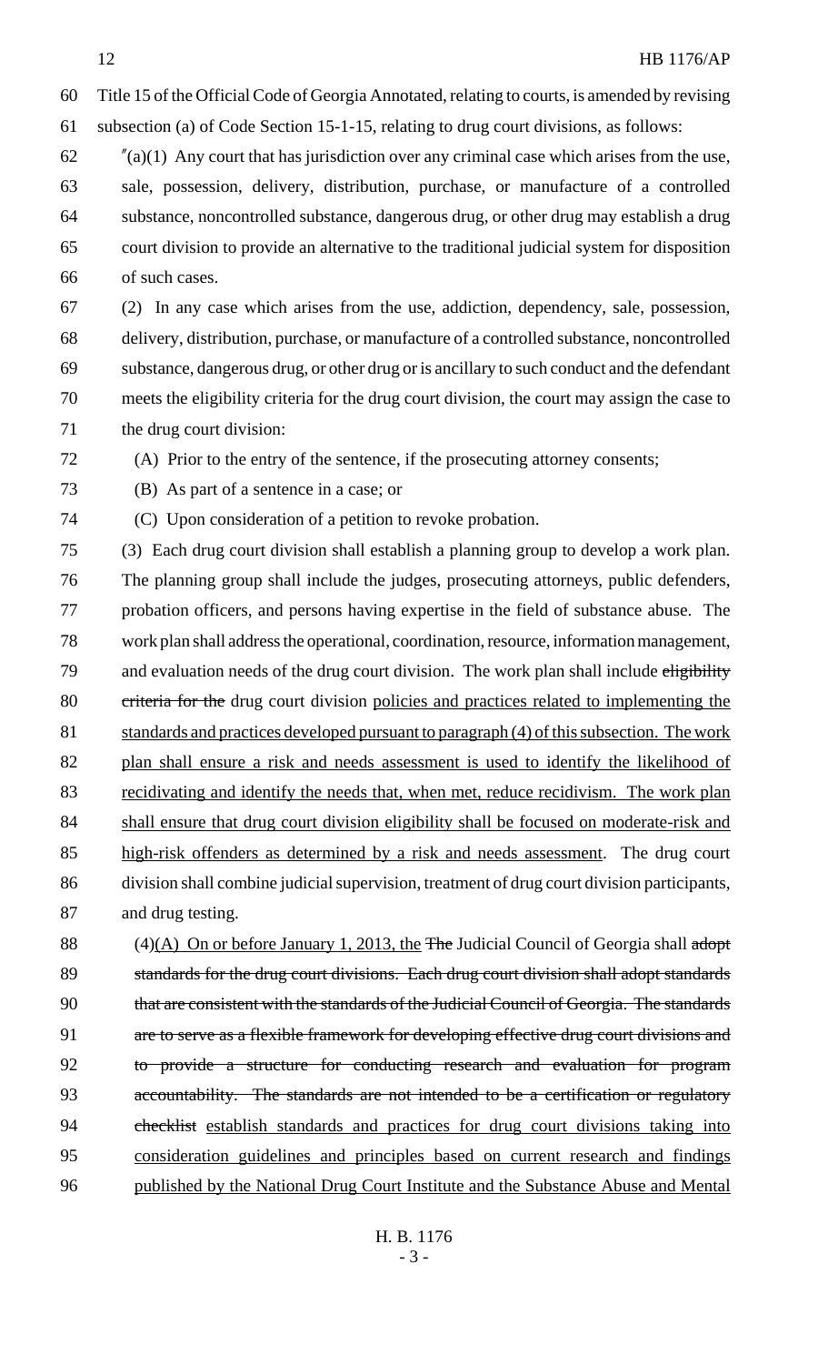Title 15 of the Official Code of Georgia Annotated, relating to courts, is amended by revising subsection (a) of Code Section 15-1-15, relating to drug court divisions, as follows:

"(a)(1) Any court that has jurisdiction over any criminal case which arises from the use, sale, possession, delivery, distribution, purchase, or manufacture of a controlled substance, noncontrolled substance, dangerous drug, or other drug may establish a drug court division to provide an alternative to the traditional judicial system for disposition of such cases.

(2) In any case which arises from the use, addiction, dependency, sale, possession, delivery, distribution, purchase, or manufacture of a controlled substance, noncontrolled substance, dangerous drug, or other drug or is ancillary to such conduct and the defendant meets the eligibility criteria for the drug court division, the court may assign the case to the drug court division:

(A) Prior to the entry of the sentence, if the prosecuting attorney consents;

(B) As part of a sentence in a case; or

(C) Upon consideration of a petition to revoke probation.

(3) Each drug court division shall establish a planning group to develop a work plan. The planning group shall include the judges, prosecuting attorneys, public defenders, probation officers, and persons having expertise in the field of substance abuse. The work plan shall address the operational, coordination, resource, information management, and evaluation needs of the drug court division. The work plan shall include ~~eligibility criteria for the~~ drug court division <u>policies and practices related to implementing the standards and practices developed pursuant to paragraph (4) of this subsection. The work plan shall ensure a risk and needs assessment is used to identify the likelihood of recidivating and identify the needs that, when met, reduce recidivism. The work plan shall ensure that drug court division eligibility shall be focused on moderate-risk and high-risk offenders as determined by a risk and needs assessment</u>. The drug court division shall combine judicial supervision, treatment of drug court division participants, and drug testing.

(4)<u>(A) On or before January 1, 2013, the</u> ~~The~~ Judicial Council of Georgia shall ~~adopt standards for the drug court divisions. Each drug court division shall adopt standards that are consistent with the standards of the Judicial Council of Georgia. The standards are to serve as a flexible framework for developing effective drug court divisions and to provide a structure for conducting research and evaluation for program accountability. The standards are not intended to be a certification or regulatory checklist~~ <u>establish standards and practices for drug court divisions taking into consideration guidelines and principles based on current research and findings published by the National Drug Court Institute and the Substance Abuse and Mental</u>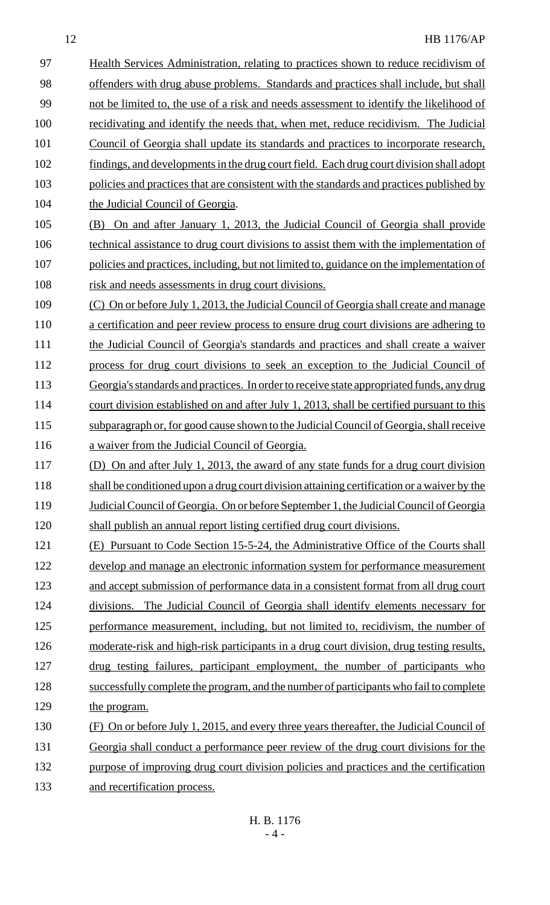Health Services Administration, relating to practices shown to reduce recidivism of offenders with drug abuse problems. Standards and practices shall include, but shall not be limited to, the use of a risk and needs assessment to identify the likelihood of recidivating and identify the needs that, when met, reduce recidivism. The Judicial Council of Georgia shall update its standards and practices to incorporate research, findings, and developments in the drug court field. Each drug court division shall adopt policies and practices that are consistent with the standards and practices published by the Judicial Council of Georgia.

(B) On and after January 1, 2013, the Judicial Council of Georgia shall provide technical assistance to drug court divisions to assist them with the implementation of policies and practices, including, but not limited to, guidance on the implementation of risk and needs assessments in drug court divisions.

(C) On or before July 1, 2013, the Judicial Council of Georgia shall create and manage a certification and peer review process to ensure drug court divisions are adhering to the Judicial Council of Georgia's standards and practices and shall create a waiver process for drug court divisions to seek an exception to the Judicial Council of Georgia's standards and practices. In order to receive state appropriated funds, any drug court division established on and after July 1, 2013, shall be certified pursuant to this subparagraph or, for good cause shown to the Judicial Council of Georgia, shall receive a waiver from the Judicial Council of Georgia.

(D) On and after July 1, 2013, the award of any state funds for a drug court division shall be conditioned upon a drug court division attaining certification or a waiver by the Judicial Council of Georgia. On or before September 1, the Judicial Council of Georgia shall publish an annual report listing certified drug court divisions.

(E) Pursuant to Code Section 15-5-24, the Administrative Office of the Courts shall develop and manage an electronic information system for performance measurement and accept submission of performance data in a consistent format from all drug court divisions. The Judicial Council of Georgia shall identify elements necessary for performance measurement, including, but not limited to, recidivism, the number of moderate-risk and high-risk participants in a drug court division, drug testing results, drug testing failures, participant employment, the number of participants who successfully complete the program, and the number of participants who fail to complete the program.

(F) On or before July 1, 2015, and every three years thereafter, the Judicial Council of Georgia shall conduct a performance peer review of the drug court divisions for the purpose of improving drug court division policies and practices and the certification and recertification process.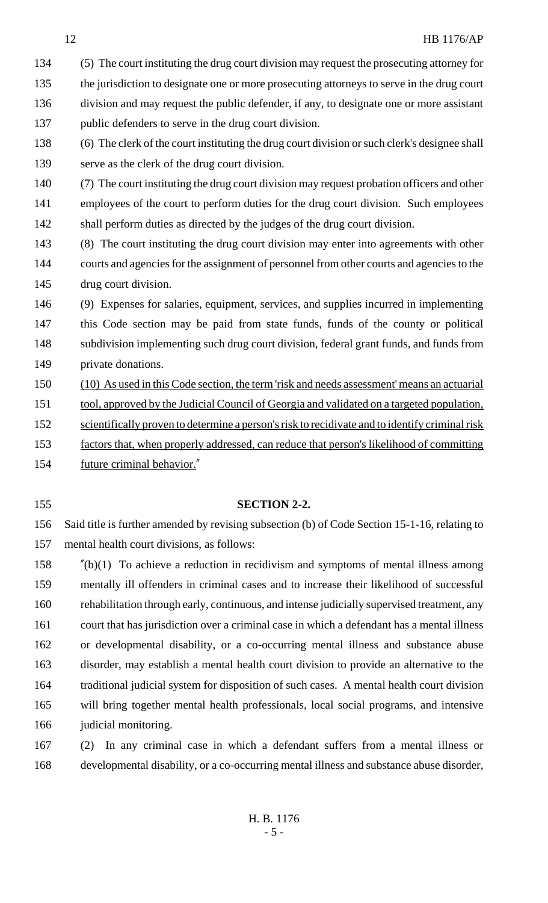(5) The court instituting the drug court division may request the prosecuting attorney for the jurisdiction to designate one or more prosecuting attorneys to serve in the drug court division and may request the public defender, if any, to designate one or more assistant public defenders to serve in the drug court division.

(6) The clerk of the court instituting the drug court division or such clerk's designee shall serve as the clerk of the drug court division.

(7) The court instituting the drug court division may request probation officers and other employees of the court to perform duties for the drug court division. Such employees shall perform duties as directed by the judges of the drug court division.

(8) The court instituting the drug court division may enter into agreements with other courts and agencies for the assignment of personnel from other courts and agencies to the drug court division.

(9) Expenses for salaries, equipment, services, and supplies incurred in implementing this Code section may be paid from state funds, funds of the county or political subdivision implementing such drug court division, federal grant funds, and funds from private donations.

<u>(10) As used in this Code section, the term 'risk and needs assessment' means an actuarial tool, approved by the Judicial Council of Georgia and validated on a targeted population, scientifically proven to determine a person's risk to recidivate and to identify criminal risk factors that, when properly addressed, can reduce that person's likelihood of committing future criminal behavior.</u>"

**SECTION 2-2.**

Said title is further amended by revising subsection (b) of Code Section 15-1-16, relating to mental health court divisions, as follows:

"(b)(1) To achieve a reduction in recidivism and symptoms of mental illness among mentally ill offenders in criminal cases and to increase their likelihood of successful rehabilitation through early, continuous, and intense judicially supervised treatment, any court that has jurisdiction over a criminal case in which a defendant has a mental illness or developmental disability, or a co-occurring mental illness and substance abuse disorder, may establish a mental health court division to provide an alternative to the traditional judicial system for disposition of such cases. A mental health court division will bring together mental health professionals, local social programs, and intensive judicial monitoring.

(2) In any criminal case in which a defendant suffers from a mental illness or developmental disability, or a co-occurring mental illness and substance abuse disorder,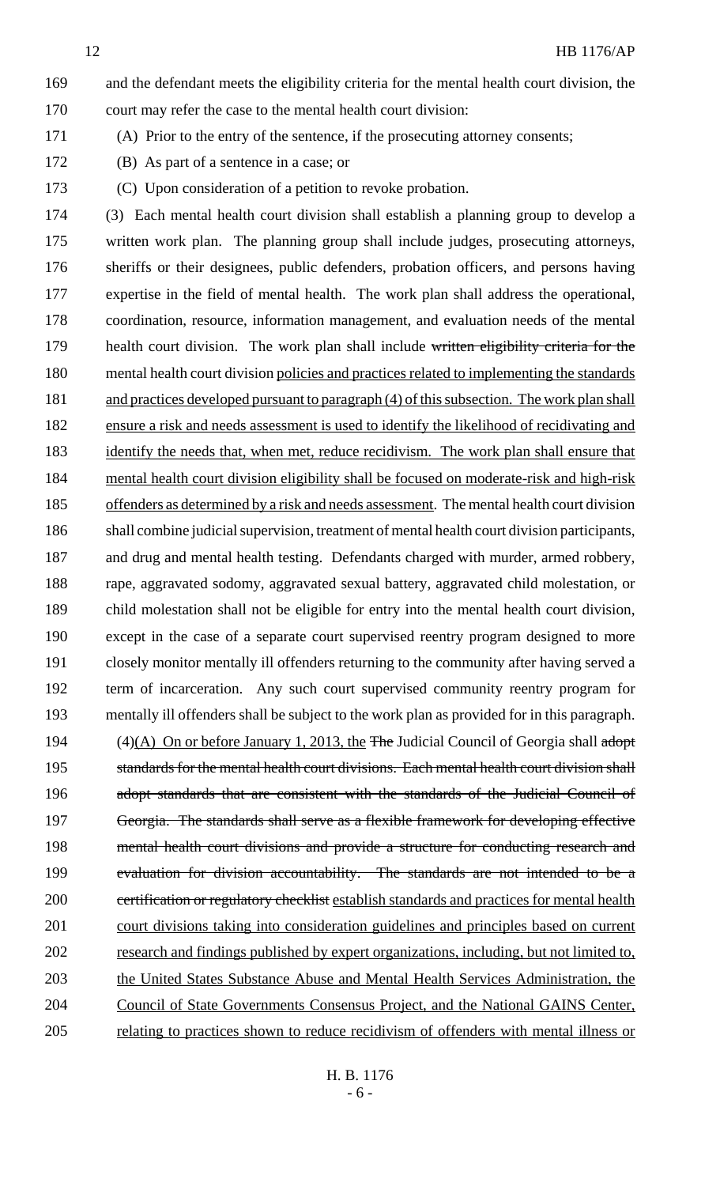and the defendant meets the eligibility criteria for the mental health court division, the court may refer the case to the mental health court division:

(A) Prior to the entry of the sentence, if the prosecuting attorney consents;

(B) As part of a sentence in a case; or

(C) Upon consideration of a petition to revoke probation.

(3) Each mental health court division shall establish a planning group to develop a written work plan. The planning group shall include judges, prosecuting attorneys, sheriffs or their designees, public defenders, probation officers, and persons having expertise in the field of mental health. The work plan shall address the operational, coordination, resource, information management, and evaluation needs of the mental health court division. The work plan shall include ~~written eligibility criteria for the mental health court division~~ policies and practices related to implementing the standards and practices developed pursuant to paragraph (4) of this subsection. The work plan shall ensure a risk and needs assessment is used to identify the likelihood of recidivating and identify the needs that, when met, reduce recidivism. The work plan shall ensure that mental health court division eligibility shall be focused on moderate-risk and high-risk offenders as determined by a risk and needs assessment. The mental health court division shall combine judicial supervision, treatment of mental health court division participants, and drug and mental health testing. Defendants charged with murder, armed robbery, rape, aggravated sodomy, aggravated sexual battery, aggravated child molestation, or child molestation shall not be eligible for entry into the mental health court division, except in the case of a separate court supervised reentry program designed to more closely monitor mentally ill offenders returning to the community after having served a term of incarceration. Any such court supervised community reentry program for mentally ill offenders shall be subject to the work plan as provided for in this paragraph.

(4)(A) On or before January 1, 2013, the ~~The~~ Judicial Council of Georgia shall ~~adopt standards for the mental health court divisions. Each mental health court division shall adopt standards that are consistent with the standards of the Judicial Council of Georgia. The standards shall serve as a flexible framework for developing effective mental health court divisions and provide a structure for conducting research and evaluation for division accountability. The standards are not intended to be a certification or regulatory checklist~~ establish standards and practices for mental health court divisions taking into consideration guidelines and principles based on current research and findings published by expert organizations, including, but not limited to, the United States Substance Abuse and Mental Health Services Administration, the Council of State Governments Consensus Project, and the National GAINS Center, relating to practices shown to reduce recidivism of offenders with mental illness or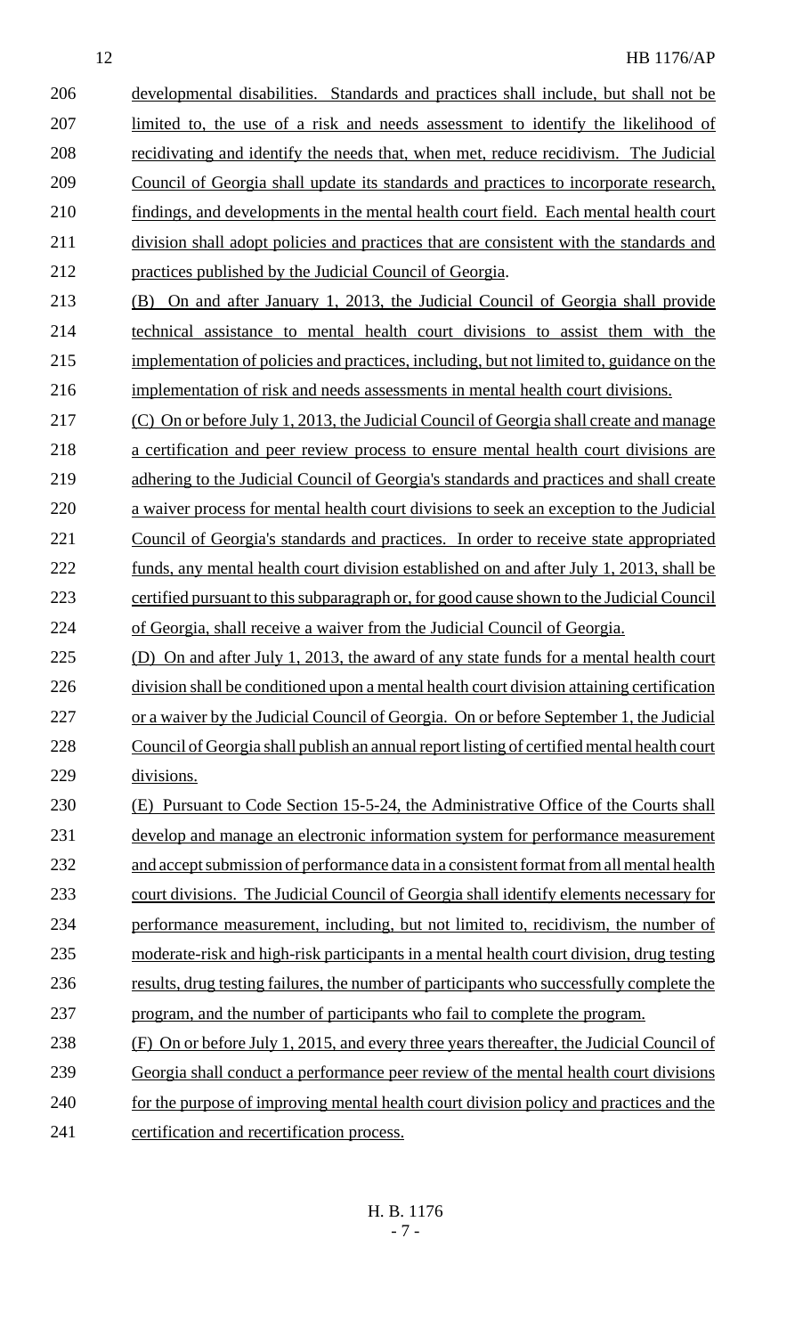developmental disabilities. Standards and practices shall include, but shall not be limited to, the use of a risk and needs assessment to identify the likelihood of recidivating and identify the needs that, when met, reduce recidivism. The Judicial Council of Georgia shall update its standards and practices to incorporate research, findings, and developments in the mental health court field. Each mental health court division shall adopt policies and practices that are consistent with the standards and practices published by the Judicial Council of Georgia.

(B) On and after January 1, 2013, the Judicial Council of Georgia shall provide technical assistance to mental health court divisions to assist them with the implementation of policies and practices, including, but not limited to, guidance on the implementation of risk and needs assessments in mental health court divisions.

(C) On or before July 1, 2013, the Judicial Council of Georgia shall create and manage a certification and peer review process to ensure mental health court divisions are adhering to the Judicial Council of Georgia's standards and practices and shall create a waiver process for mental health court divisions to seek an exception to the Judicial Council of Georgia's standards and practices. In order to receive state appropriated funds, any mental health court division established on and after July 1, 2013, shall be certified pursuant to this subparagraph or, for good cause shown to the Judicial Council of Georgia, shall receive a waiver from the Judicial Council of Georgia.

(D) On and after July 1, 2013, the award of any state funds for a mental health court division shall be conditioned upon a mental health court division attaining certification or a waiver by the Judicial Council of Georgia. On or before September 1, the Judicial Council of Georgia shall publish an annual report listing of certified mental health court divisions.

(E) Pursuant to Code Section 15-5-24, the Administrative Office of the Courts shall develop and manage an electronic information system for performance measurement and accept submission of performance data in a consistent format from all mental health court divisions. The Judicial Council of Georgia shall identify elements necessary for performance measurement, including, but not limited to, recidivism, the number of moderate-risk and high-risk participants in a mental health court division, drug testing results, drug testing failures, the number of participants who successfully complete the program, and the number of participants who fail to complete the program.

(F) On or before July 1, 2015, and every three years thereafter, the Judicial Council of Georgia shall conduct a performance peer review of the mental health court divisions for the purpose of improving mental health court division policy and practices and the certification and recertification process.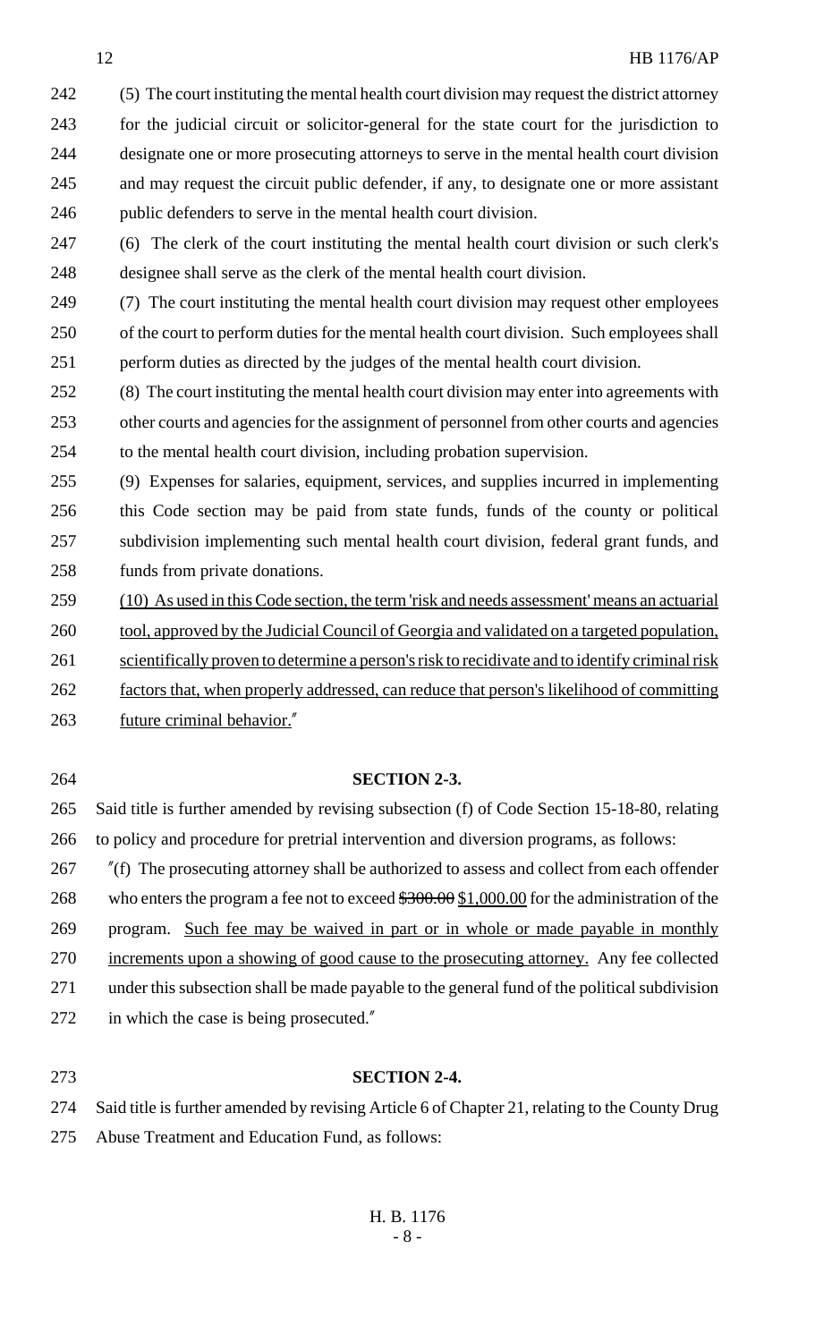(5) The court instituting the mental health court division may request the district attorney for the judicial circuit or solicitor-general for the state court for the jurisdiction to designate one or more prosecuting attorneys to serve in the mental health court division and may request the circuit public defender, if any, to designate one or more assistant public defenders to serve in the mental health court division.

(6) The clerk of the court instituting the mental health court division or such clerk's designee shall serve as the clerk of the mental health court division.

(7) The court instituting the mental health court division may request other employees of the court to perform duties for the mental health court division. Such employees shall perform duties as directed by the judges of the mental health court division.

(8) The court instituting the mental health court division may enter into agreements with other courts and agencies for the assignment of personnel from other courts and agencies to the mental health court division, including probation supervision.

(9) Expenses for salaries, equipment, services, and supplies incurred in implementing this Code section may be paid from state funds, funds of the county or political subdivision implementing such mental health court division, federal grant funds, and funds from private donations.

<u>(10) As used in this Code section, the term 'risk and needs assessment' means an actuarial tool, approved by the Judicial Council of Georgia and validated on a targeted population, scientifically proven to determine a person's risk to recidivate and to identify criminal risk factors that, when properly addressed, can reduce that person's likelihood of committing future criminal behavior.</u>"

## SECTION 2-3.

Said title is further amended by revising subsection (f) of Code Section 15-18-80, relating to policy and procedure for pretrial intervention and diversion programs, as follows:

"(f) The prosecuting attorney shall be authorized to assess and collect from each offender who enters the program a fee not to exceed ~~$300.00~~ <u>$1,000.00</u> for the administration of the program. <u>Such fee may be waived in part or in whole or made payable in monthly increments upon a showing of good cause to the prosecuting attorney.</u> Any fee collected under this subsection shall be made payable to the general fund of the political subdivision in which the case is being prosecuted."

## SECTION 2-4.

Said title is further amended by revising Article 6 of Chapter 21, relating to the County Drug Abuse Treatment and Education Fund, as follows: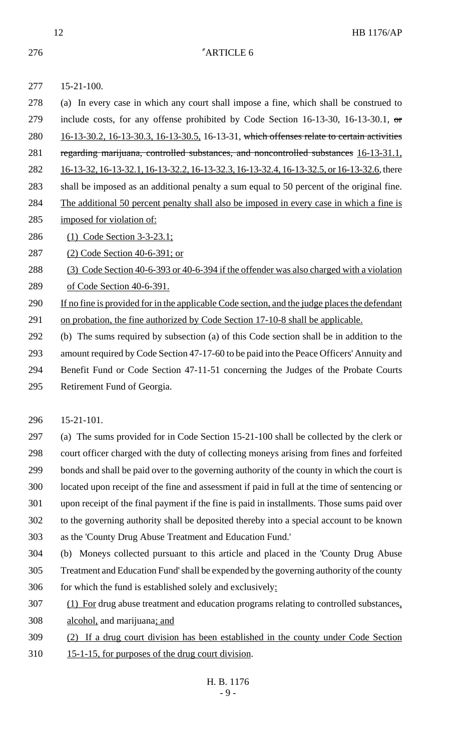"ARTICLE 6

15-21-100.

(a) In every case in which any court shall impose a fine, which shall be construed to include costs, for any offense prohibited by Code Section 16-13-30, 16-13-30.1, ~~or~~ 16-13-30.2, 16-13-30.3, 16-13-30.5, 16-13-31, ~~which offenses relate to certain activities regarding marijuana, controlled substances, and noncontrolled substances~~ 16-13-31.1, 16-13-32, 16-13-32.1, 16-13-32.2, 16-13-32.3, 16-13-32.4, 16-13-32.5, or 16-13-32.6, there shall be imposed as an additional penalty a sum equal to 50 percent of the original fine. The additional 50 percent penalty shall also be imposed in every case in which a fine is imposed for violation of:

(1) Code Section 3-3-23.1;

(2) Code Section 40-6-391; or

(3) Code Section 40-6-393 or 40-6-394 if the offender was also charged with a violation of Code Section 40-6-391.

If no fine is provided for in the applicable Code section, and the judge places the defendant on probation, the fine authorized by Code Section 17-10-8 shall be applicable.

(b) The sums required by subsection (a) of this Code section shall be in addition to the amount required by Code Section 47-17-60 to be paid into the Peace Officers' Annuity and Benefit Fund or Code Section 47-11-51 concerning the Judges of the Probate Courts Retirement Fund of Georgia.

15-21-101.

(a) The sums provided for in Code Section 15-21-100 shall be collected by the clerk or court officer charged with the duty of collecting moneys arising from fines and forfeited bonds and shall be paid over to the governing authority of the county in which the court is located upon receipt of the fine and assessment if paid in full at the time of sentencing or upon receipt of the final payment if the fine is paid in installments. Those sums paid over to the governing authority shall be deposited thereby into a special account to be known as the 'County Drug Abuse Treatment and Education Fund.'

(b) Moneys collected pursuant to this article and placed in the 'County Drug Abuse Treatment and Education Fund' shall be expended by the governing authority of the county for which the fund is established solely and exclusively:

(1) For drug abuse treatment and education programs relating to controlled substances, alcohol, and marijuana; and

(2) If a drug court division has been established in the county under Code Section 15-1-15, for purposes of the drug court division.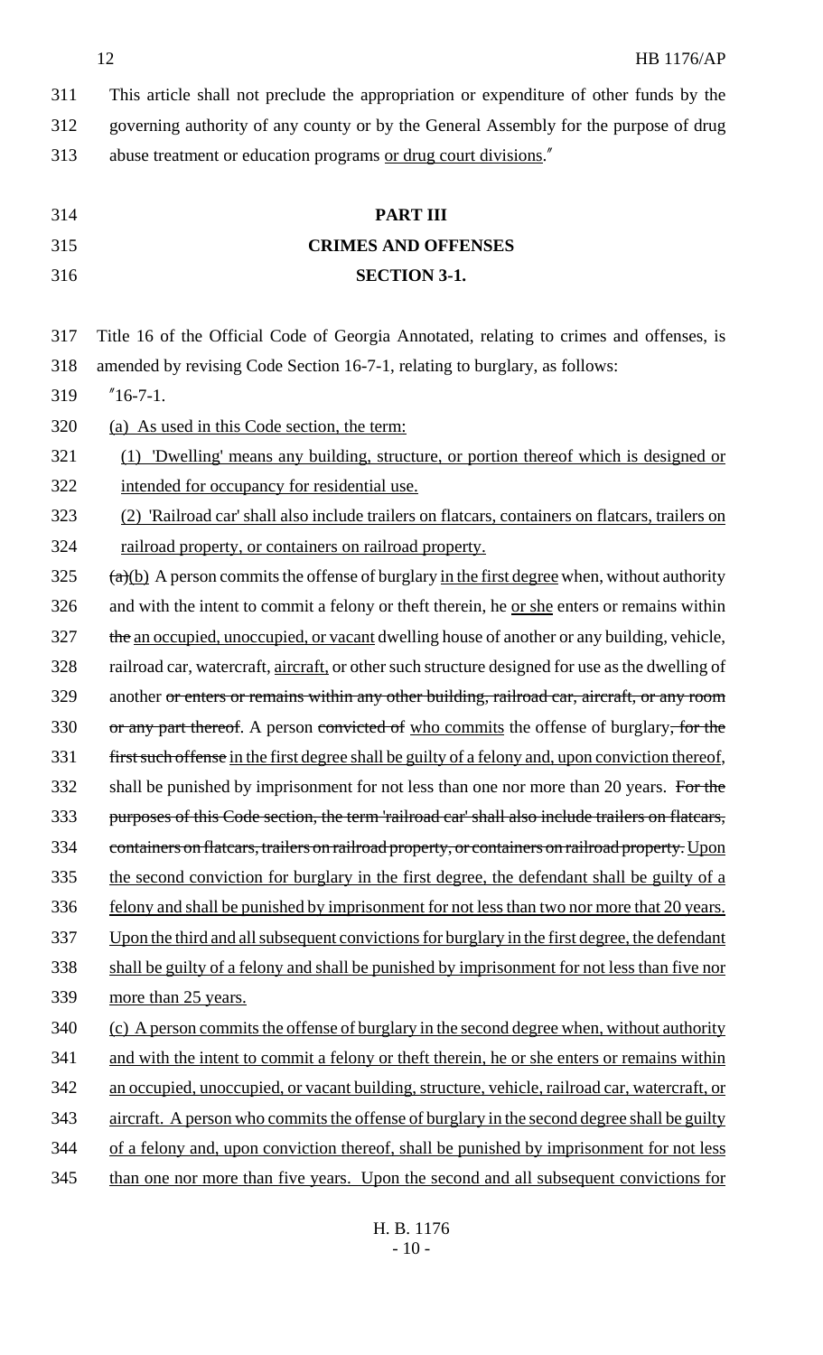This article shall not preclude the appropriation or expenditure of other funds by the governing authority of any county or by the General Assembly for the purpose of drug abuse treatment or education programs or drug court divisions."

**PART III**

**CRIMES AND OFFENSES**

**SECTION 3-1.**

Title 16 of the Official Code of Georgia Annotated, relating to crimes and offenses, is amended by revising Code Section 16-7-1, relating to burglary, as follows:

"16-7-1.

(a) As used in this Code section, the term:

(1) 'Dwelling' means any building, structure, or portion thereof which is designed or intended for occupancy for residential use.

(2) 'Railroad car' shall also include trailers on flatcars, containers on flatcars, trailers on railroad property, or containers on railroad property.

~~(a)~~(b) A person commits the offense of burglary in the first degree when, without authority and with the intent to commit a felony or theft therein, he or she enters or remains within ~~the~~ an occupied, unoccupied, or vacant dwelling house of another or any building, vehicle, railroad car, watercraft, aircraft, or other such structure designed for use as the dwelling of another ~~or enters or remains within any other building, railroad car, aircraft, or any room or any part thereof~~. A person ~~convicted of~~ who commits the offense of burglary~~, for the first such offense~~ in the first degree shall be guilty of a felony and, upon conviction thereof, shall be punished by imprisonment for not less than one nor more than 20 years. ~~For the purposes of this Code section, the term 'railroad car' shall also include trailers on flatcars, containers on flatcars, trailers on railroad property, or containers on railroad property.~~ Upon the second conviction for burglary in the first degree, the defendant shall be guilty of a felony and shall be punished by imprisonment for not less than two nor more that 20 years. Upon the third and all subsequent convictions for burglary in the first degree, the defendant shall be guilty of a felony and shall be punished by imprisonment for not less than five nor more than 25 years.

(c) A person commits the offense of burglary in the second degree when, without authority and with the intent to commit a felony or theft therein, he or she enters or remains within an occupied, unoccupied, or vacant building, structure, vehicle, railroad car, watercraft, or aircraft. A person who commits the offense of burglary in the second degree shall be guilty of a felony and, upon conviction thereof, shall be punished by imprisonment for not less than one nor more than five years. Upon the second and all subsequent convictions for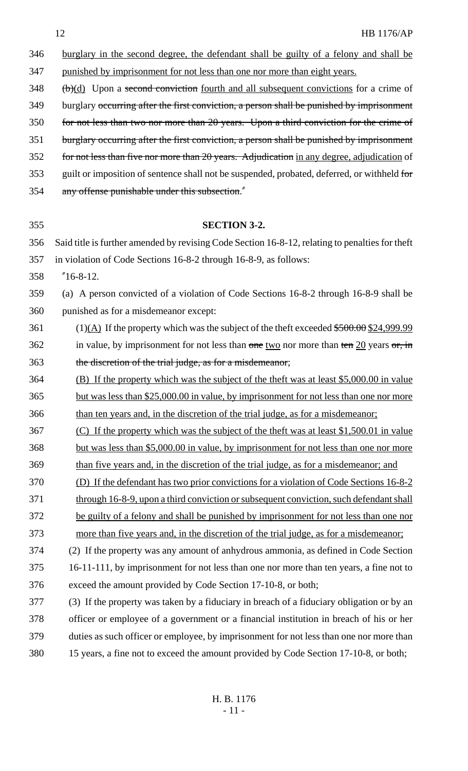burglary in the second degree, the defendant shall be guilty of a felony and shall be punished by imprisonment for not less than one nor more than eight years.

~~(b)~~(d) Upon a ~~second conviction~~ fourth and all subsequent convictions for a crime of burglary ~~occurring after the first conviction, a person shall be punished by imprisonment for not less than two nor more than 20 years. Upon a third conviction for the crime of burglary occurring after the first conviction, a person shall be punished by imprisonment for not less than five nor more than 20 years. Adjudication~~ in any degree, adjudication of guilt or imposition of sentence shall not be suspended, probated, deferred, or withheld ~~for any offense punishable under this subsection~~."

**SECTION 3-2.**

Said title is further amended by revising Code Section 16-8-12, relating to penalties for theft in violation of Code Sections 16-8-2 through 16-8-9, as follows:

"16-8-12.

(a) A person convicted of a violation of Code Sections 16-8-2 through 16-8-9 shall be punished as for a misdemeanor except:

(1)(A) If the property which was the subject of the theft exceeded ~~$500.00~~ $24,999.99 in value, by imprisonment for not less than ~~one~~ two nor more than ~~ten~~ 20 years ~~or, in the discretion of the trial judge, as for a misdemeanor~~;

(B) If the property which was the subject of the theft was at least $5,000.00 in value but was less than $25,000.00 in value, by imprisonment for not less than one nor more than ten years and, in the discretion of the trial judge, as for a misdemeanor;

(C) If the property which was the subject of the theft was at least $1,500.01 in value but was less than $5,000.00 in value, by imprisonment for not less than one nor more than five years and, in the discretion of the trial judge, as for a misdemeanor; and

(D) If the defendant has two prior convictions for a violation of Code Sections 16-8-2 through 16-8-9, upon a third conviction or subsequent conviction, such defendant shall be guilty of a felony and shall be punished by imprisonment for not less than one nor more than five years and, in the discretion of the trial judge, as for a misdemeanor;

(2) If the property was any amount of anhydrous ammonia, as defined in Code Section 16-11-111, by imprisonment for not less than one nor more than ten years, a fine not to exceed the amount provided by Code Section 17-10-8, or both;

(3) If the property was taken by a fiduciary in breach of a fiduciary obligation or by an officer or employee of a government or a financial institution in breach of his or her duties as such officer or employee, by imprisonment for not less than one nor more than 15 years, a fine not to exceed the amount provided by Code Section 17-10-8, or both;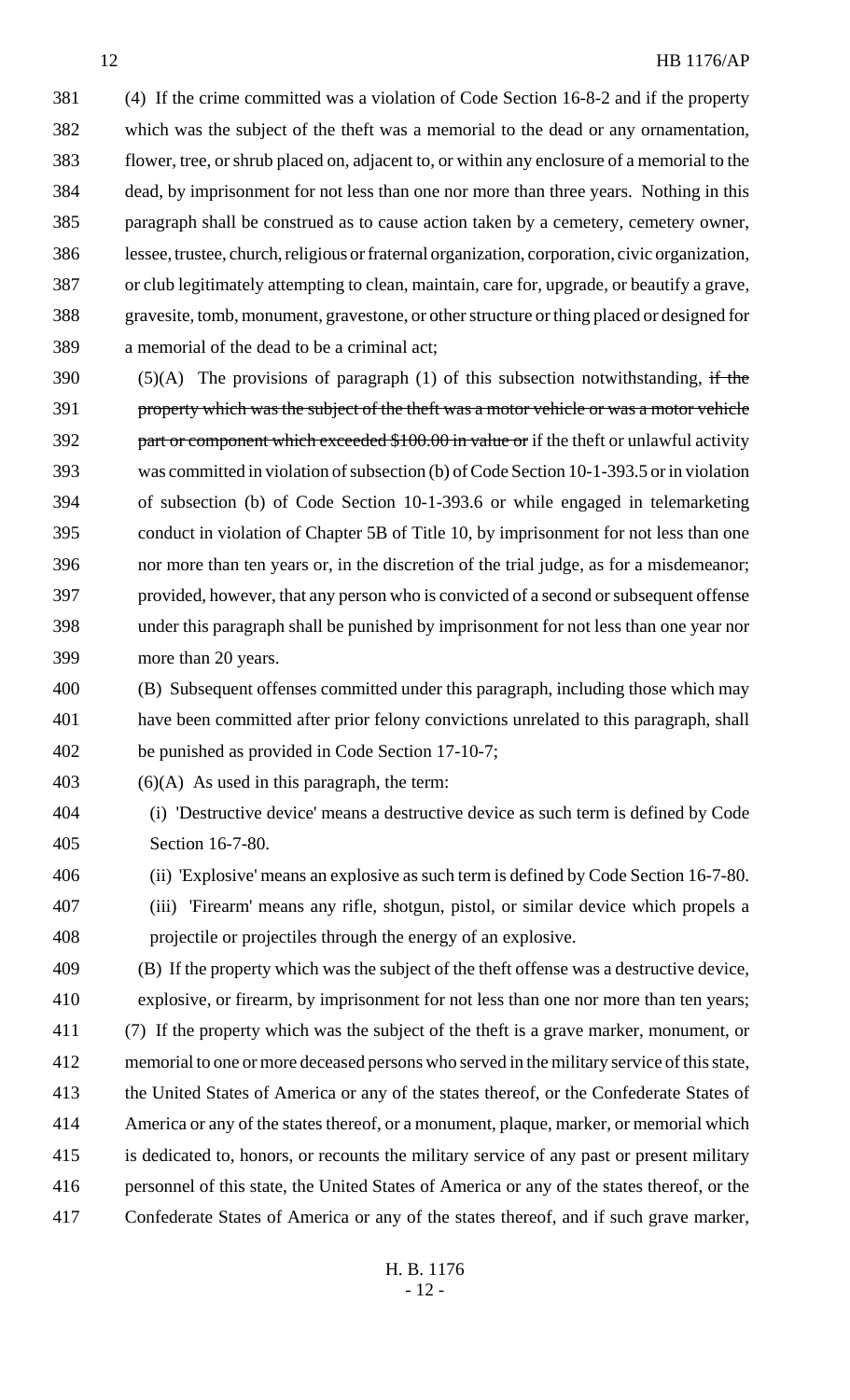(4) If the crime committed was a violation of Code Section 16-8-2 and if the property which was the subject of the theft was a memorial to the dead or any ornamentation, flower, tree, or shrub placed on, adjacent to, or within any enclosure of a memorial to the dead, by imprisonment for not less than one nor more than three years. Nothing in this paragraph shall be construed as to cause action taken by a cemetery, cemetery owner, lessee, trustee, church, religious or fraternal organization, corporation, civic organization, or club legitimately attempting to clean, maintain, care for, upgrade, or beautify a grave, gravesite, tomb, monument, gravestone, or other structure or thing placed or designed for a memorial of the dead to be a criminal act;

(5)(A) The provisions of paragraph (1) of this subsection notwithstanding, ~~if the property which was the subject of the theft was a motor vehicle or was a motor vehicle part or component which exceeded $100.00 in value or~~ if the theft or unlawful activity was committed in violation of subsection (b) of Code Section 10-1-393.5 or in violation of subsection (b) of Code Section 10-1-393.6 or while engaged in telemarketing conduct in violation of Chapter 5B of Title 10, by imprisonment for not less than one nor more than ten years or, in the discretion of the trial judge, as for a misdemeanor; provided, however, that any person who is convicted of a second or subsequent offense under this paragraph shall be punished by imprisonment for not less than one year nor more than 20 years.

(B) Subsequent offenses committed under this paragraph, including those which may have been committed after prior felony convictions unrelated to this paragraph, shall be punished as provided in Code Section 17-10-7;

(6)(A) As used in this paragraph, the term:

(i) 'Destructive device' means a destructive device as such term is defined by Code Section 16-7-80.

(ii) 'Explosive' means an explosive as such term is defined by Code Section 16-7-80.

(iii) 'Firearm' means any rifle, shotgun, pistol, or similar device which propels a projectile or projectiles through the energy of an explosive.

(B) If the property which was the subject of the theft offense was a destructive device, explosive, or firearm, by imprisonment for not less than one nor more than ten years;

(7) If the property which was the subject of the theft is a grave marker, monument, or memorial to one or more deceased persons who served in the military service of this state, the United States of America or any of the states thereof, or the Confederate States of America or any of the states thereof, or a monument, plaque, marker, or memorial which is dedicated to, honors, or recounts the military service of any past or present military personnel of this state, the United States of America or any of the states thereof, or the Confederate States of America or any of the states thereof, and if such grave marker,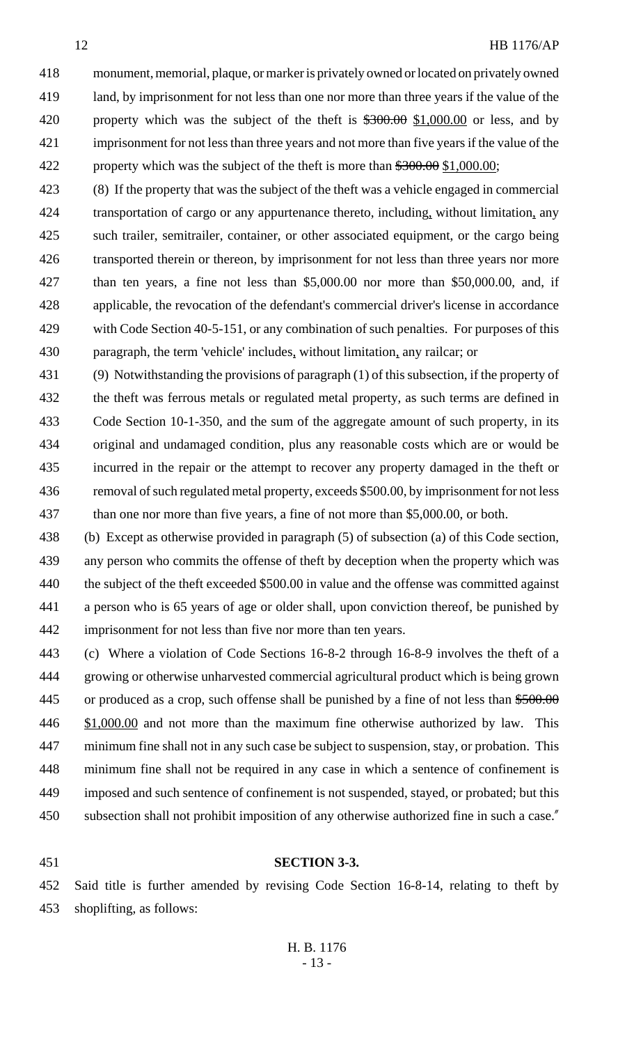monument, memorial, plaque, or marker is privately owned or located on privately owned land, by imprisonment for not less than one nor more than three years if the value of the property which was the subject of the theft is ~~$300.00~~ $1,000.00 or less, and by imprisonment for not less than three years and not more than five years if the value of the property which was the subject of the theft is more than ~~$300.00~~ $1,000.00;

(8) If the property that was the subject of the theft was a vehicle engaged in commercial transportation of cargo or any appurtenance thereto, including, without limitation, any such trailer, semitrailer, container, or other associated equipment, or the cargo being transported therein or thereon, by imprisonment for not less than three years nor more than ten years, a fine not less than $5,000.00 nor more than $50,000.00, and, if applicable, the revocation of the defendant's commercial driver's license in accordance with Code Section 40-5-151, or any combination of such penalties. For purposes of this paragraph, the term 'vehicle' includes, without limitation, any railcar; or

(9) Notwithstanding the provisions of paragraph (1) of this subsection, if the property of the theft was ferrous metals or regulated metal property, as such terms are defined in Code Section 10-1-350, and the sum of the aggregate amount of such property, in its original and undamaged condition, plus any reasonable costs which are or would be incurred in the repair or the attempt to recover any property damaged in the theft or removal of such regulated metal property, exceeds $500.00, by imprisonment for not less than one nor more than five years, a fine of not more than $5,000.00, or both.

(b) Except as otherwise provided in paragraph (5) of subsection (a) of this Code section, any person who commits the offense of theft by deception when the property which was the subject of the theft exceeded $500.00 in value and the offense was committed against a person who is 65 years of age or older shall, upon conviction thereof, be punished by imprisonment for not less than five nor more than ten years.

(c) Where a violation of Code Sections 16-8-2 through 16-8-9 involves the theft of a growing or otherwise unharvested commercial agricultural product which is being grown or produced as a crop, such offense shall be punished by a fine of not less than ~~$500.00~~ $1,000.00 and not more than the maximum fine otherwise authorized by law. This minimum fine shall not in any such case be subject to suspension, stay, or probation. This minimum fine shall not be required in any case in which a sentence of confinement is imposed and such sentence of confinement is not suspended, stayed, or probated; but this subsection shall not prohibit imposition of any otherwise authorized fine in such a case."

**SECTION 3-3.**

Said title is further amended by revising Code Section 16-8-14, relating to theft by shoplifting, as follows: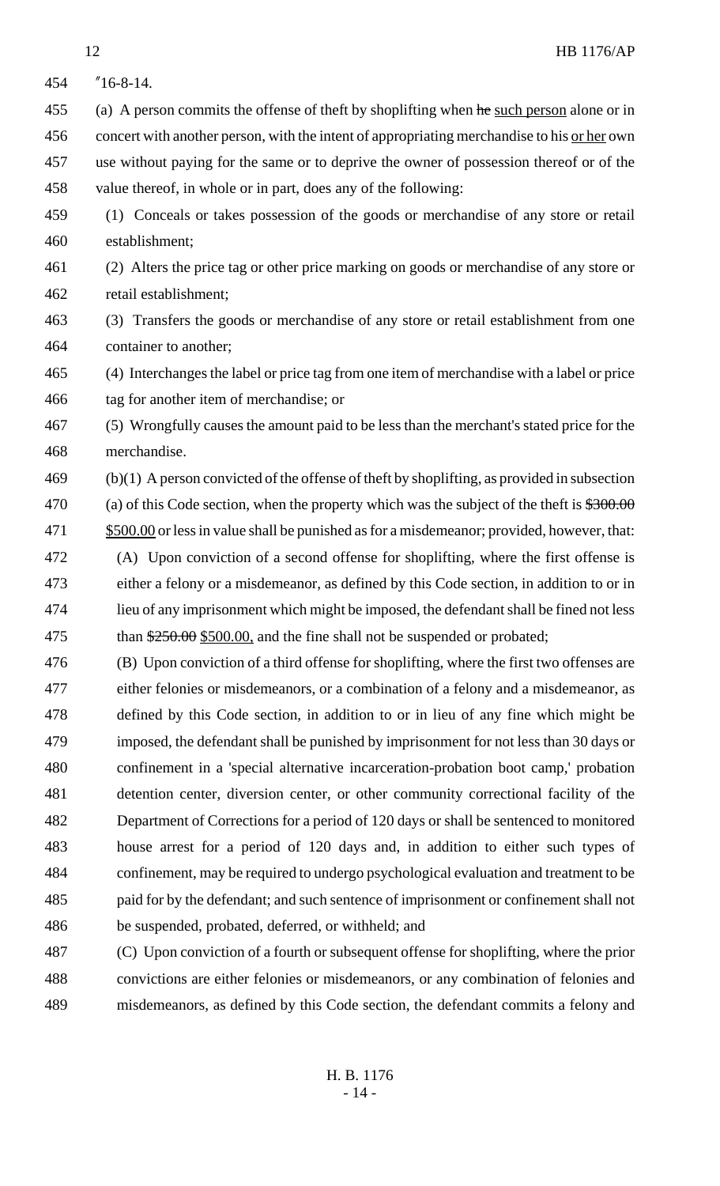"16-8-14.

(a) A person commits the offense of theft by shoplifting when ~~he~~ such person alone or in concert with another person, with the intent of appropriating merchandise to his or her own use without paying for the same or to deprive the owner of possession thereof or of the value thereof, in whole or in part, does any of the following:

(1) Conceals or takes possession of the goods or merchandise of any store or retail establishment;

(2) Alters the price tag or other price marking on goods or merchandise of any store or retail establishment;

(3) Transfers the goods or merchandise of any store or retail establishment from one container to another;

(4) Interchanges the label or price tag from one item of merchandise with a label or price tag for another item of merchandise; or

(5) Wrongfully causes the amount paid to be less than the merchant's stated price for the merchandise.

(b)(1) A person convicted of the offense of theft by shoplifting, as provided in subsection (a) of this Code section, when the property which was the subject of the theft is ~~$300.00~~ $500.00 or less in value shall be punished as for a misdemeanor; provided, however, that:

(A) Upon conviction of a second offense for shoplifting, where the first offense is either a felony or a misdemeanor, as defined by this Code section, in addition to or in lieu of any imprisonment which might be imposed, the defendant shall be fined not less than ~~$250.00~~ $500.00, and the fine shall not be suspended or probated;

(B) Upon conviction of a third offense for shoplifting, where the first two offenses are either felonies or misdemeanors, or a combination of a felony and a misdemeanor, as defined by this Code section, in addition to or in lieu of any fine which might be imposed, the defendant shall be punished by imprisonment for not less than 30 days or confinement in a 'special alternative incarceration-probation boot camp,' probation detention center, diversion center, or other community correctional facility of the Department of Corrections for a period of 120 days or shall be sentenced to monitored house arrest for a period of 120 days and, in addition to either such types of confinement, may be required to undergo psychological evaluation and treatment to be paid for by the defendant; and such sentence of imprisonment or confinement shall not be suspended, probated, deferred, or withheld; and

(C) Upon conviction of a fourth or subsequent offense for shoplifting, where the prior convictions are either felonies or misdemeanors, or any combination of felonies and misdemeanors, as defined by this Code section, the defendant commits a felony and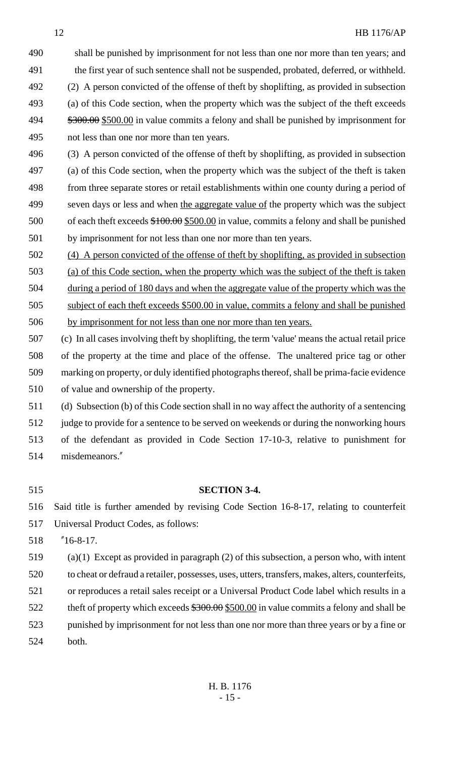shall be punished by imprisonment for not less than one nor more than ten years; and the first year of such sentence shall not be suspended, probated, deferred, or withheld.

(2) A person convicted of the offense of theft by shoplifting, as provided in subsection (a) of this Code section, when the property which was the subject of the theft exceeds ~~$300.00~~ $500.00 in value commits a felony and shall be punished by imprisonment for not less than one nor more than ten years.

(3) A person convicted of the offense of theft by shoplifting, as provided in subsection (a) of this Code section, when the property which was the subject of the theft is taken from three separate stores or retail establishments within one county during a period of seven days or less and when the aggregate value of the property which was the subject of each theft exceeds ~~$100.00~~ $500.00 in value, commits a felony and shall be punished by imprisonment for not less than one nor more than ten years.

(4) A person convicted of the offense of theft by shoplifting, as provided in subsection (a) of this Code section, when the property which was the subject of the theft is taken during a period of 180 days and when the aggregate value of the property which was the subject of each theft exceeds $500.00 in value, commits a felony and shall be punished by imprisonment for not less than one nor more than ten years.

(c) In all cases involving theft by shoplifting, the term 'value' means the actual retail price of the property at the time and place of the offense. The unaltered price tag or other marking on property, or duly identified photographs thereof, shall be prima-facie evidence of value and ownership of the property.

(d) Subsection (b) of this Code section shall in no way affect the authority of a sentencing judge to provide for a sentence to be served on weekends or during the nonworking hours of the defendant as provided in Code Section 17-10-3, relative to punishment for misdemeanors."

**SECTION 3-4.**

Said title is further amended by revising Code Section 16-8-17, relating to counterfeit Universal Product Codes, as follows:

"16-8-17.

(a)(1) Except as provided in paragraph (2) of this subsection, a person who, with intent to cheat or defraud a retailer, possesses, uses, utters, transfers, makes, alters, counterfeits, or reproduces a retail sales receipt or a Universal Product Code label which results in a theft of property which exceeds ~~$300.00~~ $500.00 in value commits a felony and shall be punished by imprisonment for not less than one nor more than three years or by a fine or both.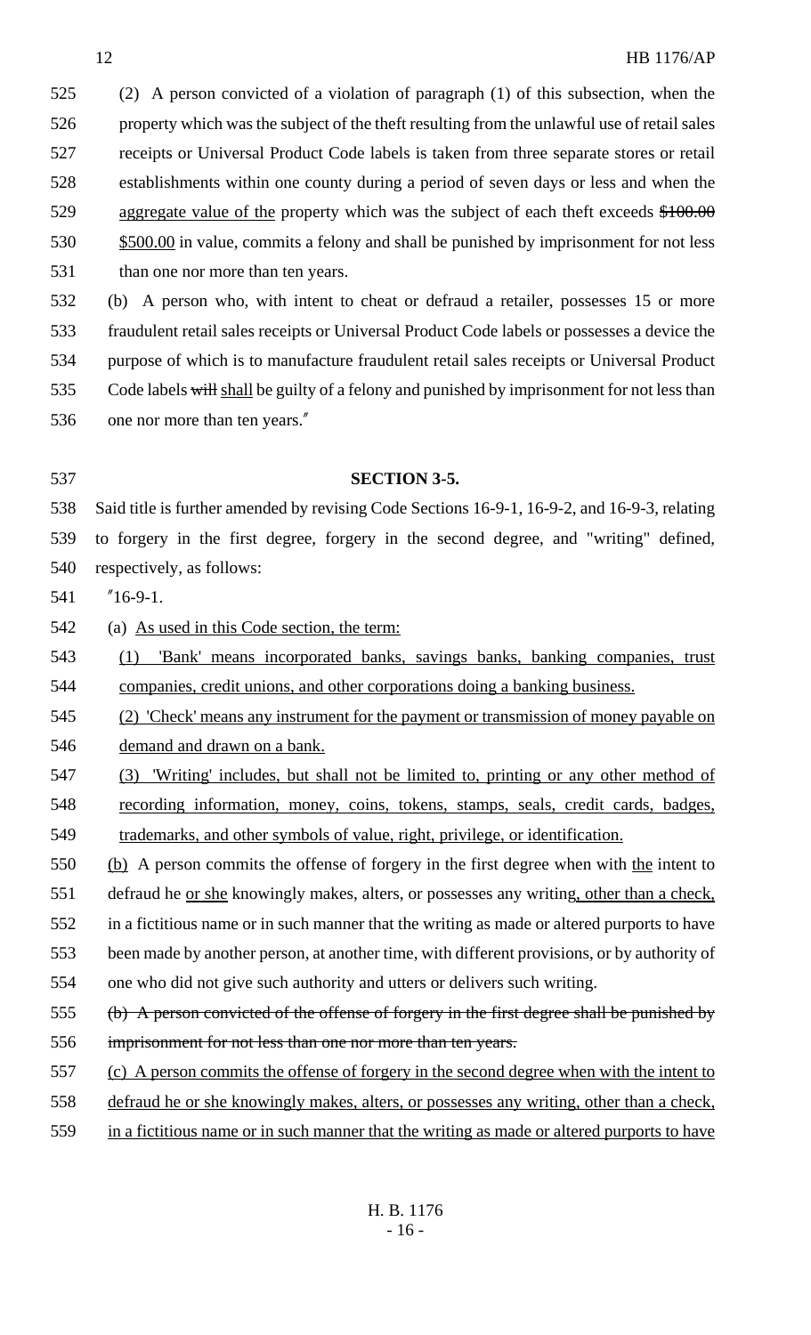(2) A person convicted of a violation of paragraph (1) of this subsection, when the property which was the subject of the theft resulting from the unlawful use of retail sales receipts or Universal Product Code labels is taken from three separate stores or retail establishments within one county during a period of seven days or less and when the aggregate value of the property which was the subject of each theft exceeds ~~$100.00~~ $500.00 in value, commits a felony and shall be punished by imprisonment for not less than one nor more than ten years.

(b) A person who, with intent to cheat or defraud a retailer, possesses 15 or more fraudulent retail sales receipts or Universal Product Code labels or possesses a device the purpose of which is to manufacture fraudulent retail sales receipts or Universal Product Code labels ~~will~~ shall be guilty of a felony and punished by imprisonment for not less than one nor more than ten years."

**SECTION 3-5.**

Said title is further amended by revising Code Sections 16-9-1, 16-9-2, and 16-9-3, relating to forgery in the first degree, forgery in the second degree, and "writing" defined, respectively, as follows:

"16-9-1.

(a) As used in this Code section, the term:

(1) 'Bank' means incorporated banks, savings banks, banking companies, trust companies, credit unions, and other corporations doing a banking business.

(2) 'Check' means any instrument for the payment or transmission of money payable on demand and drawn on a bank.

(3) 'Writing' includes, but shall not be limited to, printing or any other method of recording information, money, coins, tokens, stamps, seals, credit cards, badges, trademarks, and other symbols of value, right, privilege, or identification.

(b) A person commits the offense of forgery in the first degree when with the intent to defraud he or she knowingly makes, alters, or possesses any writing, other than a check, in a fictitious name or in such manner that the writing as made or altered purports to have been made by another person, at another time, with different provisions, or by authority of one who did not give such authority and utters or delivers such writing.

~~(b) A person convicted of the offense of forgery in the first degree shall be punished by imprisonment for not less than one nor more than ten years.~~

(c) A person commits the offense of forgery in the second degree when with the intent to defraud he or she knowingly makes, alters, or possesses any writing, other than a check, in a fictitious name or in such manner that the writing as made or altered purports to have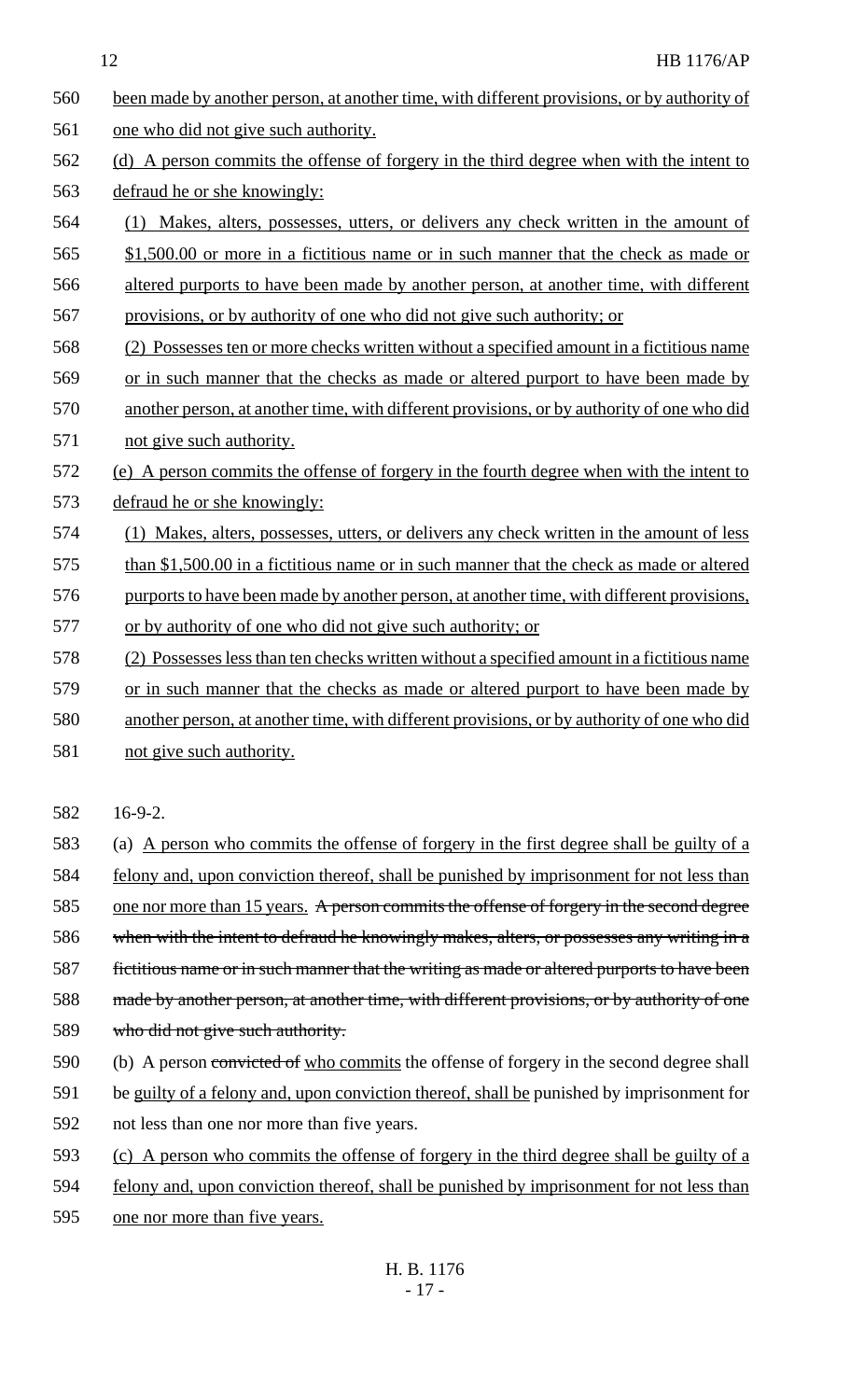been made by another person, at another time, with different provisions, or by authority of one who did not give such authority.

(d) A person commits the offense of forgery in the third degree when with the intent to defraud he or she knowingly:

(1) Makes, alters, possesses, utters, or delivers any check written in the amount of $1,500.00 or more in a fictitious name or in such manner that the check as made or altered purports to have been made by another person, at another time, with different provisions, or by authority of one who did not give such authority; or

(2) Possesses ten or more checks written without a specified amount in a fictitious name or in such manner that the checks as made or altered purport to have been made by another person, at another time, with different provisions, or by authority of one who did not give such authority.

(e) A person commits the offense of forgery in the fourth degree when with the intent to defraud he or she knowingly:

(1) Makes, alters, possesses, utters, or delivers any check written in the amount of less than $1,500.00 in a fictitious name or in such manner that the check as made or altered purports to have been made by another person, at another time, with different provisions, or by authority of one who did not give such authority; or

(2) Possesses less than ten checks written without a specified amount in a fictitious name or in such manner that the checks as made or altered purport to have been made by another person, at another time, with different provisions, or by authority of one who did not give such authority.

16-9-2.

(a) A person who commits the offense of forgery in the first degree shall be guilty of a felony and, upon conviction thereof, shall be punished by imprisonment for not less than one nor more than 15 years. ~~A person commits the offense of forgery in the second degree when with the intent to defraud he knowingly makes, alters, or possesses any writing in a fictitious name or in such manner that the writing as made or altered purports to have been made by another person, at another time, with different provisions, or by authority of one who did not give such authority.~~

(b) A person ~~convicted of~~ who commits the offense of forgery in the second degree shall be guilty of a felony and, upon conviction thereof, shall be punished by imprisonment for not less than one nor more than five years.

(c) A person who commits the offense of forgery in the third degree shall be guilty of a felony and, upon conviction thereof, shall be punished by imprisonment for not less than one nor more than five years.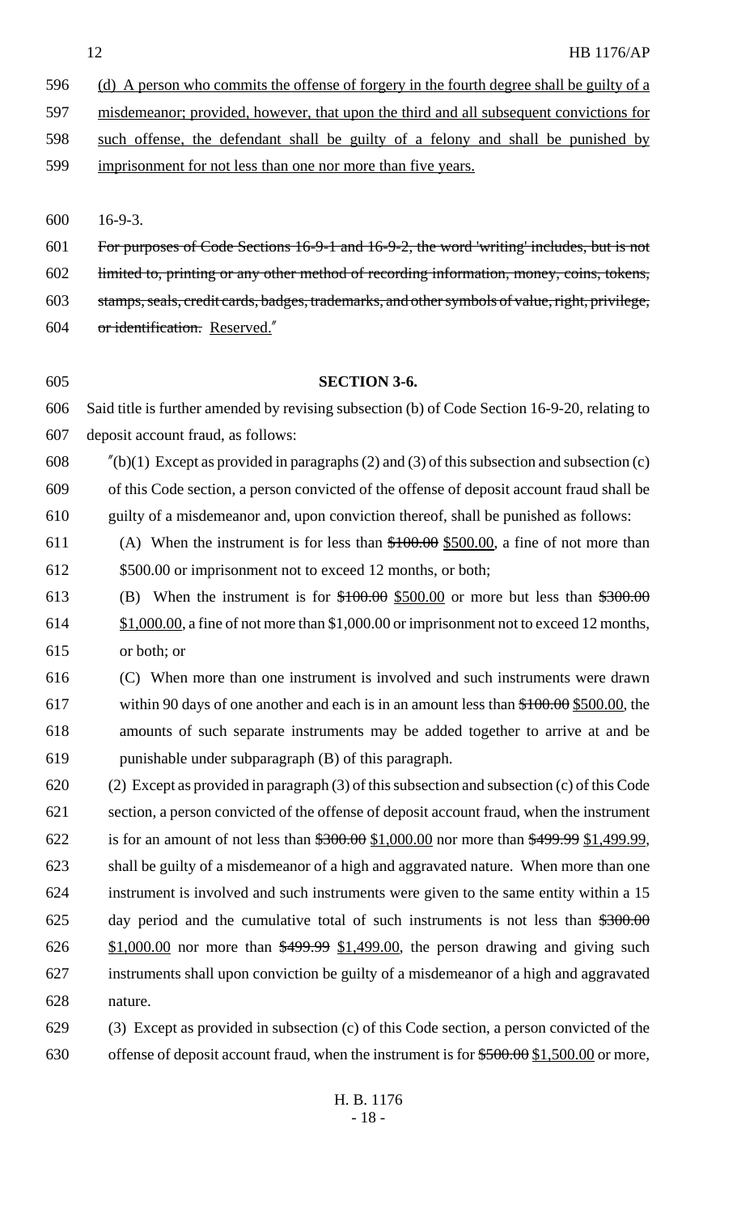(d) A person who commits the offense of forgery in the fourth degree shall be guilty of a misdemeanor; provided, however, that upon the third and all subsequent convictions for such offense, the defendant shall be guilty of a felony and shall be punished by imprisonment for not less than one nor more than five years.

16-9-3.

~~For purposes of Code Sections 16-9-1 and 16-9-2, the word 'writing' includes, but is not limited to, printing or any other method of recording information, money, coins, tokens, stamps, seals, credit cards, badges, trademarks, and other symbols of value, right, privilege, or identification.~~ Reserved."

**SECTION 3-6.**

Said title is further amended by revising subsection (b) of Code Section 16-9-20, relating to deposit account fraud, as follows:

"(b)(1) Except as provided in paragraphs (2) and (3) of this subsection and subsection (c) of this Code section, a person convicted of the offense of deposit account fraud shall be guilty of a misdemeanor and, upon conviction thereof, shall be punished as follows:

(A) When the instrument is for less than ~~$100.00~~ $500.00, a fine of not more than $500.00 or imprisonment not to exceed 12 months, or both;

(B) When the instrument is for ~~$100.00~~ $500.00 or more but less than ~~$300.00~~ $1,000.00, a fine of not more than $1,000.00 or imprisonment not to exceed 12 months, or both; or

(C) When more than one instrument is involved and such instruments were drawn within 90 days of one another and each is in an amount less than ~~$100.00~~ $500.00, the amounts of such separate instruments may be added together to arrive at and be punishable under subparagraph (B) of this paragraph.

(2) Except as provided in paragraph (3) of this subsection and subsection (c) of this Code section, a person convicted of the offense of deposit account fraud, when the instrument is for an amount of not less than ~~$300.00~~ $1,000.00 nor more than ~~$499.99~~ $1,499.99, shall be guilty of a misdemeanor of a high and aggravated nature. When more than one instrument is involved and such instruments were given to the same entity within a 15 day period and the cumulative total of such instruments is not less than ~~$300.00~~ $1,000.00 nor more than ~~$499.99~~ $1,499.00, the person drawing and giving such instruments shall upon conviction be guilty of a misdemeanor of a high and aggravated nature.

(3) Except as provided in subsection (c) of this Code section, a person convicted of the offense of deposit account fraud, when the instrument is for ~~$500.00~~ $1,500.00 or more,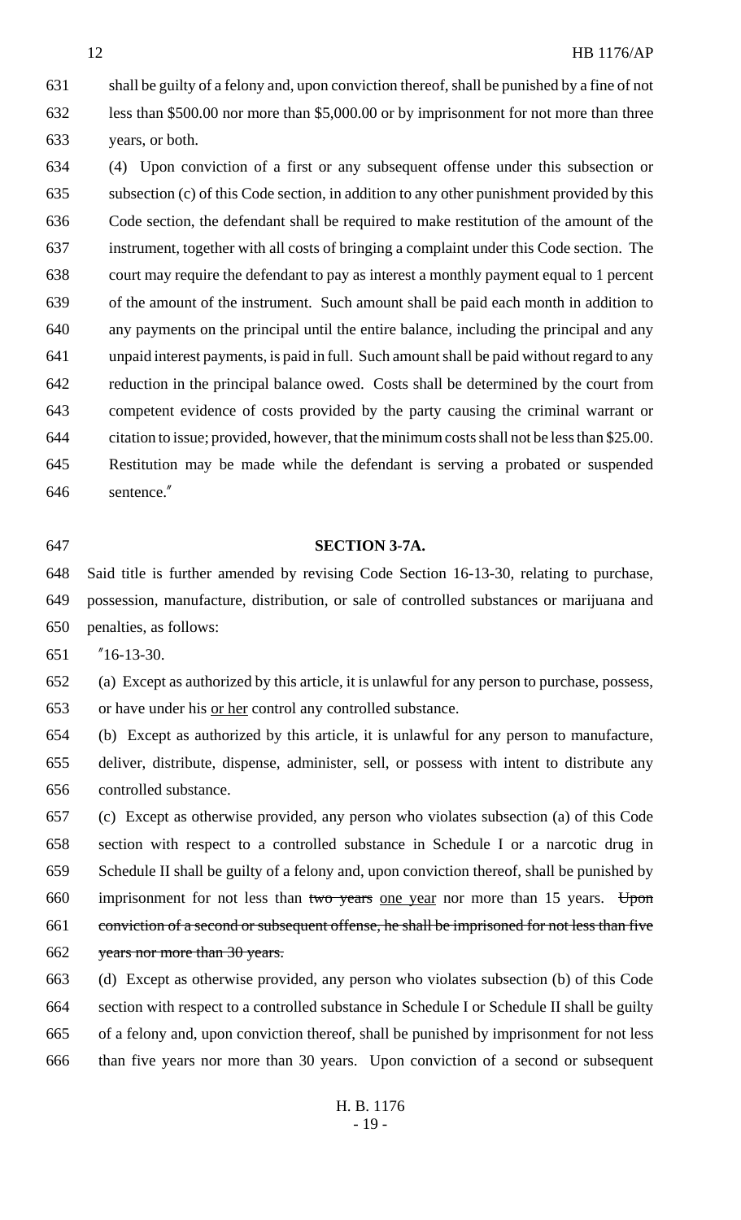shall be guilty of a felony and, upon conviction thereof, shall be punished by a fine of not less than $500.00 nor more than $5,000.00 or by imprisonment for not more than three years, or both.

(4) Upon conviction of a first or any subsequent offense under this subsection or subsection (c) of this Code section, in addition to any other punishment provided by this Code section, the defendant shall be required to make restitution of the amount of the instrument, together with all costs of bringing a complaint under this Code section. The court may require the defendant to pay as interest a monthly payment equal to 1 percent of the amount of the instrument. Such amount shall be paid each month in addition to any payments on the principal until the entire balance, including the principal and any unpaid interest payments, is paid in full. Such amount shall be paid without regard to any reduction in the principal balance owed. Costs shall be determined by the court from competent evidence of costs provided by the party causing the criminal warrant or citation to issue; provided, however, that the minimum costs shall not be less than $25.00. Restitution may be made while the defendant is serving a probated or suspended sentence."

**SECTION 3-7A.**

Said title is further amended by revising Code Section 16-13-30, relating to purchase, possession, manufacture, distribution, or sale of controlled substances or marijuana and penalties, as follows:

"16-13-30.

(a) Except as authorized by this article, it is unlawful for any person to purchase, possess, or have under his or her control any controlled substance.

(b) Except as authorized by this article, it is unlawful for any person to manufacture, deliver, distribute, dispense, administer, sell, or possess with intent to distribute any controlled substance.

(c) Except as otherwise provided, any person who violates subsection (a) of this Code section with respect to a controlled substance in Schedule I or a narcotic drug in Schedule II shall be guilty of a felony and, upon conviction thereof, shall be punished by imprisonment for not less than ~~two years~~ one year nor more than 15 years. ~~Upon conviction of a second or subsequent offense, he shall be imprisoned for not less than five years nor more than 30 years.~~

(d) Except as otherwise provided, any person who violates subsection (b) of this Code section with respect to a controlled substance in Schedule I or Schedule II shall be guilty of a felony and, upon conviction thereof, shall be punished by imprisonment for not less than five years nor more than 30 years. Upon conviction of a second or subsequent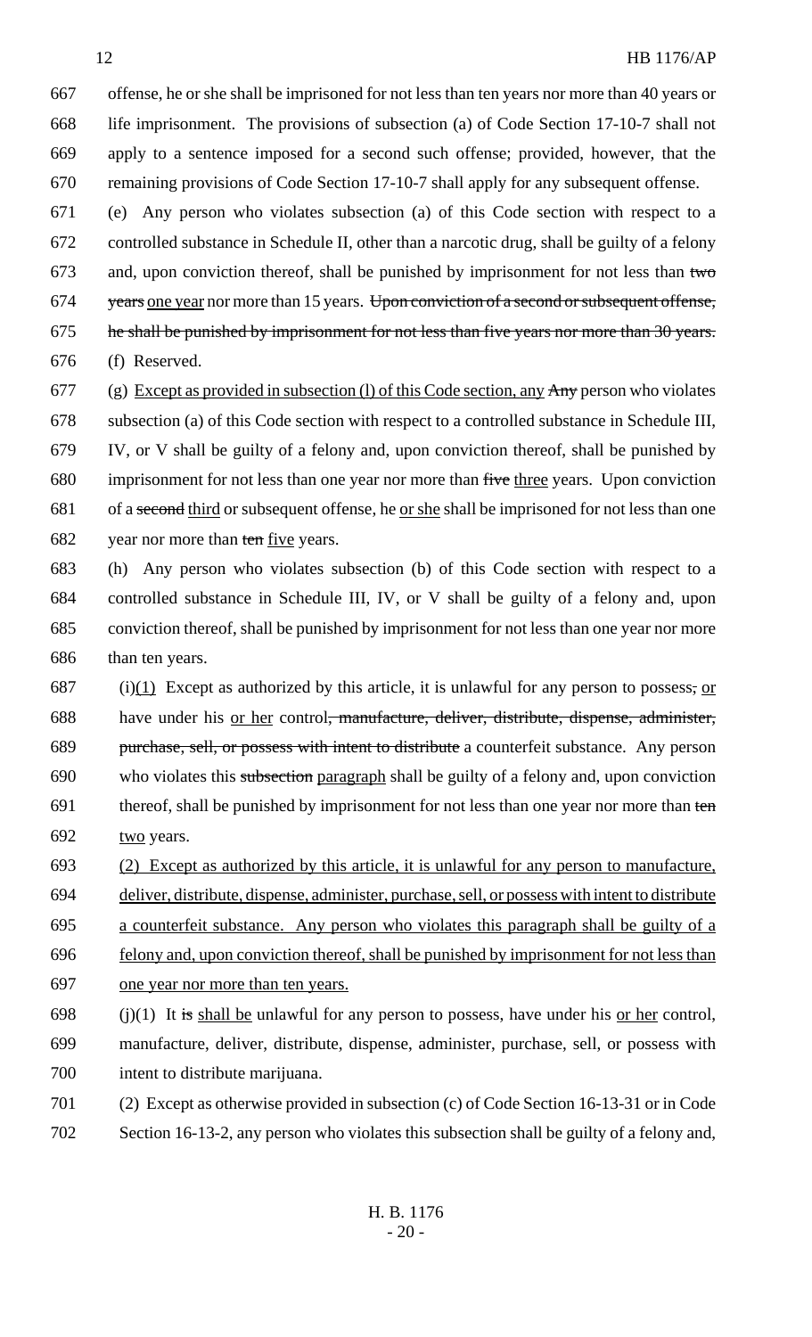667 offense, he or she shall be imprisoned for not less than ten years nor more than 40 years or
668 life imprisonment. The provisions of subsection (a) of Code Section 17-10-7 shall not
669 apply to a sentence imposed for a second such offense; provided, however, that the
670 remaining provisions of Code Section 17-10-7 shall apply for any subsequent offense.

671 (e) Any person who violates subsection (a) of this Code section with respect to a
672 controlled substance in Schedule II, other than a narcotic drug, shall be guilty of a felony
673 and, upon conviction thereof, shall be punished by imprisonment for not less than ~~two~~
674 ~~years~~ one year nor more than 15 years. ~~Upon conviction of a second or subsequent offense,~~
675 ~~he shall be punished by imprisonment for not less than five years nor more than 30 years.~~

676 (f) Reserved.

677 (g) Except as provided in subsection (l) of this Code section, any ~~Any~~ person who violates
678 subsection (a) of this Code section with respect to a controlled substance in Schedule III,
679 IV, or V shall be guilty of a felony and, upon conviction thereof, shall be punished by
680 imprisonment for not less than one year nor more than ~~five~~ three years. Upon conviction
681 of a ~~second~~ third or subsequent offense, he or she shall be imprisoned for not less than one
682 year nor more than ~~ten~~ five years.

683 (h) Any person who violates subsection (b) of this Code section with respect to a
684 controlled substance in Schedule III, IV, or V shall be guilty of a felony and, upon
685 conviction thereof, shall be punished by imprisonment for not less than one year nor more
686 than ten years.

687 (i)(1) Except as authorized by this article, it is unlawful for any person to possess~~,~~ or
688 have under his or her control~~, manufacture, deliver, distribute, dispense, administer,~~
689 ~~purchase, sell, or possess with intent to distribute~~ a counterfeit substance. Any person
690 who violates this ~~subsection~~ paragraph shall be guilty of a felony and, upon conviction
691 thereof, shall be punished by imprisonment for not less than one year nor more than ~~ten~~
692 two years.

693 (2) Except as authorized by this article, it is unlawful for any person to manufacture,
694 deliver, distribute, dispense, administer, purchase, sell, or possess with intent to distribute
695 a counterfeit substance. Any person who violates this paragraph shall be guilty of a
696 felony and, upon conviction thereof, shall be punished by imprisonment for not less than
697 one year nor more than ten years.

698 (j)(1) It ~~is~~ shall be unlawful for any person to possess, have under his or her control,
699 manufacture, deliver, distribute, dispense, administer, purchase, sell, or possess with
700 intent to distribute marijuana.

701 (2) Except as otherwise provided in subsection (c) of Code Section 16-13-31 or in Code
702 Section 16-13-2, any person who violates this subsection shall be guilty of a felony and,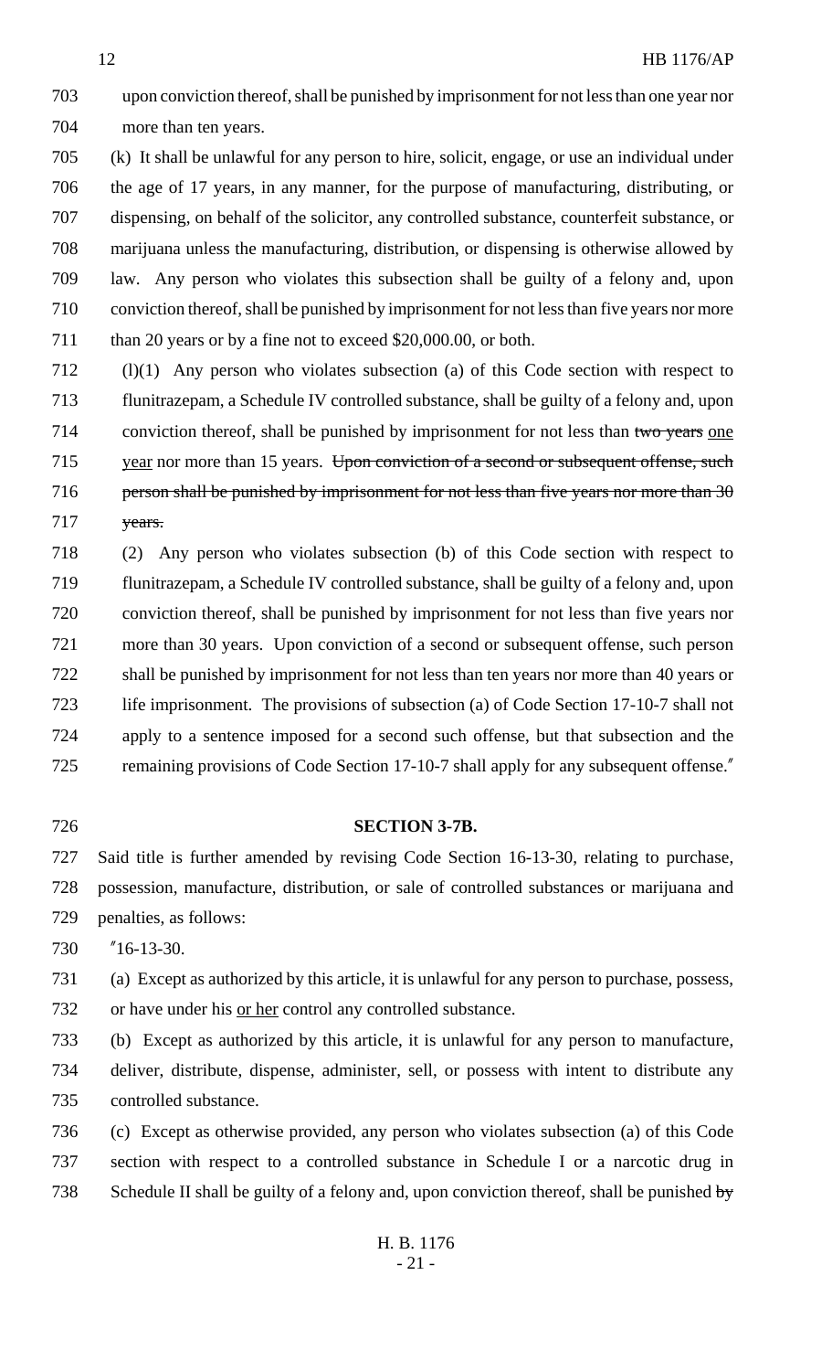upon conviction thereof, shall be punished by imprisonment for not less than one year nor more than ten years.

(k) It shall be unlawful for any person to hire, solicit, engage, or use an individual under the age of 17 years, in any manner, for the purpose of manufacturing, distributing, or dispensing, on behalf of the solicitor, any controlled substance, counterfeit substance, or marijuana unless the manufacturing, distribution, or dispensing is otherwise allowed by law. Any person who violates this subsection shall be guilty of a felony and, upon conviction thereof, shall be punished by imprisonment for not less than five years nor more than 20 years or by a fine not to exceed $20,000.00, or both.

(l)(1) Any person who violates subsection (a) of this Code section with respect to flunitrazepam, a Schedule IV controlled substance, shall be guilty of a felony and, upon conviction thereof, shall be punished by imprisonment for not less than ~~two years~~ one year nor more than 15 years. ~~Upon conviction of a second or subsequent offense, such person shall be punished by imprisonment for not less than five years nor more than 30 years.~~

(2) Any person who violates subsection (b) of this Code section with respect to flunitrazepam, a Schedule IV controlled substance, shall be guilty of a felony and, upon conviction thereof, shall be punished by imprisonment for not less than five years nor more than 30 years. Upon conviction of a second or subsequent offense, such person shall be punished by imprisonment for not less than ten years nor more than 40 years or life imprisonment. The provisions of subsection (a) of Code Section 17-10-7 shall not apply to a sentence imposed for a second such offense, but that subsection and the remaining provisions of Code Section 17-10-7 shall apply for any subsequent offense."

**SECTION 3-7B.**

Said title is further amended by revising Code Section 16-13-30, relating to purchase, possession, manufacture, distribution, or sale of controlled substances or marijuana and penalties, as follows:

"16-13-30.

(a) Except as authorized by this article, it is unlawful for any person to purchase, possess, or have under his or her control any controlled substance.

(b) Except as authorized by this article, it is unlawful for any person to manufacture, deliver, distribute, dispense, administer, sell, or possess with intent to distribute any controlled substance.

(c) Except as otherwise provided, any person who violates subsection (a) of this Code section with respect to a controlled substance in Schedule I or a narcotic drug in Schedule II shall be guilty of a felony and, upon conviction thereof, shall be punished ~~by~~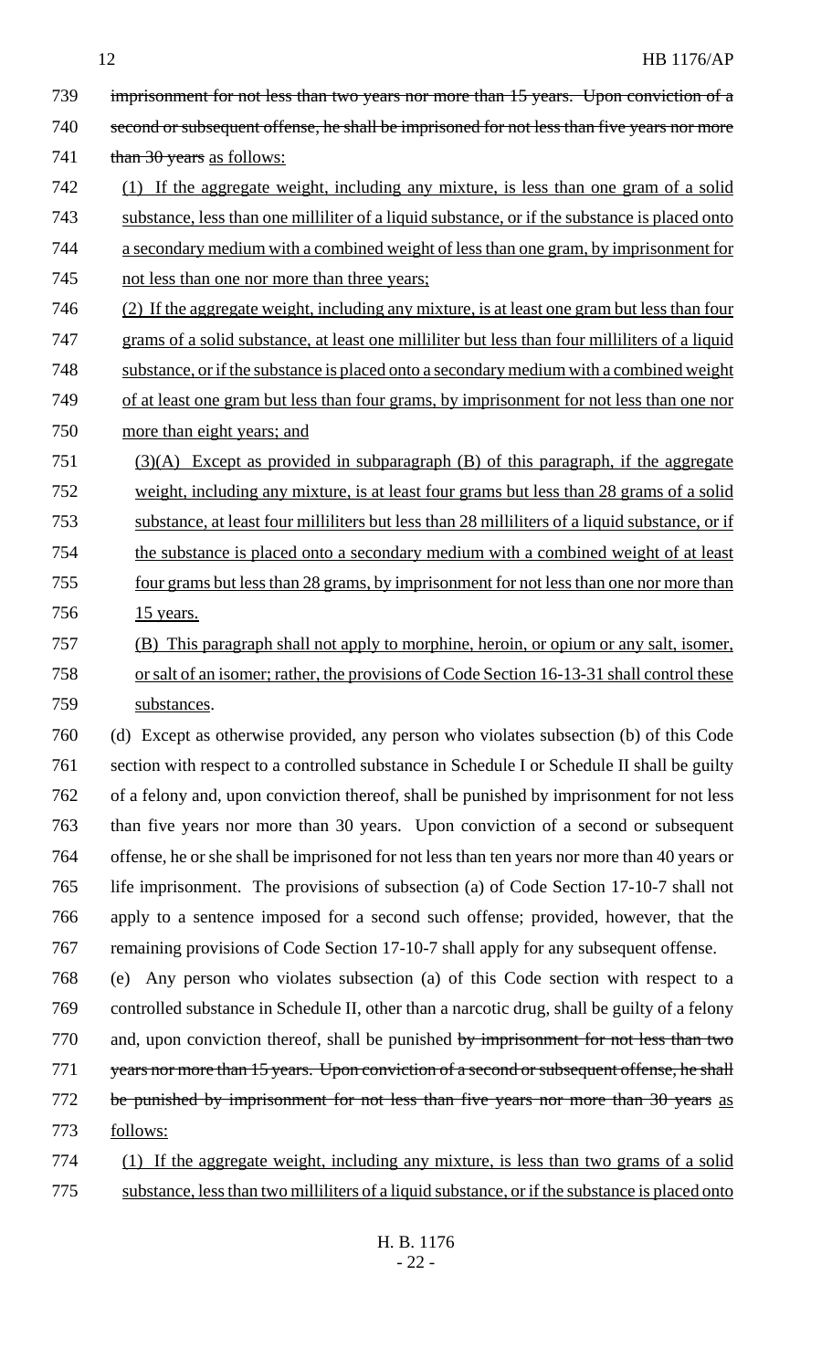~~imprisonment for not less than two years nor more than 15 years. Upon conviction of a second or subsequent offense, he shall be imprisoned for not less than five years nor more than 30 years~~ as follows:

(1) If the aggregate weight, including any mixture, is less than one gram of a solid substance, less than one milliliter of a liquid substance, or if the substance is placed onto a secondary medium with a combined weight of less than one gram, by imprisonment for not less than one nor more than three years;

(2) If the aggregate weight, including any mixture, is at least one gram but less than four grams of a solid substance, at least one milliliter but less than four milliliters of a liquid substance, or if the substance is placed onto a secondary medium with a combined weight of at least one gram but less than four grams, by imprisonment for not less than one nor more than eight years; and

(3)(A) Except as provided in subparagraph (B) of this paragraph, if the aggregate weight, including any mixture, is at least four grams but less than 28 grams of a solid substance, at least four milliliters but less than 28 milliliters of a liquid substance, or if the substance is placed onto a secondary medium with a combined weight of at least four grams but less than 28 grams, by imprisonment for not less than one nor more than 15 years.

(B) This paragraph shall not apply to morphine, heroin, or opium or any salt, isomer, or salt of an isomer; rather, the provisions of Code Section 16-13-31 shall control these substances.

(d) Except as otherwise provided, any person who violates subsection (b) of this Code section with respect to a controlled substance in Schedule I or Schedule II shall be guilty of a felony and, upon conviction thereof, shall be punished by imprisonment for not less than five years nor more than 30 years. Upon conviction of a second or subsequent offense, he or she shall be imprisoned for not less than ten years nor more than 40 years or life imprisonment. The provisions of subsection (a) of Code Section 17-10-7 shall not apply to a sentence imposed for a second such offense; provided, however, that the remaining provisions of Code Section 17-10-7 shall apply for any subsequent offense.

(e) Any person who violates subsection (a) of this Code section with respect to a controlled substance in Schedule II, other than a narcotic drug, shall be guilty of a felony and, upon conviction thereof, shall be punished ~~by imprisonment for not less than two years nor more than 15 years. Upon conviction of a second or subsequent offense, he shall be punished by imprisonment for not less than five years nor more than 30 years~~ as follows:

(1) If the aggregate weight, including any mixture, is less than two grams of a solid substance, less than two milliliters of a liquid substance, or if the substance is placed onto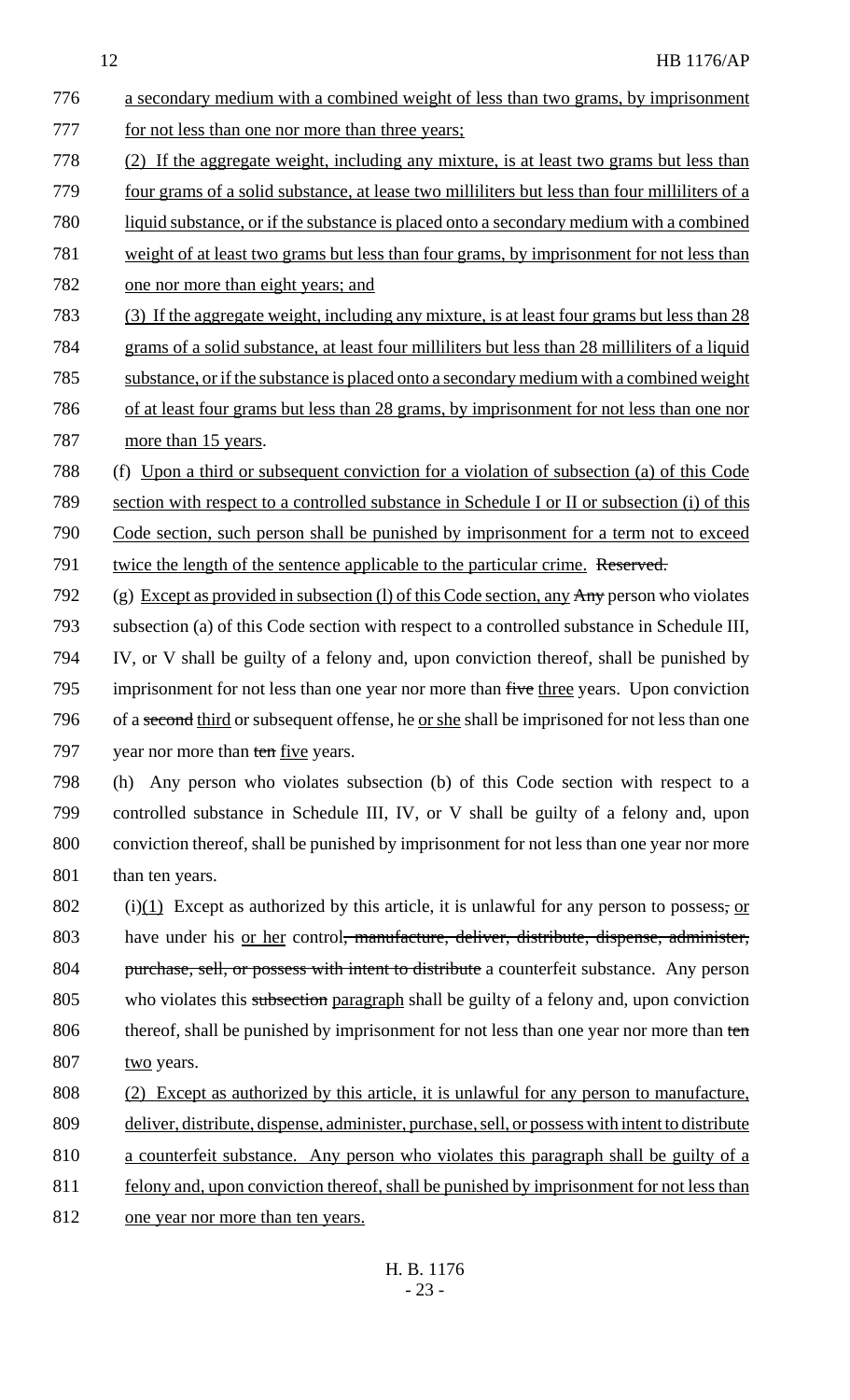a secondary medium with a combined weight of less than two grams, by imprisonment for not less than one nor more than three years;

(2) If the aggregate weight, including any mixture, is at least two grams but less than four grams of a solid substance, at lease two milliliters but less than four milliliters of a liquid substance, or if the substance is placed onto a secondary medium with a combined weight of at least two grams but less than four grams, by imprisonment for not less than one nor more than eight years; and

(3) If the aggregate weight, including any mixture, is at least four grams but less than 28 grams of a solid substance, at least four milliliters but less than 28 milliliters of a liquid substance, or if the substance is placed onto a secondary medium with a combined weight of at least four grams but less than 28 grams, by imprisonment for not less than one nor more than 15 years.

(f) Upon a third or subsequent conviction for a violation of subsection (a) of this Code section with respect to a controlled substance in Schedule I or II or subsection (i) of this Code section, such person shall be punished by imprisonment for a term not to exceed twice the length of the sentence applicable to the particular crime. ~~Reserved.~~

(g) Except as provided in subsection (l) of this Code section, any ~~Any~~ person who violates subsection (a) of this Code section with respect to a controlled substance in Schedule III, IV, or V shall be guilty of a felony and, upon conviction thereof, shall be punished by imprisonment for not less than one year nor more than ~~five~~ three years. Upon conviction of a ~~second~~ third or subsequent offense, he or she shall be imprisoned for not less than one year nor more than ~~ten~~ five years.

(h) Any person who violates subsection (b) of this Code section with respect to a controlled substance in Schedule III, IV, or V shall be guilty of a felony and, upon conviction thereof, shall be punished by imprisonment for not less than one year nor more than ten years.

(i)(1) Except as authorized by this article, it is unlawful for any person to possess~~,~~ or have under his or her control~~, manufacture, deliver, distribute, dispense, administer, purchase, sell, or possess with intent to distribute~~ a counterfeit substance. Any person who violates this ~~subsection~~ paragraph shall be guilty of a felony and, upon conviction thereof, shall be punished by imprisonment for not less than one year nor more than ~~ten~~ two years.

(2) Except as authorized by this article, it is unlawful for any person to manufacture, deliver, distribute, dispense, administer, purchase, sell, or possess with intent to distribute a counterfeit substance. Any person who violates this paragraph shall be guilty of a felony and, upon conviction thereof, shall be punished by imprisonment for not less than one year nor more than ten years.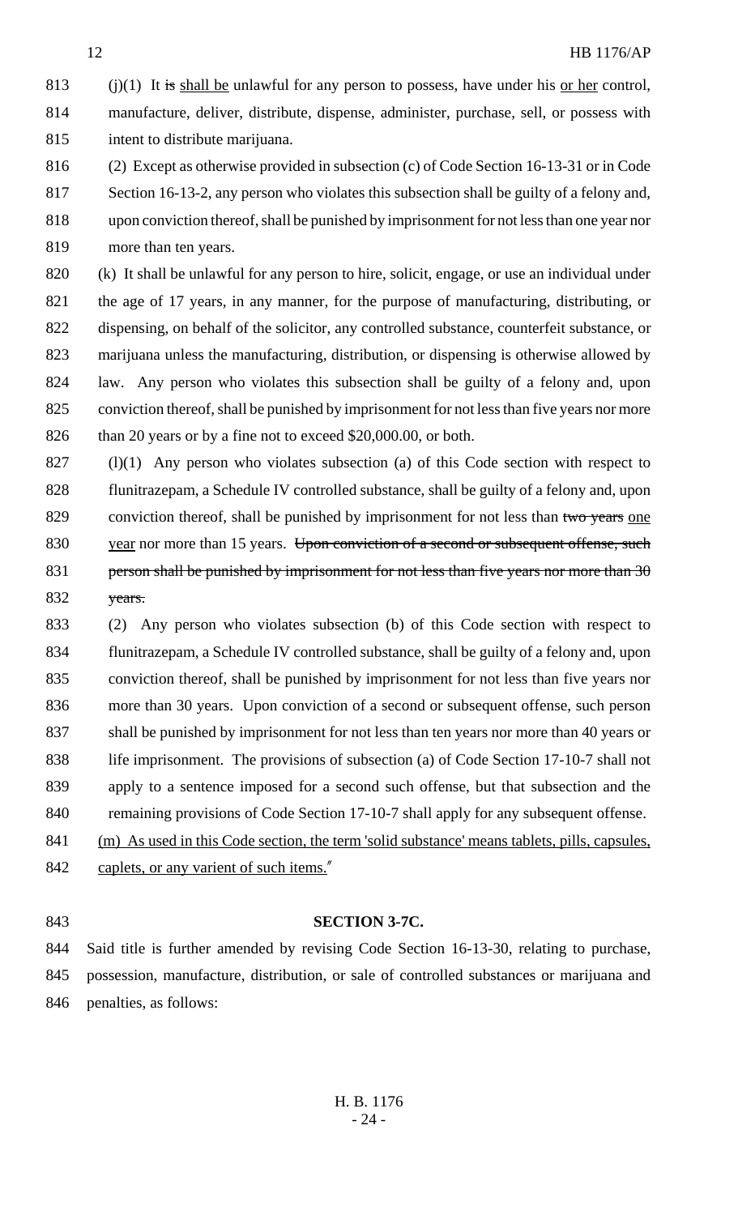(j)(1) It ~~is~~ shall be unlawful for any person to possess, have under his or her control, manufacture, deliver, distribute, dispense, administer, purchase, sell, or possess with intent to distribute marijuana.

(2) Except as otherwise provided in subsection (c) of Code Section 16-13-31 or in Code Section 16-13-2, any person who violates this subsection shall be guilty of a felony and, upon conviction thereof, shall be punished by imprisonment for not less than one year nor more than ten years.

(k) It shall be unlawful for any person to hire, solicit, engage, or use an individual under the age of 17 years, in any manner, for the purpose of manufacturing, distributing, or dispensing, on behalf of the solicitor, any controlled substance, counterfeit substance, or marijuana unless the manufacturing, distribution, or dispensing is otherwise allowed by law. Any person who violates this subsection shall be guilty of a felony and, upon conviction thereof, shall be punished by imprisonment for not less than five years nor more than 20 years or by a fine not to exceed $20,000.00, or both.

(l)(1) Any person who violates subsection (a) of this Code section with respect to flunitrazepam, a Schedule IV controlled substance, shall be guilty of a felony and, upon conviction thereof, shall be punished by imprisonment for not less than ~~two years~~ one year nor more than 15 years. ~~Upon conviction of a second or subsequent offense, such person shall be punished by imprisonment for not less than five years nor more than 30 years.~~

(2) Any person who violates subsection (b) of this Code section with respect to flunitrazepam, a Schedule IV controlled substance, shall be guilty of a felony and, upon conviction thereof, shall be punished by imprisonment for not less than five years nor more than 30 years. Upon conviction of a second or subsequent offense, such person shall be punished by imprisonment for not less than ten years nor more than 40 years or life imprisonment. The provisions of subsection (a) of Code Section 17-10-7 shall not apply to a sentence imposed for a second such offense, but that subsection and the remaining provisions of Code Section 17-10-7 shall apply for any subsequent offense.

(m) As used in this Code section, the term 'solid substance' means tablets, pills, capsules, caplets, or any varient of such items."

**SECTION 3-7C.**

Said title is further amended by revising Code Section 16-13-30, relating to purchase, possession, manufacture, distribution, or sale of controlled substances or marijuana and penalties, as follows: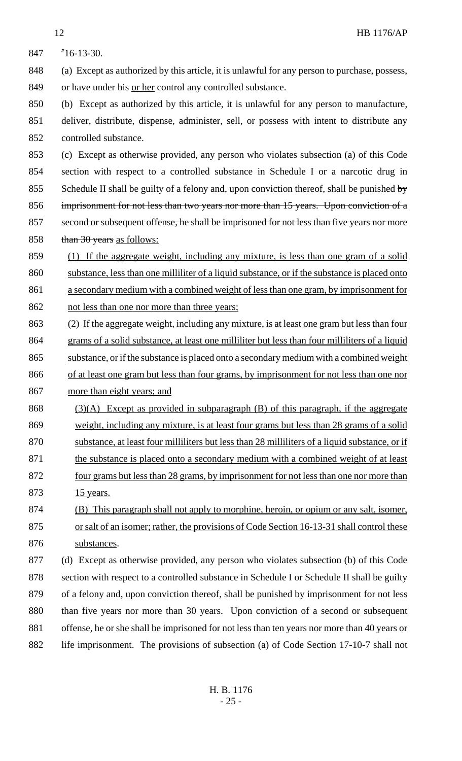"16-13-30.

(a) Except as authorized by this article, it is unlawful for any person to purchase, possess, or have under his or her control any controlled substance.

(b) Except as authorized by this article, it is unlawful for any person to manufacture, deliver, distribute, dispense, administer, sell, or possess with intent to distribute any controlled substance.

(c) Except as otherwise provided, any person who violates subsection (a) of this Code section with respect to a controlled substance in Schedule I or a narcotic drug in Schedule II shall be guilty of a felony and, upon conviction thereof, shall be punished ~~by imprisonment for not less than two years nor more than 15 years. Upon conviction of a second or subsequent offense, he shall be imprisoned for not less than five years nor more than 30 years~~ as follows:

(1) If the aggregate weight, including any mixture, is less than one gram of a solid substance, less than one milliliter of a liquid substance, or if the substance is placed onto a secondary medium with a combined weight of less than one gram, by imprisonment for not less than one nor more than three years;

(2) If the aggregate weight, including any mixture, is at least one gram but less than four grams of a solid substance, at least one milliliter but less than four milliliters of a liquid substance, or if the substance is placed onto a secondary medium with a combined weight of at least one gram but less than four grams, by imprisonment for not less than one nor more than eight years; and

(3)(A) Except as provided in subparagraph (B) of this paragraph, if the aggregate weight, including any mixture, is at least four grams but less than 28 grams of a solid substance, at least four milliliters but less than 28 milliliters of a liquid substance, or if the substance is placed onto a secondary medium with a combined weight of at least four grams but less than 28 grams, by imprisonment for not less than one nor more than 15 years.

(B) This paragraph shall not apply to morphine, heroin, or opium or any salt, isomer, or salt of an isomer; rather, the provisions of Code Section 16-13-31 shall control these substances.

(d) Except as otherwise provided, any person who violates subsection (b) of this Code section with respect to a controlled substance in Schedule I or Schedule II shall be guilty of a felony and, upon conviction thereof, shall be punished by imprisonment for not less than five years nor more than 30 years. Upon conviction of a second or subsequent offense, he or she shall be imprisoned for not less than ten years nor more than 40 years or life imprisonment. The provisions of subsection (a) of Code Section 17-10-7 shall not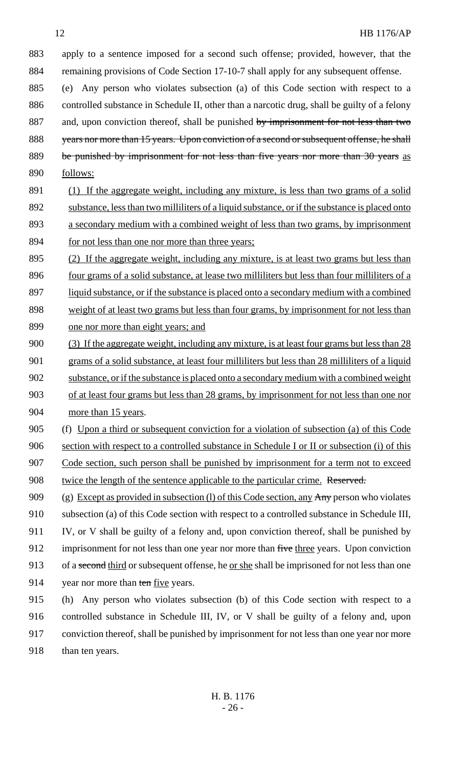apply to a sentence imposed for a second such offense; provided, however, that the remaining provisions of Code Section 17-10-7 shall apply for any subsequent offense.

(e) Any person who violates subsection (a) of this Code section with respect to a controlled substance in Schedule II, other than a narcotic drug, shall be guilty of a felony and, upon conviction thereof, shall be punished ~~by imprisonment for not less than two years nor more than 15 years. Upon conviction of a second or subsequent offense, he shall be punished by imprisonment for not less than five years nor more than 30 years~~ as follows:

(1) If the aggregate weight, including any mixture, is less than two grams of a solid substance, less than two milliliters of a liquid substance, or if the substance is placed onto a secondary medium with a combined weight of less than two grams, by imprisonment for not less than one nor more than three years;

(2) If the aggregate weight, including any mixture, is at least two grams but less than four grams of a solid substance, at lease two milliliters but less than four milliliters of a liquid substance, or if the substance is placed onto a secondary medium with a combined weight of at least two grams but less than four grams, by imprisonment for not less than one nor more than eight years; and

(3) If the aggregate weight, including any mixture, is at least four grams but less than 28 grams of a solid substance, at least four milliliters but less than 28 milliliters of a liquid substance, or if the substance is placed onto a secondary medium with a combined weight of at least four grams but less than 28 grams, by imprisonment for not less than one nor more than 15 years.

(f) Upon a third or subsequent conviction for a violation of subsection (a) of this Code section with respect to a controlled substance in Schedule I or II or subsection (i) of this Code section, such person shall be punished by imprisonment for a term not to exceed twice the length of the sentence applicable to the particular crime. ~~Reserved.~~

(g) Except as provided in subsection (l) of this Code section, any ~~Any~~ person who violates subsection (a) of this Code section with respect to a controlled substance in Schedule III, IV, or V shall be guilty of a felony and, upon conviction thereof, shall be punished by imprisonment for not less than one year nor more than ~~five~~ three years. Upon conviction of a ~~second~~ third or subsequent offense, he or she shall be imprisoned for not less than one year nor more than ~~ten~~ five years.

(h) Any person who violates subsection (b) of this Code section with respect to a controlled substance in Schedule III, IV, or V shall be guilty of a felony and, upon conviction thereof, shall be punished by imprisonment for not less than one year nor more than ten years.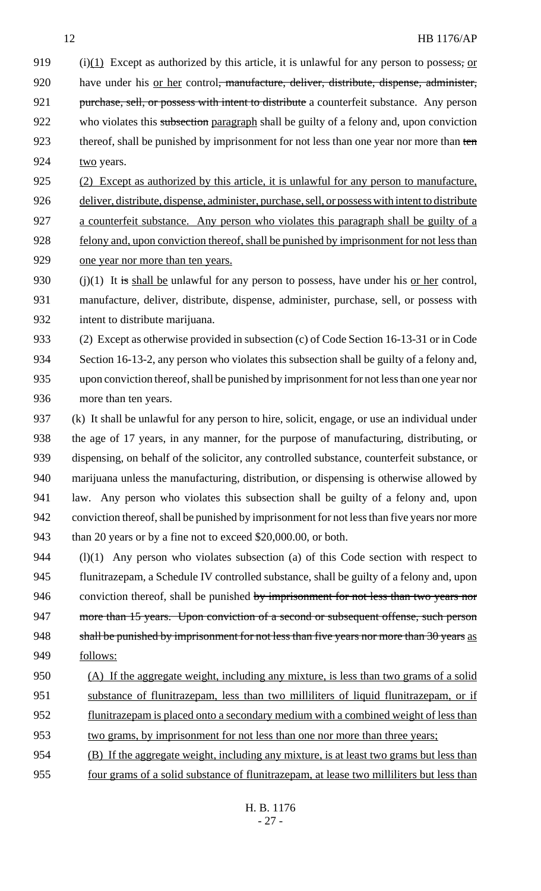919 (i)(1) Except as authorized by this article, it is unlawful for any person to possess, or
920 have under his or her control, manufacture, deliver, distribute, dispense, administer,
921 purchase, sell, or possess with intent to distribute a counterfeit substance. Any person
922 who violates this subsection paragraph shall be guilty of a felony and, upon conviction
923 thereof, shall be punished by imprisonment for not less than one year nor more than ten
924 two years.

925 (2) Except as authorized by this article, it is unlawful for any person to manufacture,
926 deliver, distribute, dispense, administer, purchase, sell, or possess with intent to distribute
927 a counterfeit substance. Any person who violates this paragraph shall be guilty of a
928 felony and, upon conviction thereof, shall be punished by imprisonment for not less than
929 one year nor more than ten years.

930 (j)(1) It is shall be unlawful for any person to possess, have under his or her control,
931 manufacture, deliver, distribute, dispense, administer, purchase, sell, or possess with
932 intent to distribute marijuana.

933 (2) Except as otherwise provided in subsection (c) of Code Section 16-13-31 or in Code
934 Section 16-13-2, any person who violates this subsection shall be guilty of a felony and,
935 upon conviction thereof, shall be punished by imprisonment for not less than one year nor
936 more than ten years.

937 (k) It shall be unlawful for any person to hire, solicit, engage, or use an individual under
938 the age of 17 years, in any manner, for the purpose of manufacturing, distributing, or
939 dispensing, on behalf of the solicitor, any controlled substance, counterfeit substance, or
940 marijuana unless the manufacturing, distribution, or dispensing is otherwise allowed by
941 law. Any person who violates this subsection shall be guilty of a felony and, upon
942 conviction thereof, shall be punished by imprisonment for not less than five years nor more
943 than 20 years or by a fine not to exceed $20,000.00, or both.

944 (l)(1) Any person who violates subsection (a) of this Code section with respect to
945 flunitrazepam, a Schedule IV controlled substance, shall be guilty of a felony and, upon
946 conviction thereof, shall be punished by imprisonment for not less than two years nor
947 more than 15 years. Upon conviction of a second or subsequent offense, such person
948 shall be punished by imprisonment for not less than five years nor more than 30 years as
949 follows:

950 (A) If the aggregate weight, including any mixture, is less than two grams of a solid
951 substance of flunitrazepam, less than two milliliters of liquid flunitrazepam, or if
952 flunitrazepam is placed onto a secondary medium with a combined weight of less than
953 two grams, by imprisonment for not less than one nor more than three years;

954 (B) If the aggregate weight, including any mixture, is at least two grams but less than
955 four grams of a solid substance of flunitrazepam, at lease two milliliters but less than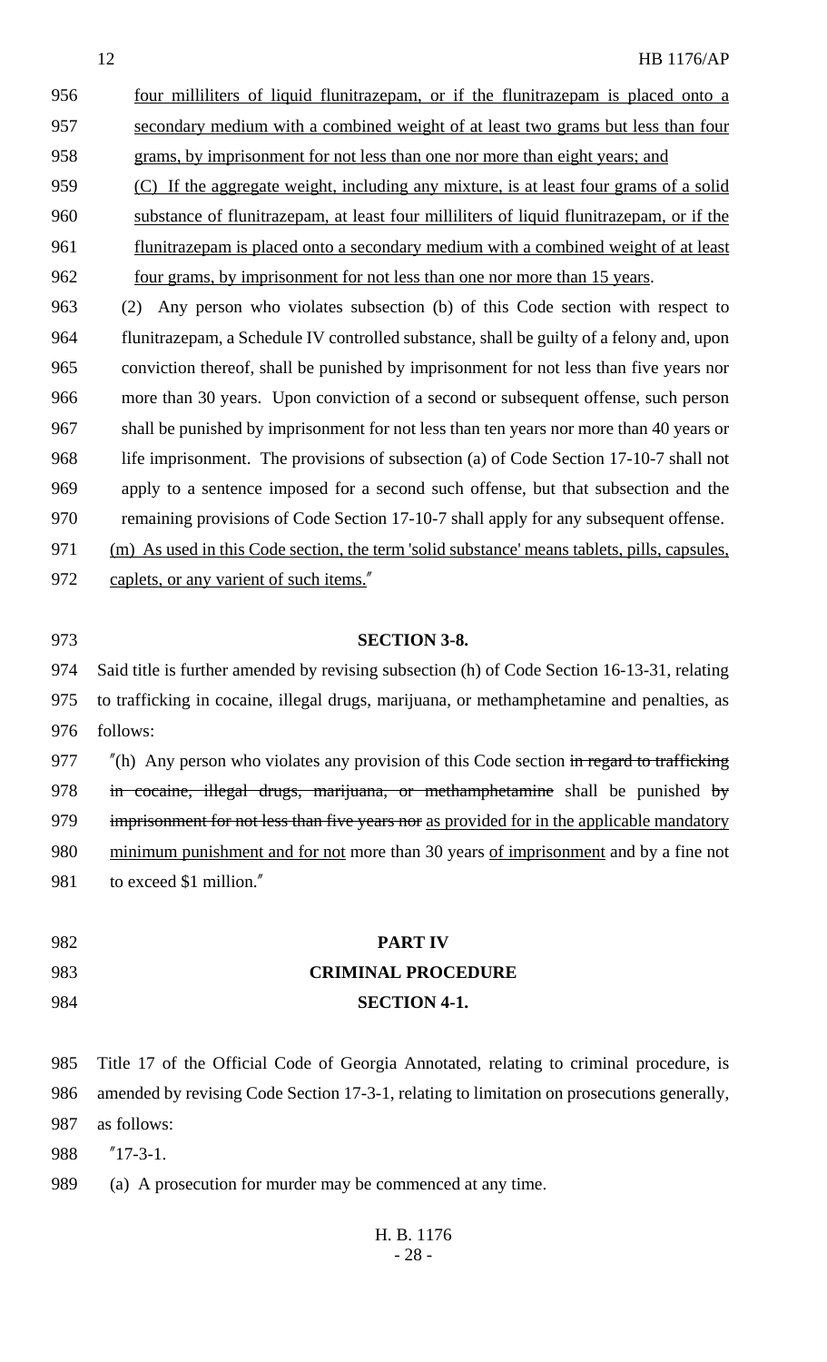four milliliters of liquid flunitrazepam, or if the flunitrazepam is placed onto a secondary medium with a combined weight of at least two grams but less than four grams, by imprisonment for not less than one nor more than eight years; and

(C) If the aggregate weight, including any mixture, is at least four grams of a solid substance of flunitrazepam, at least four milliliters of liquid flunitrazepam, or if the flunitrazepam is placed onto a secondary medium with a combined weight of at least four grams, by imprisonment for not less than one nor more than 15 years.

(2) Any person who violates subsection (b) of this Code section with respect to flunitrazepam, a Schedule IV controlled substance, shall be guilty of a felony and, upon conviction thereof, shall be punished by imprisonment for not less than five years nor more than 30 years. Upon conviction of a second or subsequent offense, such person shall be punished by imprisonment for not less than ten years nor more than 40 years or life imprisonment. The provisions of subsection (a) of Code Section 17-10-7 shall not apply to a sentence imposed for a second such offense, but that subsection and the remaining provisions of Code Section 17-10-7 shall apply for any subsequent offense.

(m) As used in this Code section, the term 'solid substance' means tablets, pills, capsules, caplets, or any varient of such items."

**SECTION 3-8.**

Said title is further amended by revising subsection (h) of Code Section 16-13-31, relating to trafficking in cocaine, illegal drugs, marijuana, or methamphetamine and penalties, as follows:

"(h) Any person who violates any provision of this Code section ~~in regard to trafficking in cocaine, illegal drugs, marijuana, or methamphetamine~~ shall be punished ~~by imprisonment for not less than five years nor~~ as provided for in the applicable mandatory minimum punishment and for not more than 30 years of imprisonment and by a fine not to exceed $1 million."

## PART IV
## CRIMINAL PROCEDURE
**SECTION 4-1.**

Title 17 of the Official Code of Georgia Annotated, relating to criminal procedure, is amended by revising Code Section 17-3-1, relating to limitation on prosecutions generally, as follows:

"17-3-1.

(a) A prosecution for murder may be commenced at any time.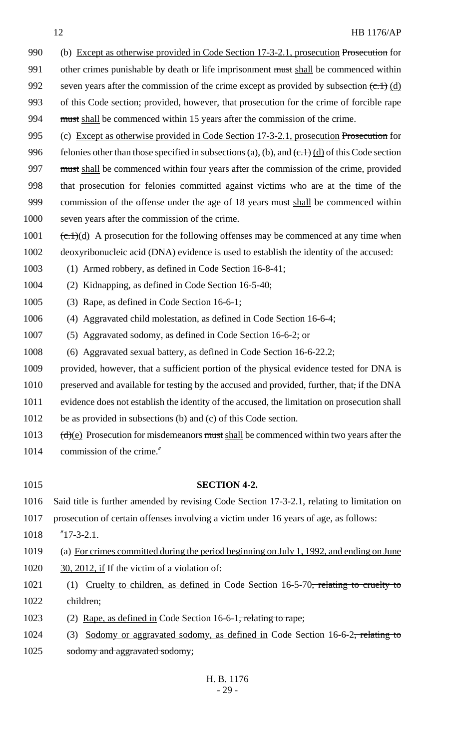(b) Except as otherwise provided in Code Section 17-3-2.1, prosecution ~~Prosecution~~ for other crimes punishable by death or life imprisonment ~~must~~ shall be commenced within seven years after the commission of the crime except as provided by subsection ~~(c.1)~~ (d) of this Code section; provided, however, that prosecution for the crime of forcible rape ~~must~~ shall be commenced within 15 years after the commission of the crime.

(c) Except as otherwise provided in Code Section 17-3-2.1, prosecution ~~Prosecution~~ for felonies other than those specified in subsections (a), (b), and ~~(c.1)~~ (d) of this Code section ~~must~~ shall be commenced within four years after the commission of the crime, provided that prosecution for felonies committed against victims who are at the time of the commission of the offense under the age of 18 years ~~must~~ shall be commenced within seven years after the commission of the crime.

~~(c.1)~~(d) A prosecution for the following offenses may be commenced at any time when deoxyribonucleic acid (DNA) evidence is used to establish the identity of the accused:

(1) Armed robbery, as defined in Code Section 16-8-41;

(2) Kidnapping, as defined in Code Section 16-5-40;

(3) Rape, as defined in Code Section 16-6-1;

(4) Aggravated child molestation, as defined in Code Section 16-6-4;

(5) Aggravated sodomy, as defined in Code Section 16-6-2; or

(6) Aggravated sexual battery, as defined in Code Section 16-6-22.2;

provided, however, that a sufficient portion of the physical evidence tested for DNA is preserved and available for testing by the accused and provided, further, that~~,~~ if the DNA evidence does not establish the identity of the accused, the limitation on prosecution shall be as provided in subsections (b) and (c) of this Code section.

~~(d)~~(e) Prosecution for misdemeanors ~~must~~ shall be commenced within two years after the commission of the crime."

**SECTION 4-2.**

Said title is further amended by revising Code Section 17-3-2.1, relating to limitation on prosecution of certain offenses involving a victim under 16 years of age, as follows:

"17-3-2.1.

(a) For crimes committed during the period beginning on July 1, 1992, and ending on June 30, 2012, if ~~If~~ the victim of a violation of:

(1) Cruelty to children, as defined in Code Section 16-5-70~~, relating to cruelty to children~~;

(2) Rape, as defined in Code Section 16-6-1~~, relating to rape~~;

(3) Sodomy or aggravated sodomy, as defined in Code Section 16-6-2~~, relating to sodomy and aggravated sodomy~~;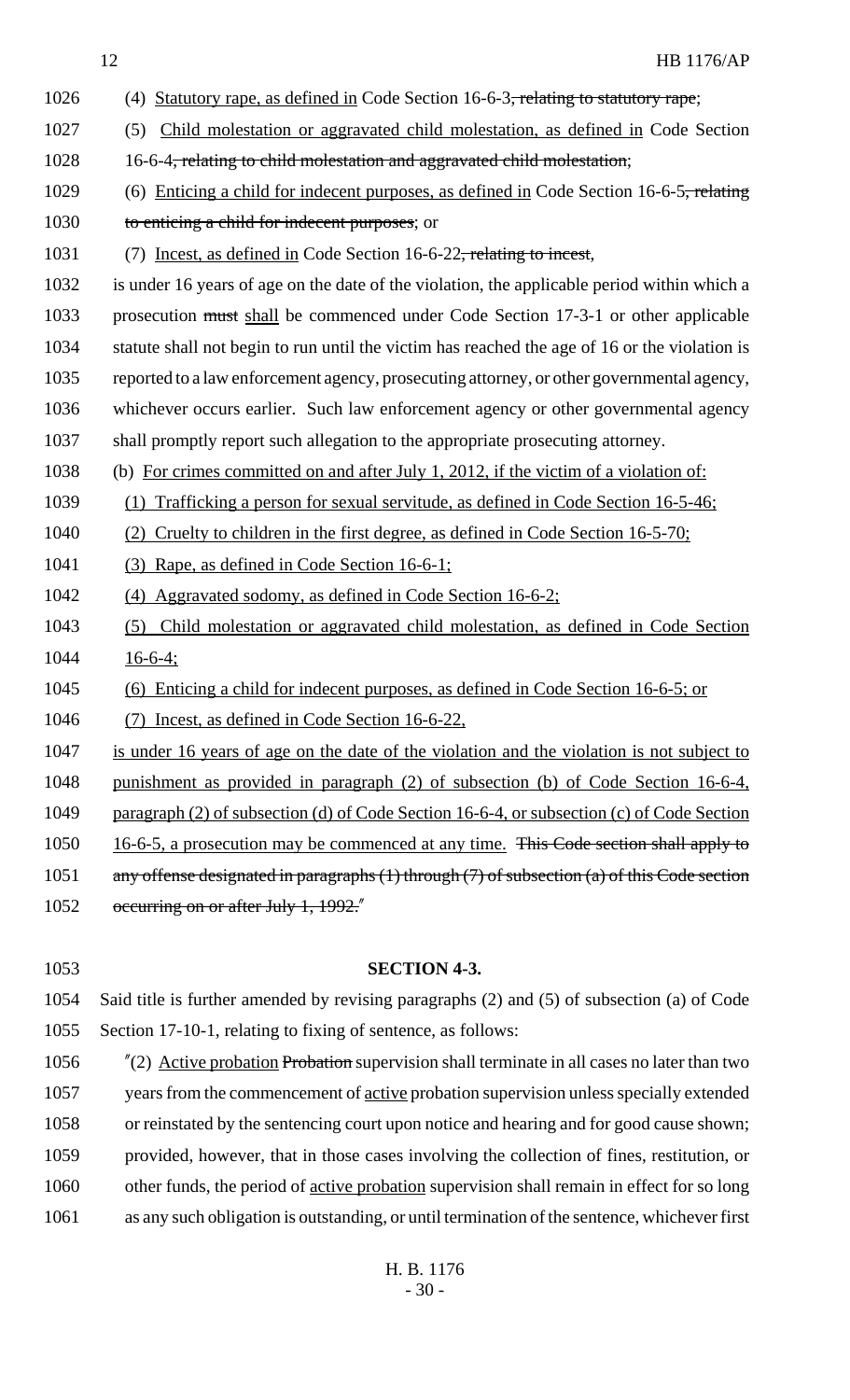1026 (4) Statutory rape, as defined in Code Section 16-6-3, relating to statutory rape;

1027 (5) Child molestation or aggravated child molestation, as defined in Code Section

1028 16-6-4, relating to child molestation and aggravated child molestation;

1029 (6) Enticing a child for indecent purposes, as defined in Code Section 16-6-5, relating

1030 to enticing a child for indecent purposes; or

1031 (7) Incest, as defined in Code Section 16-6-22, relating to incest,

1032 is under 16 years of age on the date of the violation, the applicable period within which a

1033 prosecution must shall be commenced under Code Section 17-3-1 or other applicable

1034 statute shall not begin to run until the victim has reached the age of 16 or the violation is

1035 reported to a law enforcement agency, prosecuting attorney, or other governmental agency,

1036 whichever occurs earlier. Such law enforcement agency or other governmental agency

1037 shall promptly report such allegation to the appropriate prosecuting attorney.

1038 (b) For crimes committed on and after July 1, 2012, if the victim of a violation of:

1039 (1) Trafficking a person for sexual servitude, as defined in Code Section 16-5-46;

1040 (2) Cruelty to children in the first degree, as defined in Code Section 16-5-70;

1041 (3) Rape, as defined in Code Section 16-6-1;

1042 (4) Aggravated sodomy, as defined in Code Section 16-6-2;

1043 (5) Child molestation or aggravated child molestation, as defined in Code Section

1044 16-6-4;

1045 (6) Enticing a child for indecent purposes, as defined in Code Section 16-6-5; or

1046 (7) Incest, as defined in Code Section 16-6-22,

1047 is under 16 years of age on the date of the violation and the violation is not subject to

1048 punishment as provided in paragraph (2) of subsection (b) of Code Section 16-6-4,

1049 paragraph (2) of subsection (d) of Code Section 16-6-4, or subsection (c) of Code Section

1050 16-6-5, a prosecution may be commenced at any time. This Code section shall apply to

1051 any offense designated in paragraphs (1) through (7) of subsection (a) of this Code section

1052 occurring on or after July 1, 1992."

1053 **SECTION 4-3.**

1054 Said title is further amended by revising paragraphs (2) and (5) of subsection (a) of Code

1055 Section 17-10-1, relating to fixing of sentence, as follows:

1056 "(2) Active probation Probation supervision shall terminate in all cases no later than two

1057 years from the commencement of active probation supervision unless specially extended

1058 or reinstated by the sentencing court upon notice and hearing and for good cause shown;

1059 provided, however, that in those cases involving the collection of fines, restitution, or

1060 other funds, the period of active probation supervision shall remain in effect for so long

1061 as any such obligation is outstanding, or until termination of the sentence, whichever first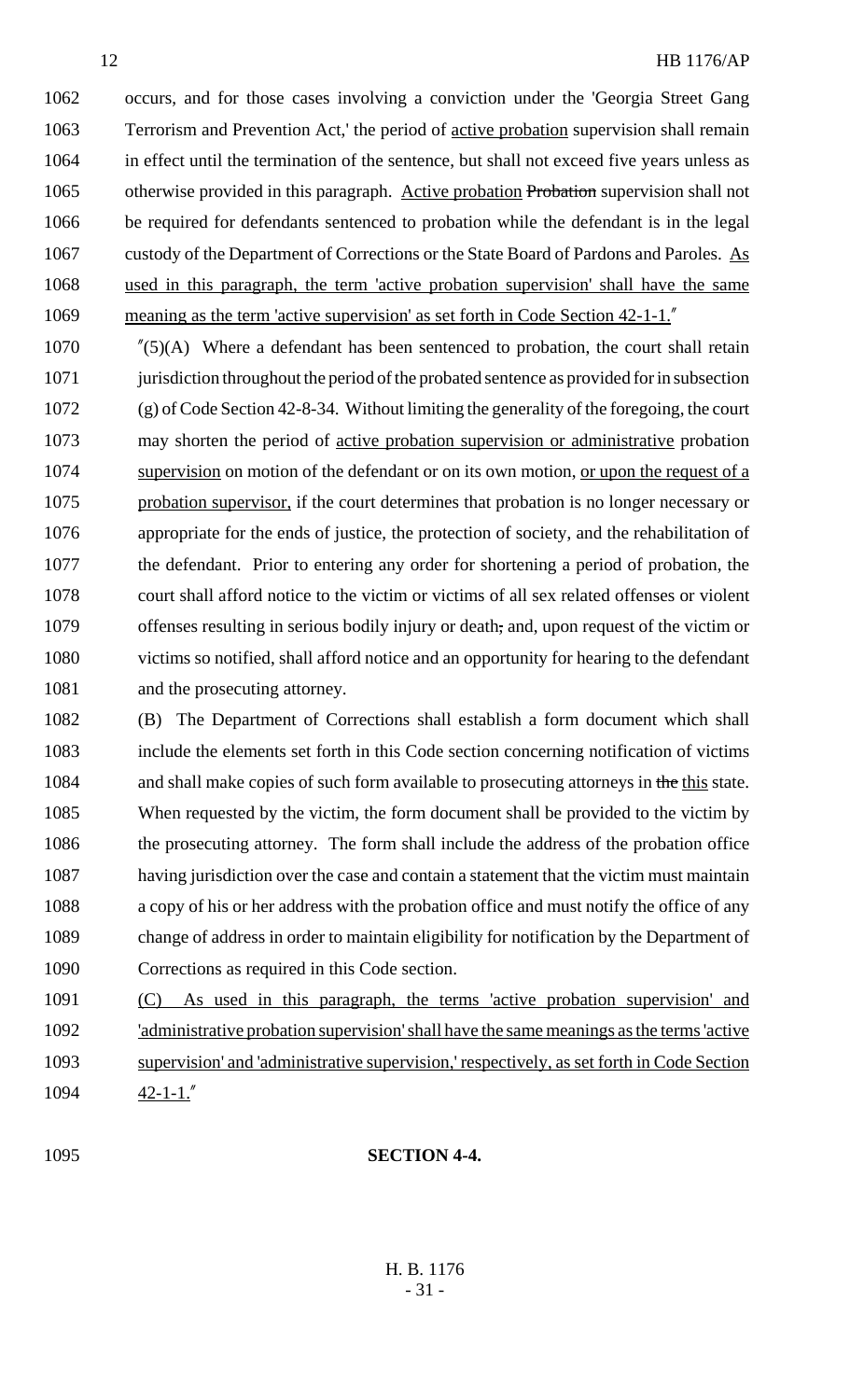1062 occurs, and for those cases involving a conviction under the 'Georgia Street Gang
1063 Terrorism and Prevention Act,' the period of active probation supervision shall remain
1064 in effect until the termination of the sentence, but shall not exceed five years unless as
1065 otherwise provided in this paragraph. Active probation ~~Probation~~ supervision shall not
1066 be required for defendants sentenced to probation while the defendant is in the legal
1067 custody of the Department of Corrections or the State Board of Pardons and Paroles. As
1068 used in this paragraph, the term 'active probation supervision' shall have the same
1069 meaning as the term 'active supervision' as set forth in Code Section 42-1-1."

1070 "(5)(A) Where a defendant has been sentenced to probation, the court shall retain
1071 jurisdiction throughout the period of the probated sentence as provided for in subsection
1072 (g) of Code Section 42-8-34. Without limiting the generality of the foregoing, the court
1073 may shorten the period of active probation supervision or administrative probation
1074 supervision on motion of the defendant or on its own motion, or upon the request of a
1075 probation supervisor, if the court determines that probation is no longer necessary or
1076 appropriate for the ends of justice, the protection of society, and the rehabilitation of
1077 the defendant. Prior to entering any order for shortening a period of probation, the
1078 court shall afford notice to the victim or victims of all sex related offenses or violent
1079 offenses resulting in serious bodily injury or death~~,~~ and, upon request of the victim or
1080 victims so notified, shall afford notice and an opportunity for hearing to the defendant
1081 and the prosecuting attorney.

1082 (B) The Department of Corrections shall establish a form document which shall
1083 include the elements set forth in this Code section concerning notification of victims
1084 and shall make copies of such form available to prosecuting attorneys in ~~the~~ this state.
1085 When requested by the victim, the form document shall be provided to the victim by
1086 the prosecuting attorney. The form shall include the address of the probation office
1087 having jurisdiction over the case and contain a statement that the victim must maintain
1088 a copy of his or her address with the probation office and must notify the office of any
1089 change of address in order to maintain eligibility for notification by the Department of
1090 Corrections as required in this Code section.

1091 (C) As used in this paragraph, the terms 'active probation supervision' and
1092 'administrative probation supervision' shall have the same meanings as the terms 'active
1093 supervision' and 'administrative supervision,' respectively, as set forth in Code Section
1094 42-1-1."

1095 **SECTION 4-4.**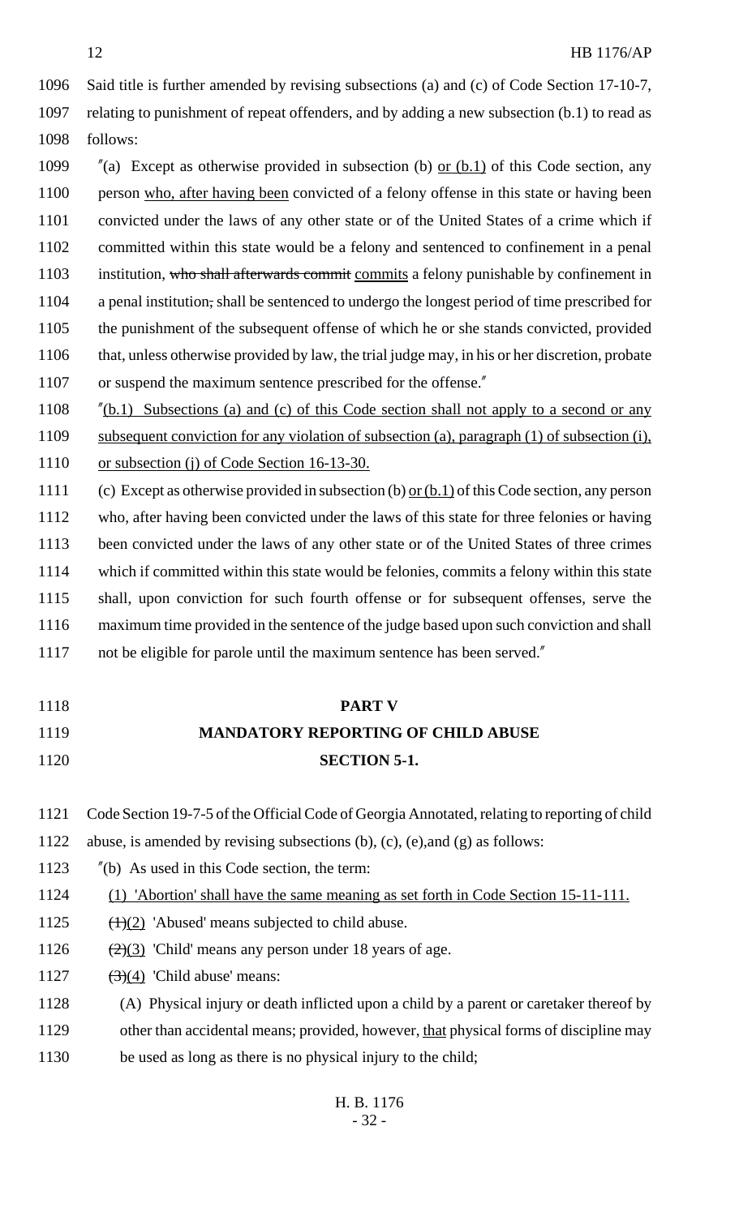Said title is further amended by revising subsections (a) and (c) of Code Section 17-10-7, relating to punishment of repeat offenders, and by adding a new subsection (b.1) to read as follows:

"(a) Except as otherwise provided in subsection (b) or (b.1) of this Code section, any person who, after having been convicted of a felony offense in this state or having been convicted under the laws of any other state or of the United States of a crime which if committed within this state would be a felony and sentenced to confinement in a penal institution, ~~who shall afterwards commit~~ commits a felony punishable by confinement in a penal institution~~,~~ shall be sentenced to undergo the longest period of time prescribed for the punishment of the subsequent offense of which he or she stands convicted, provided that, unless otherwise provided by law, the trial judge may, in his or her discretion, probate or suspend the maximum sentence prescribed for the offense."

"(b.1) Subsections (a) and (c) of this Code section shall not apply to a second or any subsequent conviction for any violation of subsection (a), paragraph (1) of subsection (i), or subsection (j) of Code Section 16-13-30.

(c) Except as otherwise provided in subsection (b) or (b.1) of this Code section, any person who, after having been convicted under the laws of this state for three felonies or having been convicted under the laws of any other state or of the United States of three crimes which if committed within this state would be felonies, commits a felony within this state shall, upon conviction for such fourth offense or for subsequent offenses, serve the maximum time provided in the sentence of the judge based upon such conviction and shall not be eligible for parole until the maximum sentence has been served."

**PART V**

**MANDATORY REPORTING OF CHILD ABUSE**

**SECTION 5-1.**

Code Section 19-7-5 of the Official Code of Georgia Annotated, relating to reporting of child abuse, is amended by revising subsections (b), (c), (e),and (g) as follows:

"(b) As used in this Code section, the term:

(1) 'Abortion' shall have the same meaning as set forth in Code Section 15-11-111.

~~(1)~~(2) 'Abused' means subjected to child abuse.

~~(2)~~(3) 'Child' means any person under 18 years of age.

~~(3)~~(4) 'Child abuse' means:

(A) Physical injury or death inflicted upon a child by a parent or caretaker thereof by other than accidental means; provided, however, that physical forms of discipline may be used as long as there is no physical injury to the child;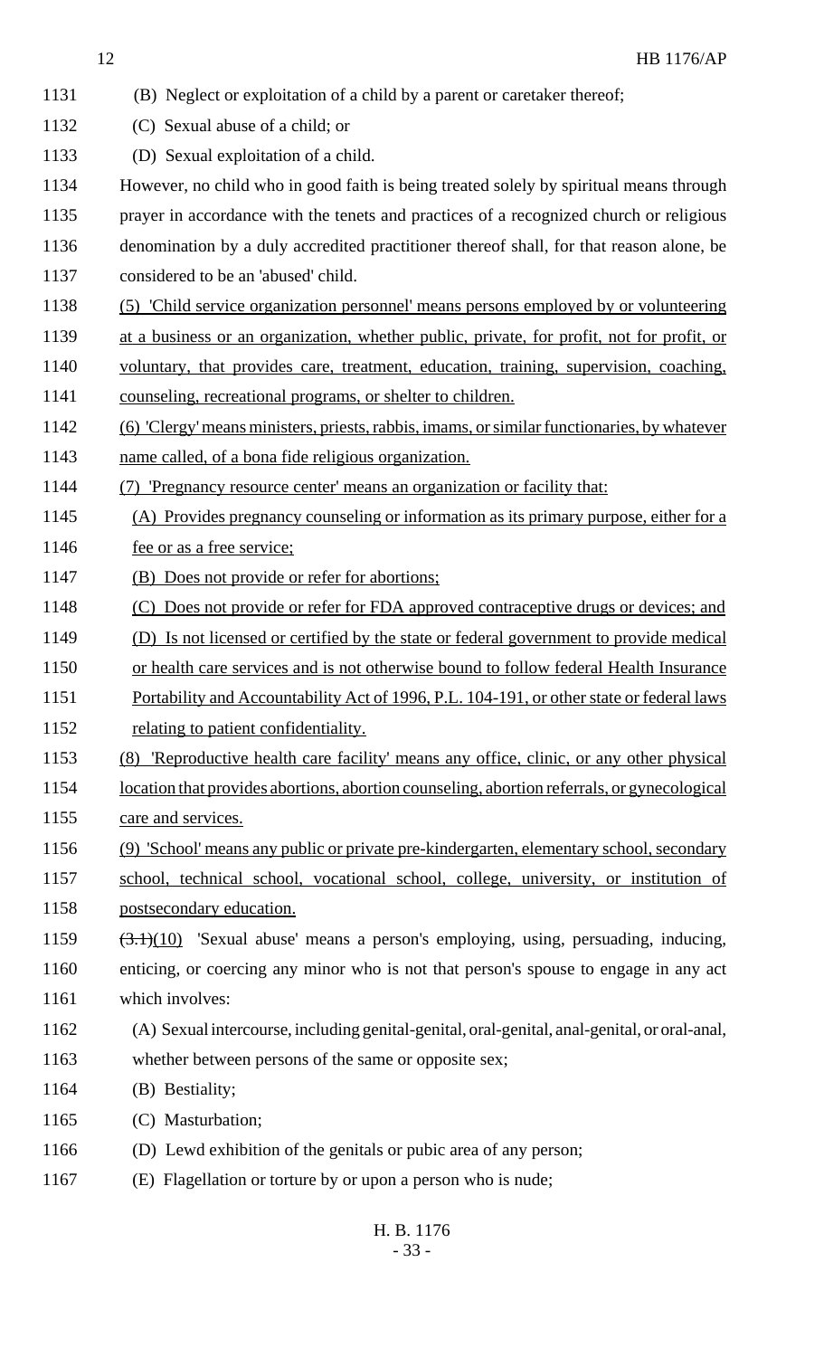1131 (B) Neglect or exploitation of a child by a parent or caretaker thereof;

1132 (C) Sexual abuse of a child; or

1133 (D) Sexual exploitation of a child.

1134 However, no child who in good faith is being treated solely by spiritual means through

1135 prayer in accordance with the tenets and practices of a recognized church or religious

1136 denomination by a duly accredited practitioner thereof shall, for that reason alone, be

1137 considered to be an 'abused' child.

1138 (5) 'Child service organization personnel' means persons employed by or volunteering

1139 at a business or an organization, whether public, private, for profit, not for profit, or

1140 voluntary, that provides care, treatment, education, training, supervision, coaching,

1141 counseling, recreational programs, or shelter to children.

1142 (6) 'Clergy' means ministers, priests, rabbis, imams, or similar functionaries, by whatever

1143 name called, of a bona fide religious organization.

1144 (7) 'Pregnancy resource center' means an organization or facility that:

1145 (A) Provides pregnancy counseling or information as its primary purpose, either for a

1146 fee or as a free service;

1147 (B) Does not provide or refer for abortions;

1148 (C) Does not provide or refer for FDA approved contraceptive drugs or devices; and

1149 (D) Is not licensed or certified by the state or federal government to provide medical

1150 or health care services and is not otherwise bound to follow federal Health Insurance

1151 Portability and Accountability Act of 1996, P.L. 104-191, or other state or federal laws

1152 relating to patient confidentiality.

1153 (8) 'Reproductive health care facility' means any office, clinic, or any other physical

1154 location that provides abortions, abortion counseling, abortion referrals, or gynecological

1155 care and services.

1156 (9) 'School' means any public or private pre-kindergarten, elementary school, secondary

1157 school, technical school, vocational school, college, university, or institution of

1158 postsecondary education.

1159 ~~(3.1)~~(10) 'Sexual abuse' means a person's employing, using, persuading, inducing,

1160 enticing, or coercing any minor who is not that person's spouse to engage in any act

1161 which involves:

1162 (A) Sexual intercourse, including genital-genital, oral-genital, anal-genital, or oral-anal,

1163 whether between persons of the same or opposite sex;

1164 (B) Bestiality;

1165 (C) Masturbation;

1166 (D) Lewd exhibition of the genitals or pubic area of any person;

1167 (E) Flagellation or torture by or upon a person who is nude;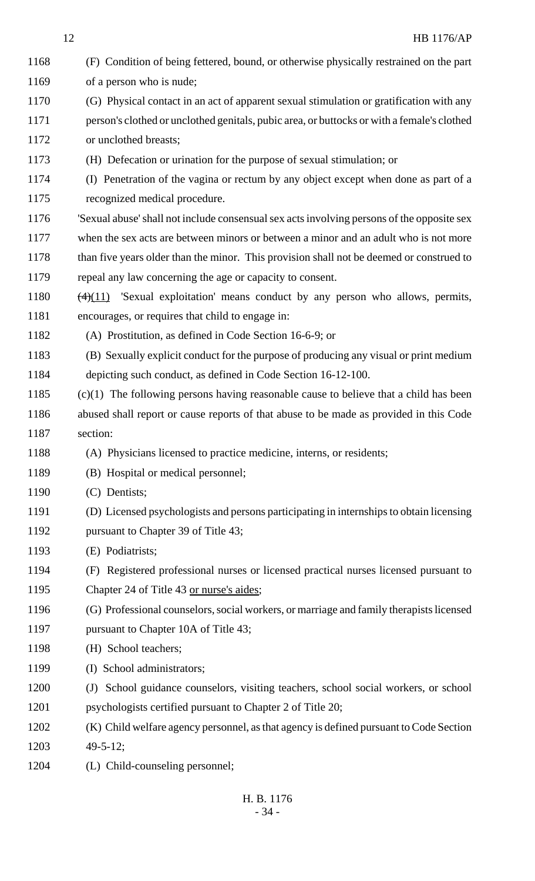(F) Condition of being fettered, bound, or otherwise physically restrained on the part of a person who is nude;

(G) Physical contact in an act of apparent sexual stimulation or gratification with any person's clothed or unclothed genitals, pubic area, or buttocks or with a female's clothed or unclothed breasts;

(H) Defecation or urination for the purpose of sexual stimulation; or

(I) Penetration of the vagina or rectum by any object except when done as part of a recognized medical procedure.

'Sexual abuse' shall not include consensual sex acts involving persons of the opposite sex when the sex acts are between minors or between a minor and an adult who is not more than five years older than the minor. This provision shall not be deemed or construed to repeal any law concerning the age or capacity to consent.

~~(4)~~(11) 'Sexual exploitation' means conduct by any person who allows, permits, encourages, or requires that child to engage in:

(A) Prostitution, as defined in Code Section 16-6-9; or

(B) Sexually explicit conduct for the purpose of producing any visual or print medium depicting such conduct, as defined in Code Section 16-12-100.

(c)(1) The following persons having reasonable cause to believe that a child has been abused shall report or cause reports of that abuse to be made as provided in this Code section:

(A) Physicians licensed to practice medicine, interns, or residents;

(B) Hospital or medical personnel;

(C) Dentists;

(D) Licensed psychologists and persons participating in internships to obtain licensing pursuant to Chapter 39 of Title 43;

(E) Podiatrists;

(F) Registered professional nurses or licensed practical nurses licensed pursuant to Chapter 24 of Title 43 or nurse's aides;

(G) Professional counselors, social workers, or marriage and family therapists licensed pursuant to Chapter 10A of Title 43;

(H) School teachers;

(I) School administrators;

(J) School guidance counselors, visiting teachers, school social workers, or school psychologists certified pursuant to Chapter 2 of Title 20;

(K) Child welfare agency personnel, as that agency is defined pursuant to Code Section 49-5-12;

(L) Child-counseling personnel;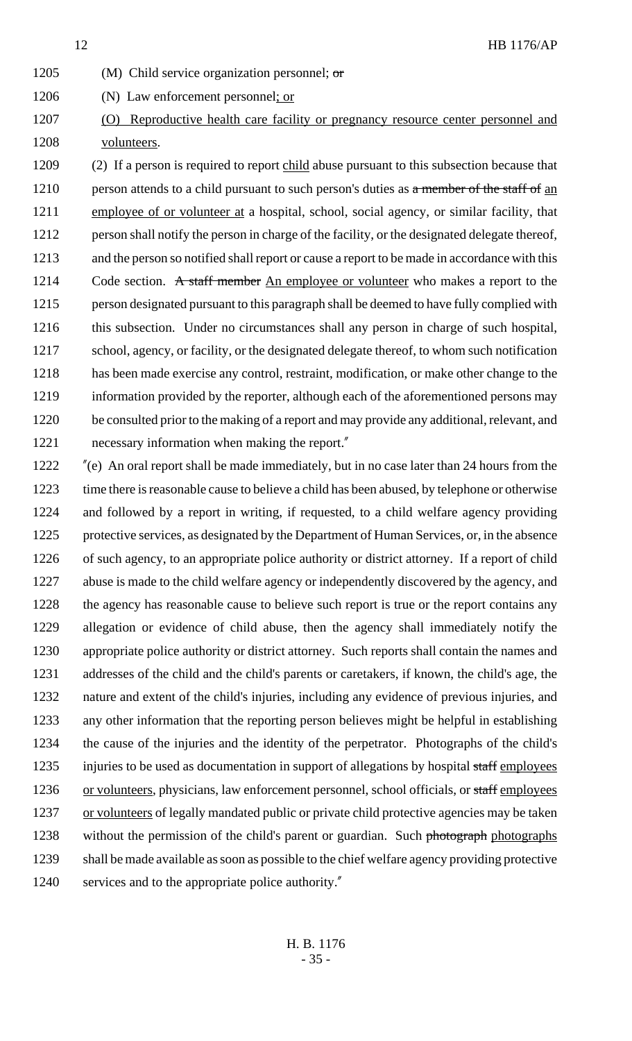1205 (M) Child service organization personnel; ~~or~~

1206 (N) Law enforcement personnel; or

1207 (O) Reproductive health care facility or pregnancy resource center personnel and

1208 volunteers.

1209 (2) If a person is required to report child abuse pursuant to this subsection because that

1210 person attends to a child pursuant to such person's duties as ~~a member of the staff of~~ an

1211 employee of or volunteer at a hospital, school, social agency, or similar facility, that

1212 person shall notify the person in charge of the facility, or the designated delegate thereof,

1213 and the person so notified shall report or cause a report to be made in accordance with this

1214 Code section. ~~A staff member~~ An employee or volunteer who makes a report to the

1215 person designated pursuant to this paragraph shall be deemed to have fully complied with

1216 this subsection. Under no circumstances shall any person in charge of such hospital,

1217 school, agency, or facility, or the designated delegate thereof, to whom such notification

1218 has been made exercise any control, restraint, modification, or make other change to the

1219 information provided by the reporter, although each of the aforementioned persons may

1220 be consulted prior to the making of a report and may provide any additional, relevant, and

1221 necessary information when making the report."

1222 "(e) An oral report shall be made immediately, but in no case later than 24 hours from the

1223 time there is reasonable cause to believe a child has been abused, by telephone or otherwise

1224 and followed by a report in writing, if requested, to a child welfare agency providing

1225 protective services, as designated by the Department of Human Services, or, in the absence

1226 of such agency, to an appropriate police authority or district attorney. If a report of child

1227 abuse is made to the child welfare agency or independently discovered by the agency, and

1228 the agency has reasonable cause to believe such report is true or the report contains any

1229 allegation or evidence of child abuse, then the agency shall immediately notify the

1230 appropriate police authority or district attorney. Such reports shall contain the names and

1231 addresses of the child and the child's parents or caretakers, if known, the child's age, the

1232 nature and extent of the child's injuries, including any evidence of previous injuries, and

1233 any other information that the reporting person believes might be helpful in establishing

1234 the cause of the injuries and the identity of the perpetrator. Photographs of the child's

1235 injuries to be used as documentation in support of allegations by hospital ~~staff~~ employees

1236 or volunteers, physicians, law enforcement personnel, school officials, or ~~staff~~ employees

1237 or volunteers of legally mandated public or private child protective agencies may be taken

1238 without the permission of the child's parent or guardian. Such ~~photograph~~ photographs

1239 shall be made available as soon as possible to the chief welfare agency providing protective

1240 services and to the appropriate police authority."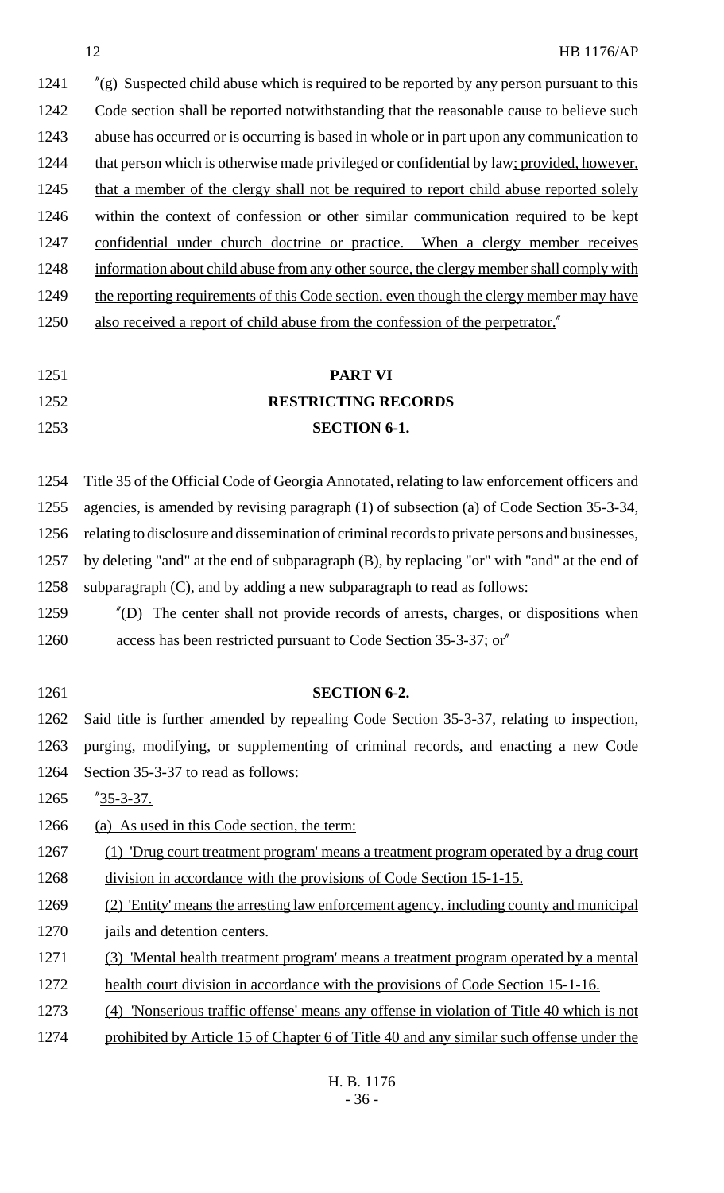"(g) Suspected child abuse which is required to be reported by any person pursuant to this Code section shall be reported notwithstanding that the reasonable cause to believe such abuse has occurred or is occurring is based in whole or in part upon any communication to that person which is otherwise made privileged or confidential by law; provided, however, that a member of the clergy shall not be required to report child abuse reported solely within the context of confession or other similar communication required to be kept confidential under church doctrine or practice. When a clergy member receives information about child abuse from any other source, the clergy member shall comply with the reporting requirements of this Code section, even though the clergy member may have also received a report of child abuse from the confession of the perpetrator."

## PART VI
## RESTRICTING RECORDS
### SECTION 6-1.

Title 35 of the Official Code of Georgia Annotated, relating to law enforcement officers and agencies, is amended by revising paragraph (1) of subsection (a) of Code Section 35-3-34, relating to disclosure and dissemination of criminal records to private persons and businesses, by deleting "and" at the end of subparagraph (B), by replacing "or" with "and" at the end of subparagraph (C), and by adding a new subparagraph to read as follows:

"(D) The center shall not provide records of arrests, charges, or dispositions when access has been restricted pursuant to Code Section 35-3-37; or"

### SECTION 6-2.

Said title is further amended by repealing Code Section 35-3-37, relating to inspection, purging, modifying, or supplementing of criminal records, and enacting a new Code Section 35-3-37 to read as follows:

"35-3-37.

(a) As used in this Code section, the term:

(1) 'Drug court treatment program' means a treatment program operated by a drug court division in accordance with the provisions of Code Section 15-1-15.

(2) 'Entity' means the arresting law enforcement agency, including county and municipal jails and detention centers.

(3) 'Mental health treatment program' means a treatment program operated by a mental health court division in accordance with the provisions of Code Section 15-1-16.

(4) 'Nonserious traffic offense' means any offense in violation of Title 40 which is not prohibited by Article 15 of Chapter 6 of Title 40 and any similar such offense under the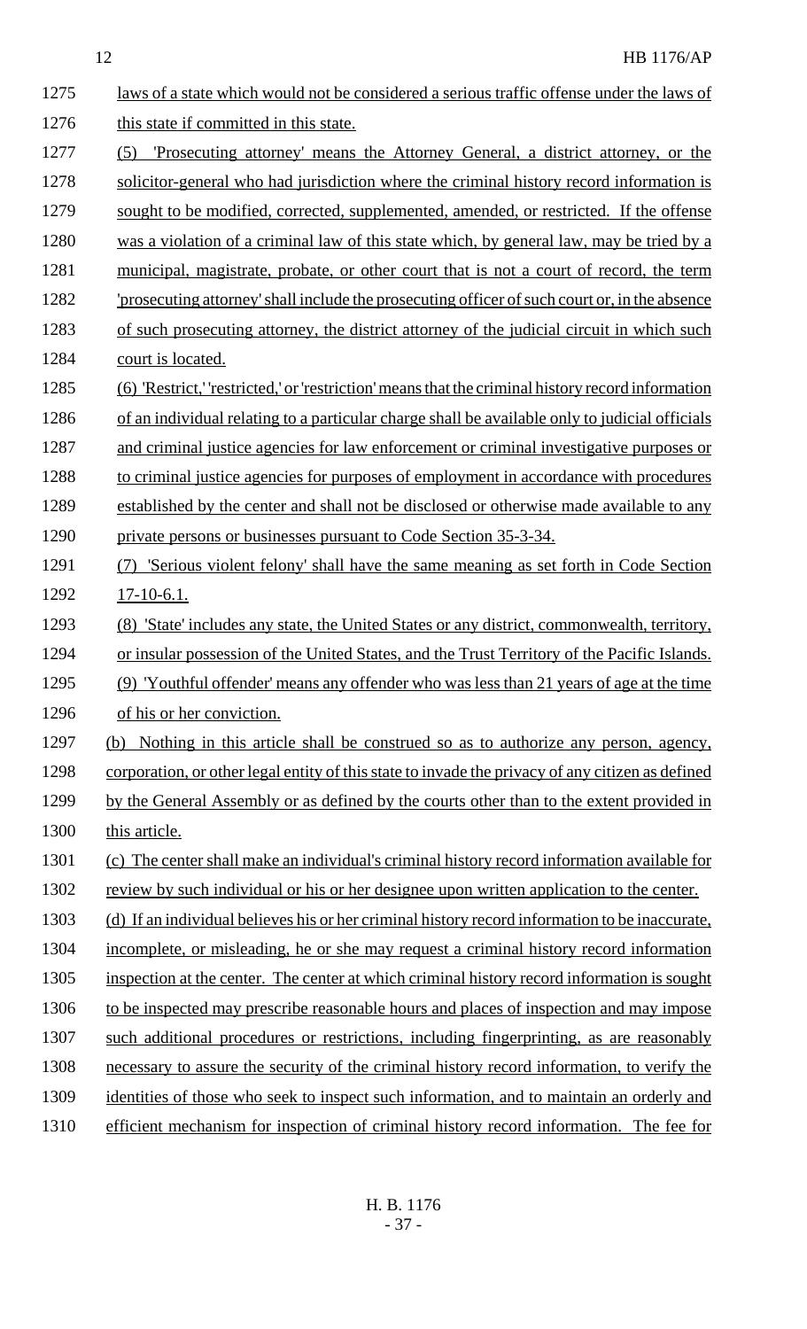laws of a state which would not be considered a serious traffic offense under the laws of this state if committed in this state.

(5) 'Prosecuting attorney' means the Attorney General, a district attorney, or the solicitor-general who had jurisdiction where the criminal history record information is sought to be modified, corrected, supplemented, amended, or restricted. If the offense was a violation of a criminal law of this state which, by general law, may be tried by a municipal, magistrate, probate, or other court that is not a court of record, the term 'prosecuting attorney' shall include the prosecuting officer of such court or, in the absence of such prosecuting attorney, the district attorney of the judicial circuit in which such court is located.

(6) 'Restrict,' 'restricted,' or 'restriction' means that the criminal history record information of an individual relating to a particular charge shall be available only to judicial officials and criminal justice agencies for law enforcement or criminal investigative purposes or to criminal justice agencies for purposes of employment in accordance with procedures established by the center and shall not be disclosed or otherwise made available to any private persons or businesses pursuant to Code Section 35-3-34.

(7) 'Serious violent felony' shall have the same meaning as set forth in Code Section 17-10-6.1.

(8) 'State' includes any state, the United States or any district, commonwealth, territory, or insular possession of the United States, and the Trust Territory of the Pacific Islands.

(9) 'Youthful offender' means any offender who was less than 21 years of age at the time of his or her conviction.

(b) Nothing in this article shall be construed so as to authorize any person, agency, corporation, or other legal entity of this state to invade the privacy of any citizen as defined by the General Assembly or as defined by the courts other than to the extent provided in this article.

(c) The center shall make an individual's criminal history record information available for review by such individual or his or her designee upon written application to the center.

(d) If an individual believes his or her criminal history record information to be inaccurate, incomplete, or misleading, he or she may request a criminal history record information inspection at the center. The center at which criminal history record information is sought to be inspected may prescribe reasonable hours and places of inspection and may impose such additional procedures or restrictions, including fingerprinting, as are reasonably necessary to assure the security of the criminal history record information, to verify the identities of those who seek to inspect such information, and to maintain an orderly and efficient mechanism for inspection of criminal history record information. The fee for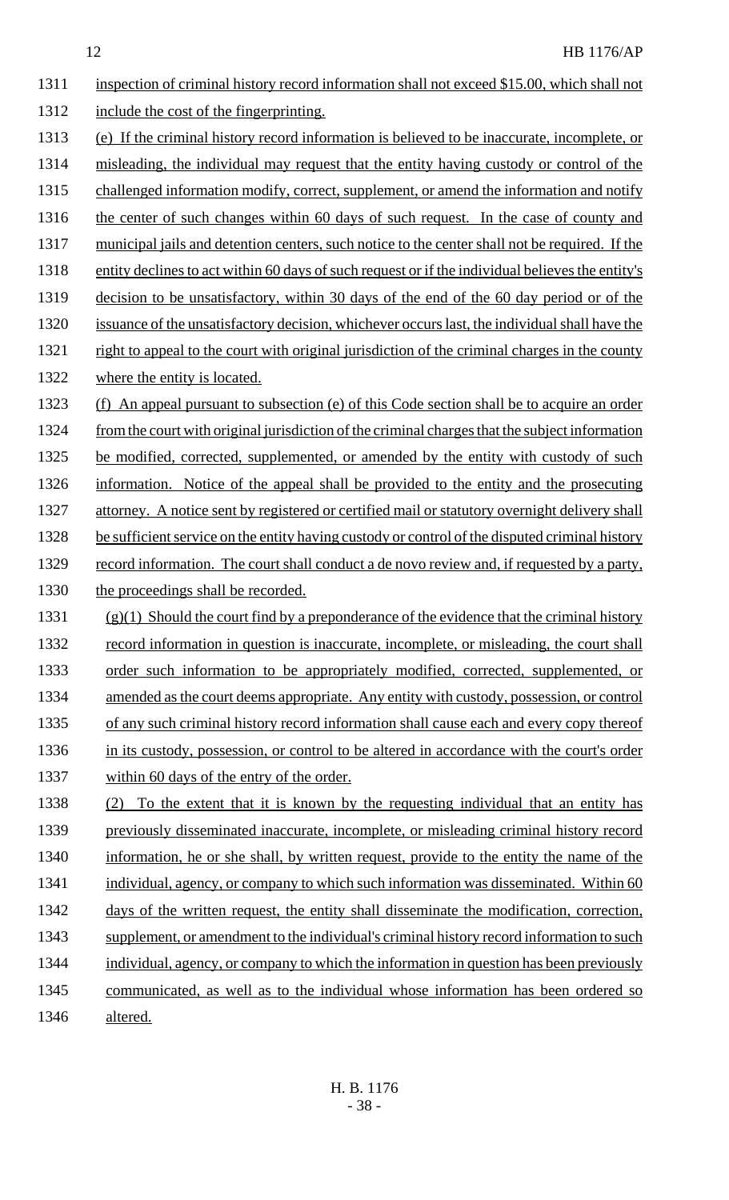inspection of criminal history record information shall not exceed $15.00, which shall not include the cost of the fingerprinting.

(e) If the criminal history record information is believed to be inaccurate, incomplete, or misleading, the individual may request that the entity having custody or control of the challenged information modify, correct, supplement, or amend the information and notify the center of such changes within 60 days of such request. In the case of county and municipal jails and detention centers, such notice to the center shall not be required. If the entity declines to act within 60 days of such request or if the individual believes the entity's decision to be unsatisfactory, within 30 days of the end of the 60 day period or of the issuance of the unsatisfactory decision, whichever occurs last, the individual shall have the right to appeal to the court with original jurisdiction of the criminal charges in the county where the entity is located.

(f) An appeal pursuant to subsection (e) of this Code section shall be to acquire an order from the court with original jurisdiction of the criminal charges that the subject information be modified, corrected, supplemented, or amended by the entity with custody of such information. Notice of the appeal shall be provided to the entity and the prosecuting attorney. A notice sent by registered or certified mail or statutory overnight delivery shall be sufficient service on the entity having custody or control of the disputed criminal history record information. The court shall conduct a de novo review and, if requested by a party, the proceedings shall be recorded.

(g)(1) Should the court find by a preponderance of the evidence that the criminal history record information in question is inaccurate, incomplete, or misleading, the court shall order such information to be appropriately modified, corrected, supplemented, or amended as the court deems appropriate. Any entity with custody, possession, or control of any such criminal history record information shall cause each and every copy thereof in its custody, possession, or control to be altered in accordance with the court's order within 60 days of the entry of the order.

(2) To the extent that it is known by the requesting individual that an entity has previously disseminated inaccurate, incomplete, or misleading criminal history record information, he or she shall, by written request, provide to the entity the name of the individual, agency, or company to which such information was disseminated. Within 60 days of the written request, the entity shall disseminate the modification, correction, supplement, or amendment to the individual's criminal history record information to such individual, agency, or company to which the information in question has been previously communicated, as well as to the individual whose information has been ordered so altered.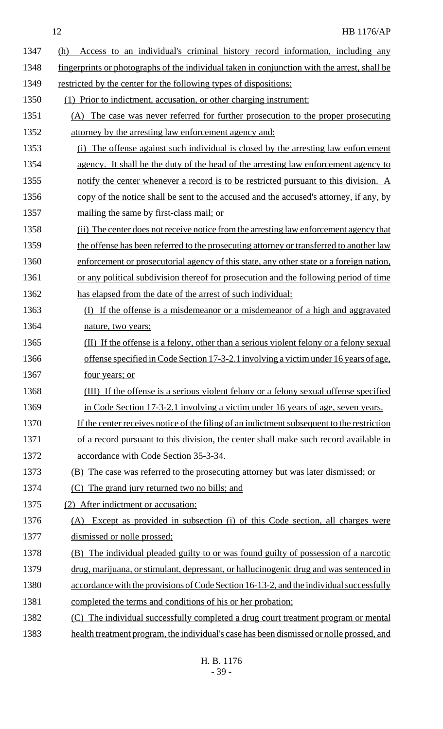(h) Access to an individual's criminal history record information, including any fingerprints or photographs of the individual taken in conjunction with the arrest, shall be restricted by the center for the following types of dispositions:

(1) Prior to indictment, accusation, or other charging instrument:

(A) The case was never referred for further prosecution to the proper prosecuting attorney by the arresting law enforcement agency and:

(i) The offense against such individual is closed by the arresting law enforcement agency. It shall be the duty of the head of the arresting law enforcement agency to notify the center whenever a record is to be restricted pursuant to this division. A copy of the notice shall be sent to the accused and the accused's attorney, if any, by mailing the same by first-class mail; or

(ii) The center does not receive notice from the arresting law enforcement agency that the offense has been referred to the prosecuting attorney or transferred to another law enforcement or prosecutorial agency of this state, any other state or a foreign nation, or any political subdivision thereof for prosecution and the following period of time has elapsed from the date of the arrest of such individual:

(I) If the offense is a misdemeanor or a misdemeanor of a high and aggravated nature, two years;

(II) If the offense is a felony, other than a serious violent felony or a felony sexual offense specified in Code Section 17-3-2.1 involving a victim under 16 years of age, four years; or

(III) If the offense is a serious violent felony or a felony sexual offense specified in Code Section 17-3-2.1 involving a victim under 16 years of age, seven years.

If the center receives notice of the filing of an indictment subsequent to the restriction of a record pursuant to this division, the center shall make such record available in accordance with Code Section 35-3-34.

(B) The case was referred to the prosecuting attorney but was later dismissed; or

(C) The grand jury returned two no bills; and

(2) After indictment or accusation:

(A) Except as provided in subsection (i) of this Code section, all charges were dismissed or nolle prossed;

(B) The individual pleaded guilty to or was found guilty of possession of a narcotic drug, marijuana, or stimulant, depressant, or hallucinogenic drug and was sentenced in accordance with the provisions of Code Section 16-13-2, and the individual successfully completed the terms and conditions of his or her probation;

(C) The individual successfully completed a drug court treatment program or mental health treatment program, the individual's case has been dismissed or nolle prossed, and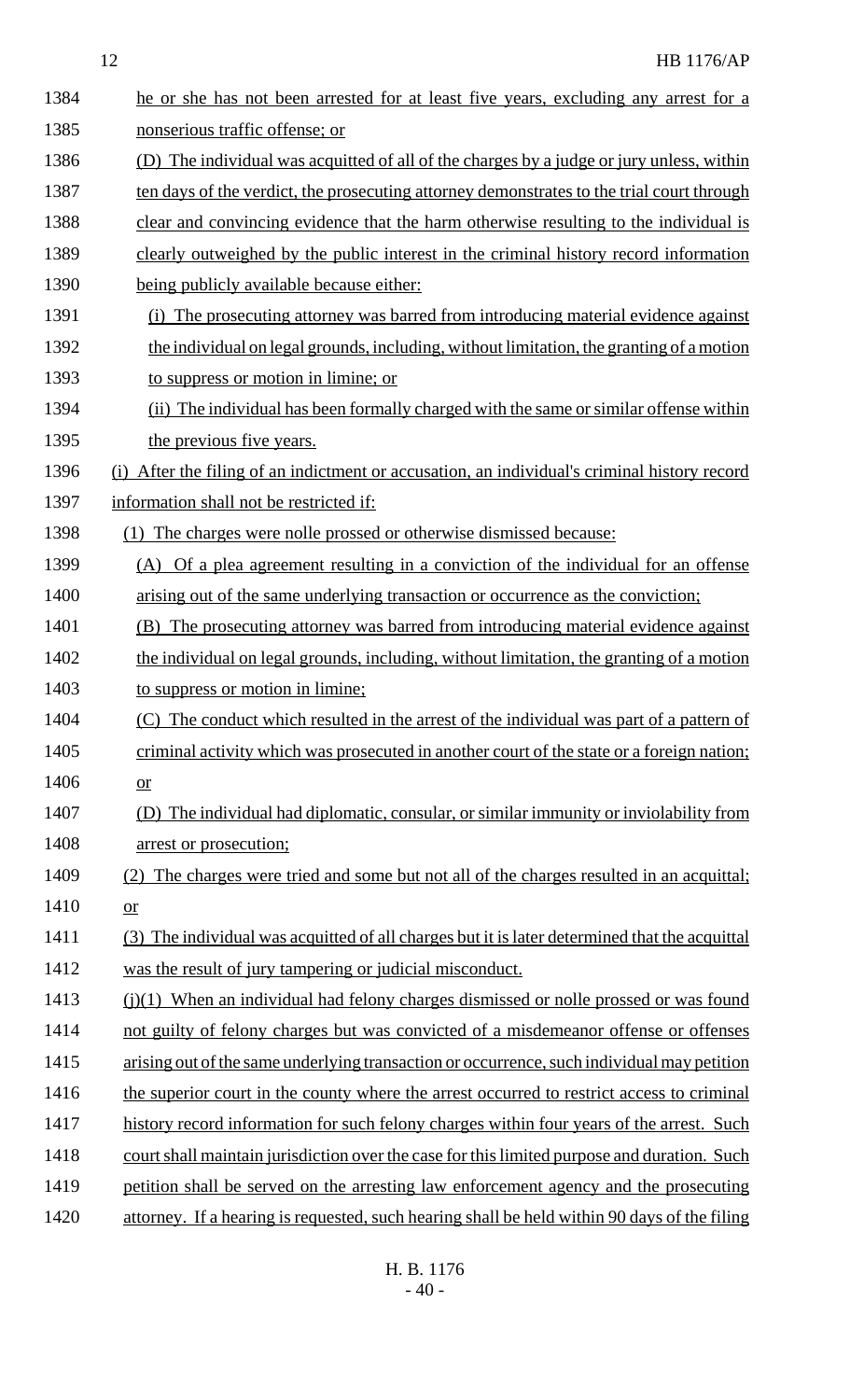he or she has not been arrested for at least five years, excluding any arrest for a nonserious traffic offense; or

(D) The individual was acquitted of all of the charges by a judge or jury unless, within ten days of the verdict, the prosecuting attorney demonstrates to the trial court through clear and convincing evidence that the harm otherwise resulting to the individual is clearly outweighed by the public interest in the criminal history record information being publicly available because either:

(i) The prosecuting attorney was barred from introducing material evidence against the individual on legal grounds, including, without limitation, the granting of a motion to suppress or motion in limine; or

(ii) The individual has been formally charged with the same or similar offense within the previous five years.

(i) After the filing of an indictment or accusation, an individual's criminal history record information shall not be restricted if:

(1) The charges were nolle prossed or otherwise dismissed because:

(A) Of a plea agreement resulting in a conviction of the individual for an offense arising out of the same underlying transaction or occurrence as the conviction;

(B) The prosecuting attorney was barred from introducing material evidence against the individual on legal grounds, including, without limitation, the granting of a motion to suppress or motion in limine;

(C) The conduct which resulted in the arrest of the individual was part of a pattern of criminal activity which was prosecuted in another court of the state or a foreign nation; or

(D) The individual had diplomatic, consular, or similar immunity or inviolability from arrest or prosecution;

(2) The charges were tried and some but not all of the charges resulted in an acquittal; or

(3) The individual was acquitted of all charges but it is later determined that the acquittal was the result of jury tampering or judicial misconduct.

(j)(1) When an individual had felony charges dismissed or nolle prossed or was found not guilty of felony charges but was convicted of a misdemeanor offense or offenses arising out of the same underlying transaction or occurrence, such individual may petition the superior court in the county where the arrest occurred to restrict access to criminal history record information for such felony charges within four years of the arrest. Such court shall maintain jurisdiction over the case for this limited purpose and duration. Such petition shall be served on the arresting law enforcement agency and the prosecuting attorney. If a hearing is requested, such hearing shall be held within 90 days of the filing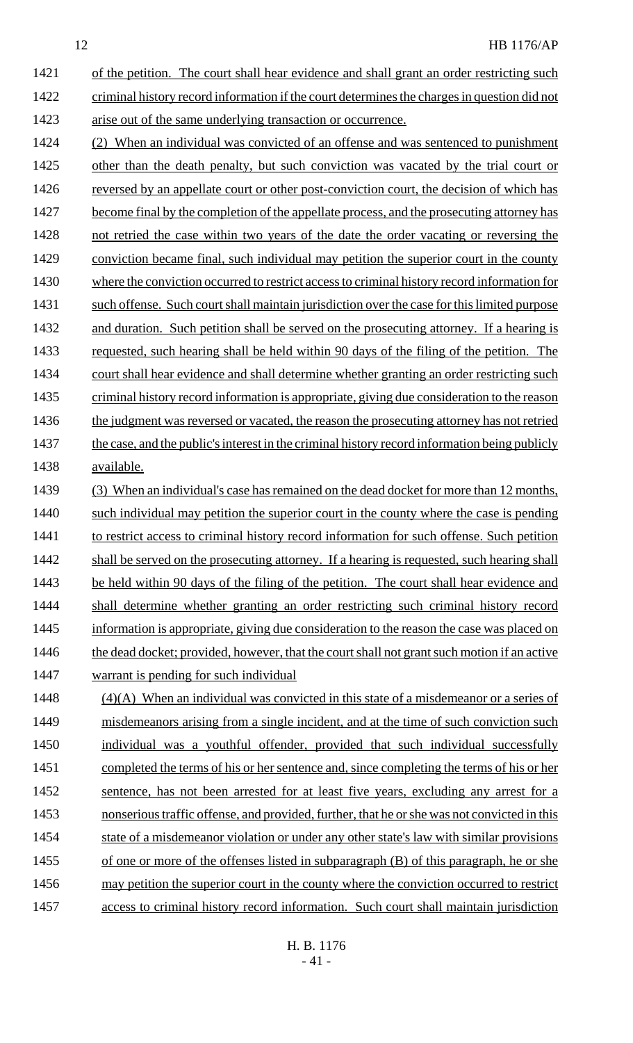of the petition. The court shall hear evidence and shall grant an order restricting such criminal history record information if the court determines the charges in question did not arise out of the same underlying transaction or occurrence.

(2) When an individual was convicted of an offense and was sentenced to punishment other than the death penalty, but such conviction was vacated by the trial court or reversed by an appellate court or other post-conviction court, the decision of which has become final by the completion of the appellate process, and the prosecuting attorney has not retried the case within two years of the date the order vacating or reversing the conviction became final, such individual may petition the superior court in the county where the conviction occurred to restrict access to criminal history record information for such offense. Such court shall maintain jurisdiction over the case for this limited purpose and duration. Such petition shall be served on the prosecuting attorney. If a hearing is requested, such hearing shall be held within 90 days of the filing of the petition. The court shall hear evidence and shall determine whether granting an order restricting such criminal history record information is appropriate, giving due consideration to the reason the judgment was reversed or vacated, the reason the prosecuting attorney has not retried the case, and the public's interest in the criminal history record information being publicly available.

(3) When an individual's case has remained on the dead docket for more than 12 months, such individual may petition the superior court in the county where the case is pending to restrict access to criminal history record information for such offense. Such petition shall be served on the prosecuting attorney. If a hearing is requested, such hearing shall be held within 90 days of the filing of the petition. The court shall hear evidence and shall determine whether granting an order restricting such criminal history record information is appropriate, giving due consideration to the reason the case was placed on the dead docket; provided, however, that the court shall not grant such motion if an active warrant is pending for such individual

(4)(A) When an individual was convicted in this state of a misdemeanor or a series of misdemeanors arising from a single incident, and at the time of such conviction such individual was a youthful offender, provided that such individual successfully completed the terms of his or her sentence and, since completing the terms of his or her sentence, has not been arrested for at least five years, excluding any arrest for a nonserious traffic offense, and provided, further, that he or she was not convicted in this state of a misdemeanor violation or under any other state's law with similar provisions of one or more of the offenses listed in subparagraph (B) of this paragraph, he or she may petition the superior court in the county where the conviction occurred to restrict access to criminal history record information. Such court shall maintain jurisdiction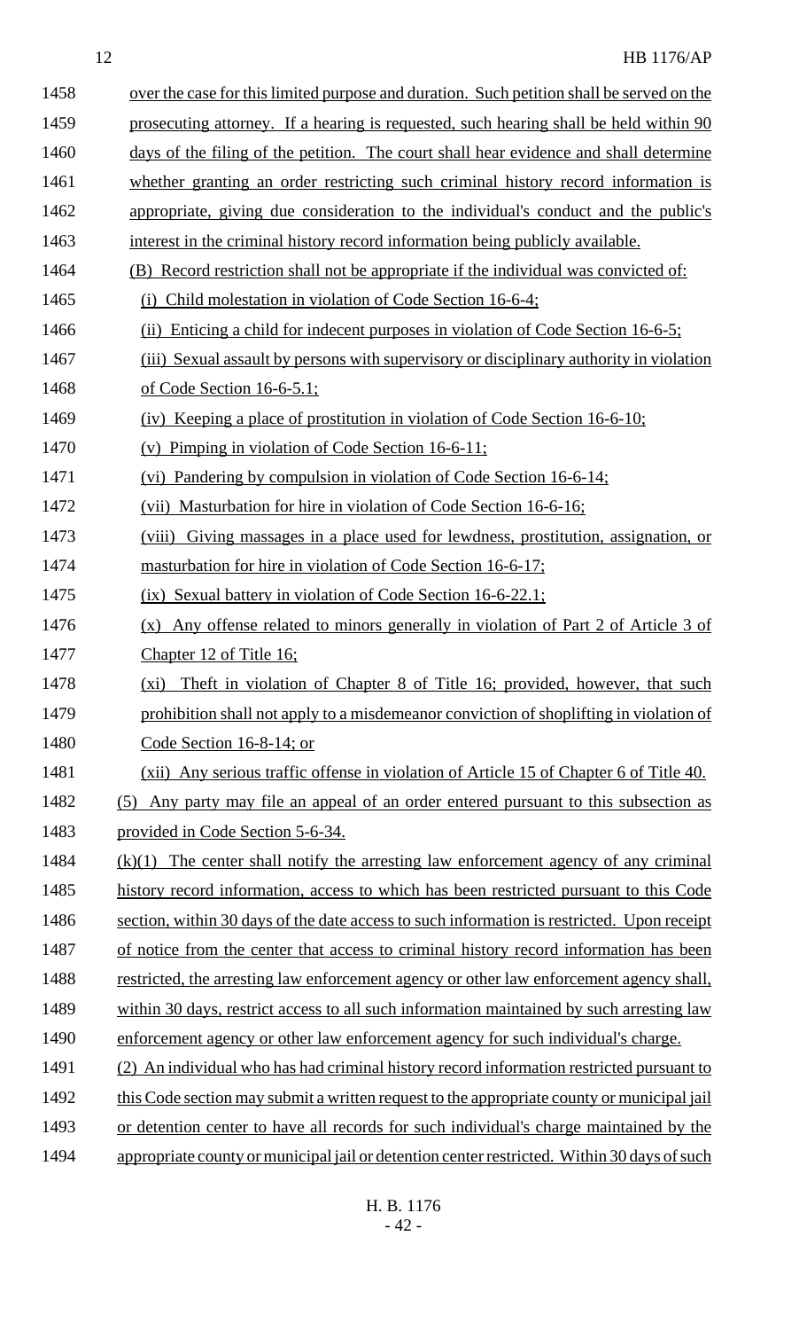over the case for this limited purpose and duration. Such petition shall be served on the prosecuting attorney. If a hearing is requested, such hearing shall be held within 90 days of the filing of the petition. The court shall hear evidence and shall determine whether granting an order restricting such criminal history record information is appropriate, giving due consideration to the individual's conduct and the public's interest in the criminal history record information being publicly available.

(B) Record restriction shall not be appropriate if the individual was convicted of:

(i) Child molestation in violation of Code Section 16-6-4;

(ii) Enticing a child for indecent purposes in violation of Code Section 16-6-5;

(iii) Sexual assault by persons with supervisory or disciplinary authority in violation of Code Section 16-6-5.1;

(iv) Keeping a place of prostitution in violation of Code Section 16-6-10;

(v) Pimping in violation of Code Section 16-6-11;

(vi) Pandering by compulsion in violation of Code Section 16-6-14;

(vii) Masturbation for hire in violation of Code Section 16-6-16;

(viii) Giving massages in a place used for lewdness, prostitution, assignation, or masturbation for hire in violation of Code Section 16-6-17;

(ix) Sexual battery in violation of Code Section 16-6-22.1;

(x) Any offense related to minors generally in violation of Part 2 of Article 3 of Chapter 12 of Title 16;

(xi) Theft in violation of Chapter 8 of Title 16; provided, however, that such prohibition shall not apply to a misdemeanor conviction of shoplifting in violation of Code Section 16-8-14; or

(xii) Any serious traffic offense in violation of Article 15 of Chapter 6 of Title 40.

(5) Any party may file an appeal of an order entered pursuant to this subsection as provided in Code Section 5-6-34.

(k)(1) The center shall notify the arresting law enforcement agency of any criminal history record information, access to which has been restricted pursuant to this Code section, within 30 days of the date access to such information is restricted. Upon receipt of notice from the center that access to criminal history record information has been restricted, the arresting law enforcement agency or other law enforcement agency shall, within 30 days, restrict access to all such information maintained by such arresting law enforcement agency or other law enforcement agency for such individual's charge.

(2) An individual who has had criminal history record information restricted pursuant to this Code section may submit a written request to the appropriate county or municipal jail or detention center to have all records for such individual's charge maintained by the appropriate county or municipal jail or detention center restricted. Within 30 days of such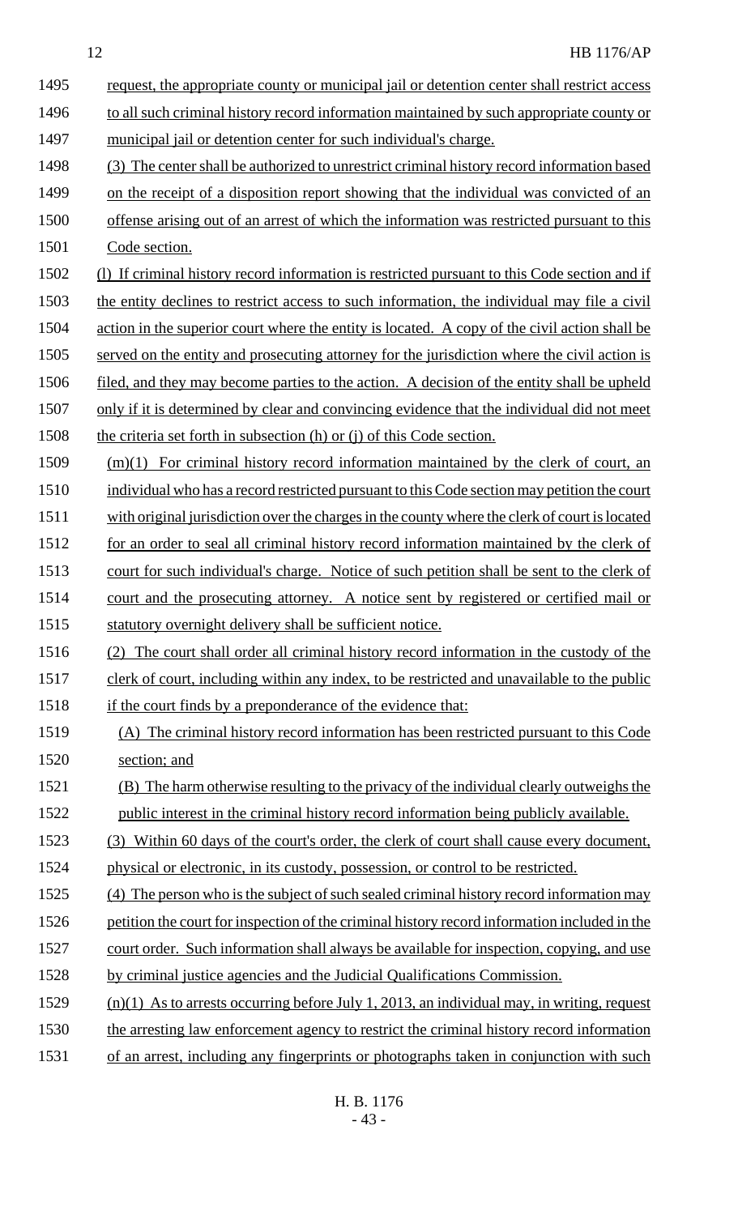request, the appropriate county or municipal jail or detention center shall restrict access to all such criminal history record information maintained by such appropriate county or municipal jail or detention center for such individual's charge.

(3) The center shall be authorized to unrestrict criminal history record information based on the receipt of a disposition report showing that the individual was convicted of an offense arising out of an arrest of which the information was restricted pursuant to this Code section.

(l) If criminal history record information is restricted pursuant to this Code section and if the entity declines to restrict access to such information, the individual may file a civil action in the superior court where the entity is located. A copy of the civil action shall be served on the entity and prosecuting attorney for the jurisdiction where the civil action is filed, and they may become parties to the action. A decision of the entity shall be upheld only if it is determined by clear and convincing evidence that the individual did not meet the criteria set forth in subsection (h) or (j) of this Code section.

(m)(1) For criminal history record information maintained by the clerk of court, an individual who has a record restricted pursuant to this Code section may petition the court with original jurisdiction over the charges in the county where the clerk of court is located for an order to seal all criminal history record information maintained by the clerk of court for such individual's charge. Notice of such petition shall be sent to the clerk of court and the prosecuting attorney. A notice sent by registered or certified mail or statutory overnight delivery shall be sufficient notice.

(2) The court shall order all criminal history record information in the custody of the clerk of court, including within any index, to be restricted and unavailable to the public if the court finds by a preponderance of the evidence that:

(A) The criminal history record information has been restricted pursuant to this Code section; and

(B) The harm otherwise resulting to the privacy of the individual clearly outweighs the public interest in the criminal history record information being publicly available.

(3) Within 60 days of the court's order, the clerk of court shall cause every document, physical or electronic, in its custody, possession, or control to be restricted.

(4) The person who is the subject of such sealed criminal history record information may petition the court for inspection of the criminal history record information included in the court order. Such information shall always be available for inspection, copying, and use by criminal justice agencies and the Judicial Qualifications Commission.

(n)(1) As to arrests occurring before July 1, 2013, an individual may, in writing, request the arresting law enforcement agency to restrict the criminal history record information of an arrest, including any fingerprints or photographs taken in conjunction with such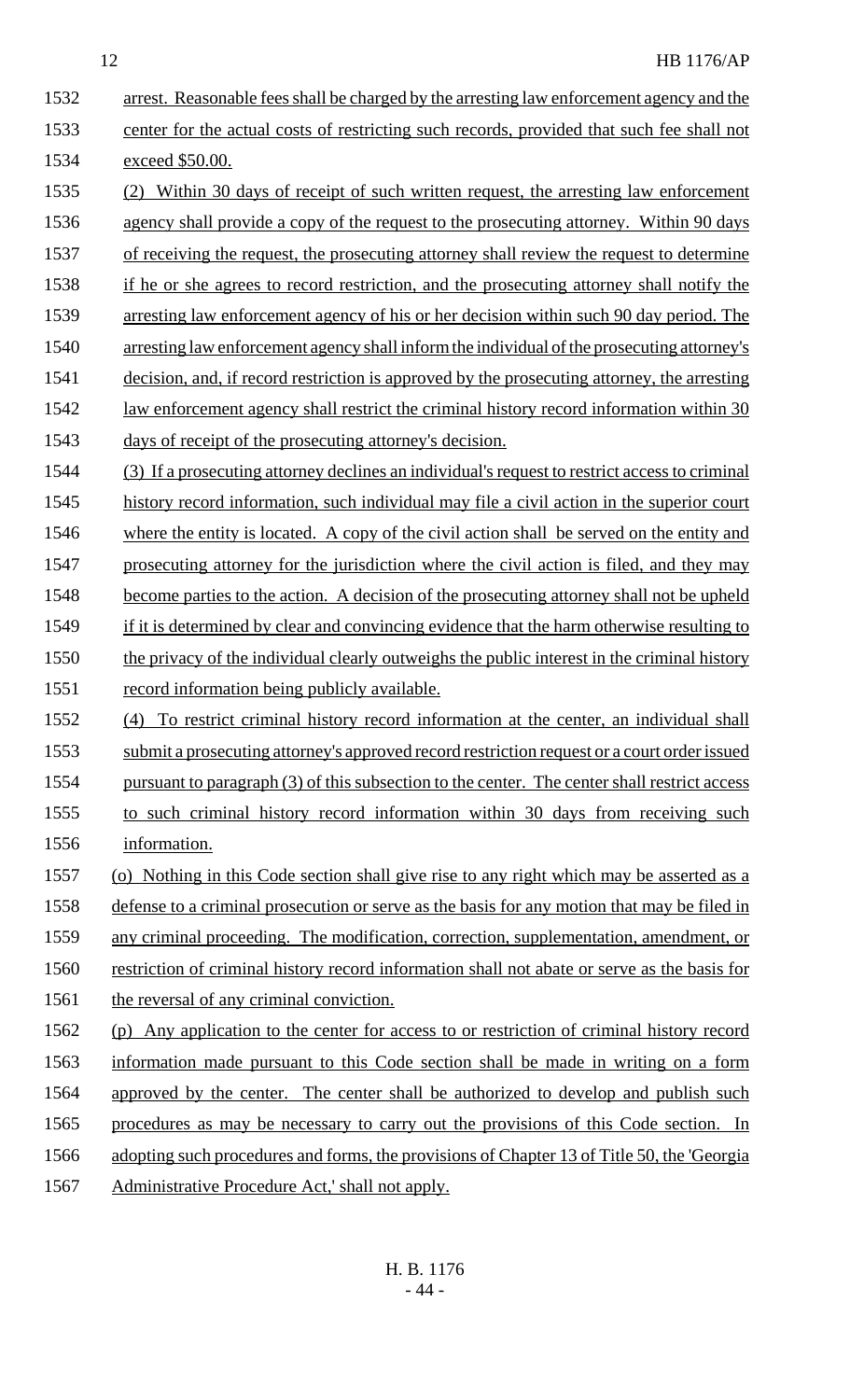arrest. Reasonable fees shall be charged by the arresting law enforcement agency and the center for the actual costs of restricting such records, provided that such fee shall not exceed $50.00.

(2) Within 30 days of receipt of such written request, the arresting law enforcement agency shall provide a copy of the request to the prosecuting attorney. Within 90 days of receiving the request, the prosecuting attorney shall review the request to determine if he or she agrees to record restriction, and the prosecuting attorney shall notify the arresting law enforcement agency of his or her decision within such 90 day period. The arresting law enforcement agency shall inform the individual of the prosecuting attorney's decision, and, if record restriction is approved by the prosecuting attorney, the arresting law enforcement agency shall restrict the criminal history record information within 30 days of receipt of the prosecuting attorney's decision.

(3) If a prosecuting attorney declines an individual's request to restrict access to criminal history record information, such individual may file a civil action in the superior court where the entity is located. A copy of the civil action shall be served on the entity and prosecuting attorney for the jurisdiction where the civil action is filed, and they may become parties to the action. A decision of the prosecuting attorney shall not be upheld if it is determined by clear and convincing evidence that the harm otherwise resulting to the privacy of the individual clearly outweighs the public interest in the criminal history record information being publicly available.

(4) To restrict criminal history record information at the center, an individual shall submit a prosecuting attorney's approved record restriction request or a court order issued pursuant to paragraph (3) of this subsection to the center. The center shall restrict access to such criminal history record information within 30 days from receiving such information.

(o) Nothing in this Code section shall give rise to any right which may be asserted as a defense to a criminal prosecution or serve as the basis for any motion that may be filed in any criminal proceeding. The modification, correction, supplementation, amendment, or restriction of criminal history record information shall not abate or serve as the basis for the reversal of any criminal conviction.

(p) Any application to the center for access to or restriction of criminal history record information made pursuant to this Code section shall be made in writing on a form approved by the center. The center shall be authorized to develop and publish such procedures as may be necessary to carry out the provisions of this Code section. In adopting such procedures and forms, the provisions of Chapter 13 of Title 50, the 'Georgia Administrative Procedure Act,' shall not apply.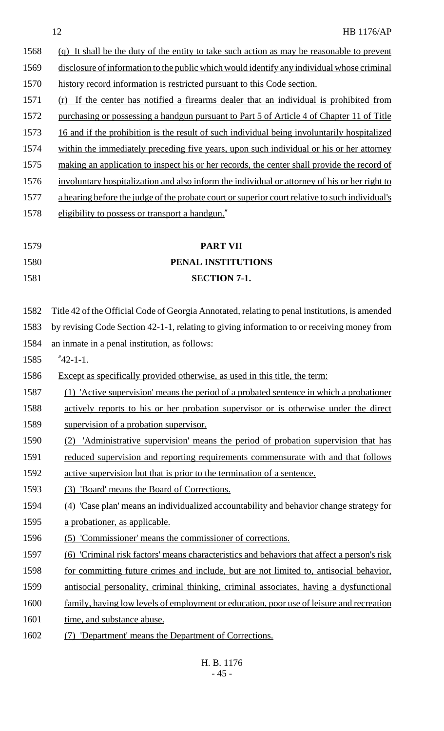(q) It shall be the duty of the entity to take such action as may be reasonable to prevent disclosure of information to the public which would identify any individual whose criminal history record information is restricted pursuant to this Code section.

(r) If the center has notified a firearms dealer that an individual is prohibited from purchasing or possessing a handgun pursuant to Part 5 of Article 4 of Chapter 11 of Title 16 and if the prohibition is the result of such individual being involuntarily hospitalized within the immediately preceding five years, upon such individual or his or her attorney making an application to inspect his or her records, the center shall provide the record of involuntary hospitalization and also inform the individual or attorney of his or her right to a hearing before the judge of the probate court or superior court relative to such individual's eligibility to possess or transport a handgun."

**PART VII**

**PENAL INSTITUTIONS**

**SECTION 7-1.**

Title 42 of the Official Code of Georgia Annotated, relating to penal institutions, is amended by revising Code Section 42-1-1, relating to giving information to or receiving money from an inmate in a penal institution, as follows:

"42-1-1.

Except as specifically provided otherwise, as used in this title, the term:

(1) 'Active supervision' means the period of a probated sentence in which a probationer actively reports to his or her probation supervisor or is otherwise under the direct supervision of a probation supervisor.

(2) 'Administrative supervision' means the period of probation supervision that has reduced supervision and reporting requirements commensurate with and that follows active supervision but that is prior to the termination of a sentence.

(3) 'Board' means the Board of Corrections.

(4) 'Case plan' means an individualized accountability and behavior change strategy for a probationer, as applicable.

(5) 'Commissioner' means the commissioner of corrections.

(6) 'Criminal risk factors' means characteristics and behaviors that affect a person's risk for committing future crimes and include, but are not limited to, antisocial behavior, antisocial personality, criminal thinking, criminal associates, having a dysfunctional family, having low levels of employment or education, poor use of leisure and recreation time, and substance abuse.

(7) 'Department' means the Department of Corrections.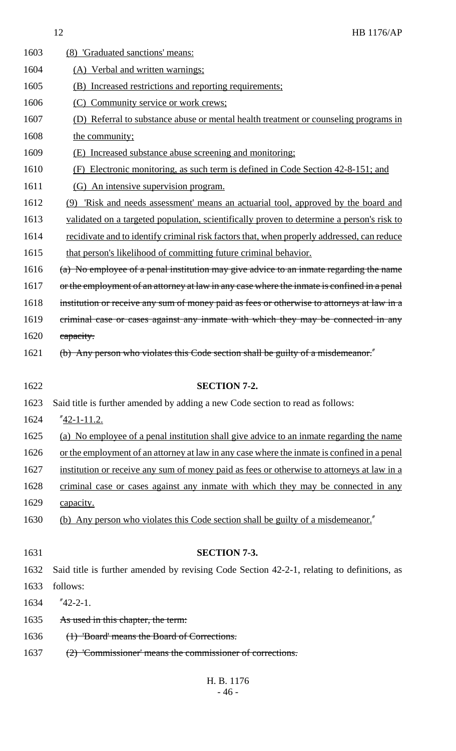1603 (8) 'Graduated sanctions' means:

1604 (A) Verbal and written warnings;

1605 (B) Increased restrictions and reporting requirements;

1606 (C) Community service or work crews;

1607 (D) Referral to substance abuse or mental health treatment or counseling programs in

1608 the community;

1609 (E) Increased substance abuse screening and monitoring;

1610 (F) Electronic monitoring, as such term is defined in Code Section 42-8-151; and

1611 (G) An intensive supervision program.

1612 (9) 'Risk and needs assessment' means an actuarial tool, approved by the board and

1613 validated on a targeted population, scientifically proven to determine a person's risk to

1614 recidivate and to identify criminal risk factors that, when properly addressed, can reduce

1615 that person's likelihood of committing future criminal behavior.

1616 ~~(a) No employee of a penal institution may give advice to an inmate regarding the name~~

1617 ~~or the employment of an attorney at law in any case where the inmate is confined in a penal~~

1618 ~~institution or receive any sum of money paid as fees or otherwise to attorneys at law in a~~

1619 ~~criminal case or cases against any inmate with which they may be connected in any~~

1620 ~~capacity.~~

1621 ~~(b) Any person who violates this Code section shall be guilty of a misdemeanor.~~"

1622 **SECTION 7-2.**

1623 Said title is further amended by adding a new Code section to read as follows:

1624 "42-1-11.2.

1625 (a) No employee of a penal institution shall give advice to an inmate regarding the name

1626 or the employment of an attorney at law in any case where the inmate is confined in a penal

1627 institution or receive any sum of money paid as fees or otherwise to attorneys at law in a

1628 criminal case or cases against any inmate with which they may be connected in any

1629 capacity.

1630 (b) Any person who violates this Code section shall be guilty of a misdemeanor."

1631 **SECTION 7-3.**

1632 Said title is further amended by revising Code Section 42-2-1, relating to definitions, as

1633 follows:

1634 "42-2-1.

1635 ~~As used in this chapter, the term:~~

1636 ~~(1) 'Board' means the Board of Corrections.~~

1637 ~~(2) 'Commissioner' means the commissioner of corrections.~~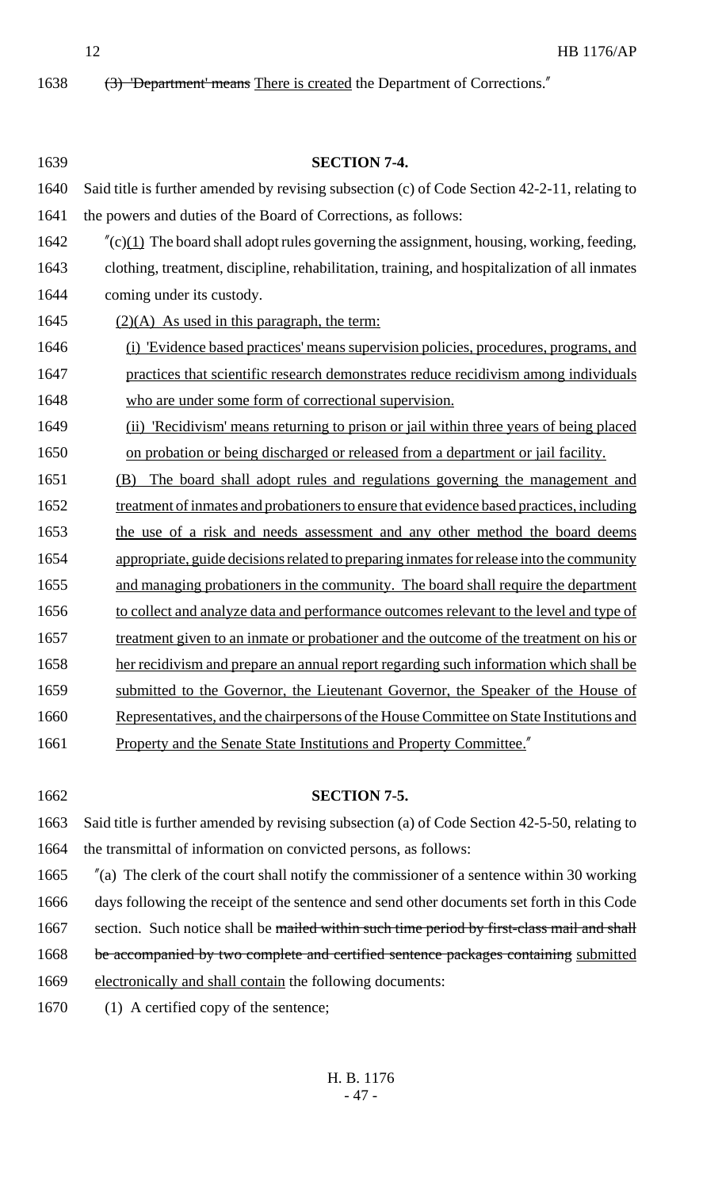1638 ~~(3) 'Department' means~~ There is created the Department of Corrections."

1639 **SECTION 7-4.**

1640 Said title is further amended by revising subsection (c) of Code Section 42-2-11, relating to
1641 the powers and duties of the Board of Corrections, as follows:

1642 "(c)(1) The board shall adopt rules governing the assignment, housing, working, feeding,
1643 clothing, treatment, discipline, rehabilitation, training, and hospitalization of all inmates
1644 coming under its custody.

1645 (2)(A) As used in this paragraph, the term:

1646 (i) 'Evidence based practices' means supervision policies, procedures, programs, and
1647 practices that scientific research demonstrates reduce recidivism among individuals
1648 who are under some form of correctional supervision.

1649 (ii) 'Recidivism' means returning to prison or jail within three years of being placed
1650 on probation or being discharged or released from a department or jail facility.

1651 (B) The board shall adopt rules and regulations governing the management and
1652 treatment of inmates and probationers to ensure that evidence based practices, including
1653 the use of a risk and needs assessment and any other method the board deems
1654 appropriate, guide decisions related to preparing inmates for release into the community
1655 and managing probationers in the community. The board shall require the department
1656 to collect and analyze data and performance outcomes relevant to the level and type of
1657 treatment given to an inmate or probationer and the outcome of the treatment on his or
1658 her recidivism and prepare an annual report regarding such information which shall be
1659 submitted to the Governor, the Lieutenant Governor, the Speaker of the House of
1660 Representatives, and the chairpersons of the House Committee on State Institutions and
1661 Property and the Senate State Institutions and Property Committee."

1662 **SECTION 7-5.**

1663 Said title is further amended by revising subsection (a) of Code Section 42-5-50, relating to
1664 the transmittal of information on convicted persons, as follows:

1665 "(a) The clerk of the court shall notify the commissioner of a sentence within 30 working
1666 days following the receipt of the sentence and send other documents set forth in this Code
1667 section. Such notice shall be ~~mailed within such time period by first-class mail and shall~~
1668 ~~be accompanied by two complete and certified sentence packages containing~~ submitted
1669 electronically and shall contain the following documents:

1670 (1) A certified copy of the sentence;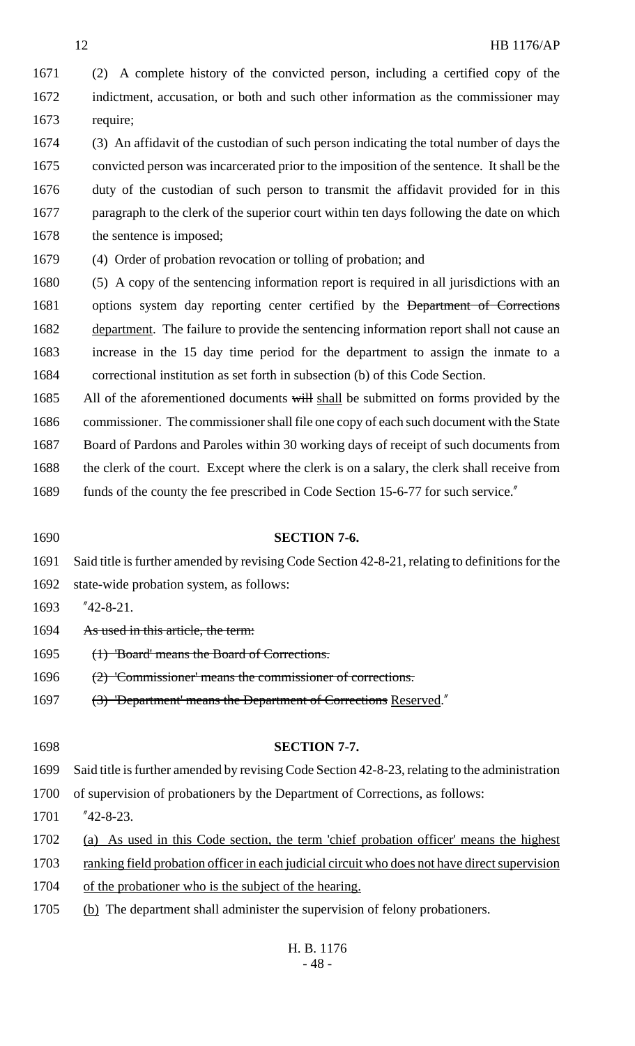(2) A complete history of the convicted person, including a certified copy of the indictment, accusation, or both and such other information as the commissioner may require;

(3) An affidavit of the custodian of such person indicating the total number of days the convicted person was incarcerated prior to the imposition of the sentence. It shall be the duty of the custodian of such person to transmit the affidavit provided for in this paragraph to the clerk of the superior court within ten days following the date on which the sentence is imposed;

(4) Order of probation revocation or tolling of probation; and

(5) A copy of the sentencing information report is required in all jurisdictions with an options system day reporting center certified by the ~~Department of Corrections~~ department. The failure to provide the sentencing information report shall not cause an increase in the 15 day time period for the department to assign the inmate to a correctional institution as set forth in subsection (b) of this Code Section.

All of the aforementioned documents ~~will~~ shall be submitted on forms provided by the commissioner. The commissioner shall file one copy of each such document with the State Board of Pardons and Paroles within 30 working days of receipt of such documents from the clerk of the court. Except where the clerk is on a salary, the clerk shall receive from funds of the county the fee prescribed in Code Section 15-6-77 for such service."

**SECTION 7-6.**

Said title is further amended by revising Code Section 42-8-21, relating to definitions for the state-wide probation system, as follows:

"42-8-21.

~~As used in this article, the term:~~

~~(1) 'Board' means the Board of Corrections.~~

~~(2) 'Commissioner' means the commissioner of corrections.~~

~~(3) 'Department' means the Department of Corrections~~ Reserved."

**SECTION 7-7.**

Said title is further amended by revising Code Section 42-8-23, relating to the administration of supervision of probationers by the Department of Corrections, as follows:

"42-8-23.

(a) As used in this Code section, the term 'chief probation officer' means the highest ranking field probation officer in each judicial circuit who does not have direct supervision of the probationer who is the subject of the hearing.

(b) The department shall administer the supervision of felony probationers.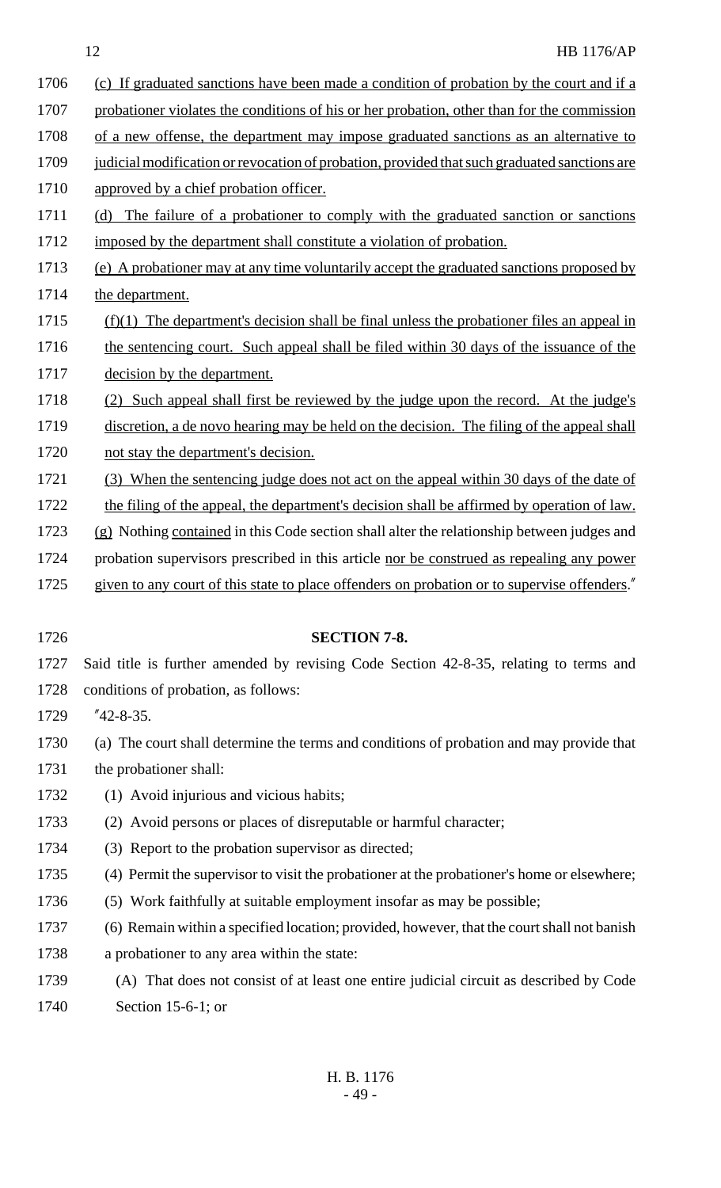(c) If graduated sanctions have been made a condition of probation by the court and if a probationer violates the conditions of his or her probation, other than for the commission of a new offense, the department may impose graduated sanctions as an alternative to judicial modification or revocation of probation, provided that such graduated sanctions are approved by a chief probation officer.

(d) The failure of a probationer to comply with the graduated sanction or sanctions imposed by the department shall constitute a violation of probation.

(e) A probationer may at any time voluntarily accept the graduated sanctions proposed by the department.

(f)(1) The department's decision shall be final unless the probationer files an appeal in the sentencing court. Such appeal shall be filed within 30 days of the issuance of the decision by the department.

(2) Such appeal shall first be reviewed by the judge upon the record. At the judge's discretion, a de novo hearing may be held on the decision. The filing of the appeal shall not stay the department's decision.

(3) When the sentencing judge does not act on the appeal within 30 days of the date of the filing of the appeal, the department's decision shall be affirmed by operation of law.

(g) Nothing contained in this Code section shall alter the relationship between judges and probation supervisors prescribed in this article nor be construed as repealing any power given to any court of this state to place offenders on probation or to supervise offenders."

**SECTION 7-8.**

Said title is further amended by revising Code Section 42-8-35, relating to terms and conditions of probation, as follows:

"42-8-35.

(a) The court shall determine the terms and conditions of probation and may provide that the probationer shall:

(1) Avoid injurious and vicious habits;

(2) Avoid persons or places of disreputable or harmful character;

(3) Report to the probation supervisor as directed;

(4) Permit the supervisor to visit the probationer at the probationer's home or elsewhere;

(5) Work faithfully at suitable employment insofar as may be possible;

(6) Remain within a specified location; provided, however, that the court shall not banish a probationer to any area within the state:

(A) That does not consist of at least one entire judicial circuit as described by Code Section 15-6-1; or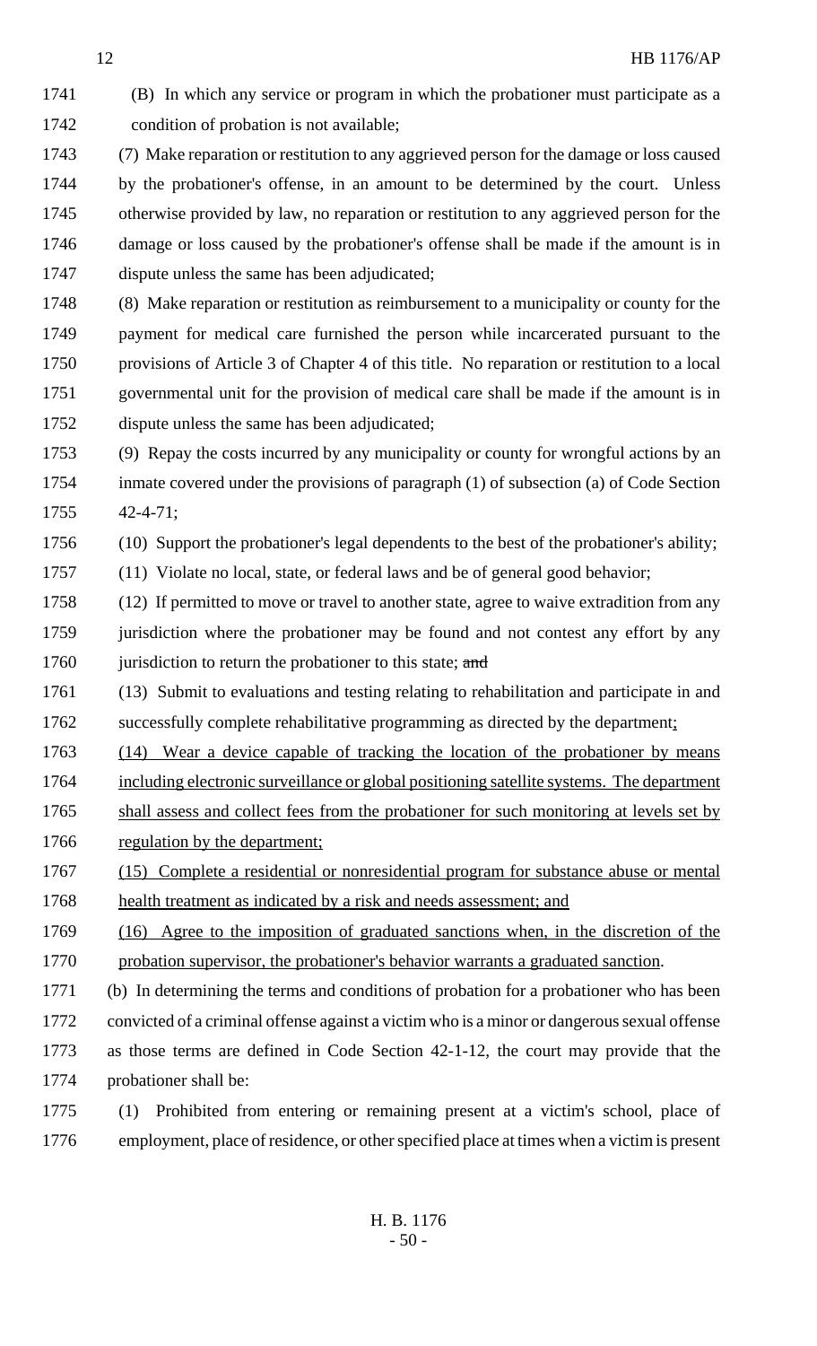(B) In which any service or program in which the probationer must participate as a condition of probation is not available;

(7) Make reparation or restitution to any aggrieved person for the damage or loss caused by the probationer's offense, in an amount to be determined by the court. Unless otherwise provided by law, no reparation or restitution to any aggrieved person for the damage or loss caused by the probationer's offense shall be made if the amount is in dispute unless the same has been adjudicated;

(8) Make reparation or restitution as reimbursement to a municipality or county for the payment for medical care furnished the person while incarcerated pursuant to the provisions of Article 3 of Chapter 4 of this title. No reparation or restitution to a local governmental unit for the provision of medical care shall be made if the amount is in dispute unless the same has been adjudicated;

(9) Repay the costs incurred by any municipality or county for wrongful actions by an inmate covered under the provisions of paragraph (1) of subsection (a) of Code Section 42-4-71;

(10) Support the probationer's legal dependents to the best of the probationer's ability;

(11) Violate no local, state, or federal laws and be of general good behavior;

(12) If permitted to move or travel to another state, agree to waive extradition from any jurisdiction where the probationer may be found and not contest any effort by any jurisdiction to return the probationer to this state; ~~and~~

(13) Submit to evaluations and testing relating to rehabilitation and participate in and successfully complete rehabilitative programming as directed by the department;

(14) Wear a device capable of tracking the location of the probationer by means including electronic surveillance or global positioning satellite systems. The department shall assess and collect fees from the probationer for such monitoring at levels set by regulation by the department;

(15) Complete a residential or nonresidential program for substance abuse or mental health treatment as indicated by a risk and needs assessment; and

(16) Agree to the imposition of graduated sanctions when, in the discretion of the probation supervisor, the probationer's behavior warrants a graduated sanction.

(b) In determining the terms and conditions of probation for a probationer who has been convicted of a criminal offense against a victim who is a minor or dangerous sexual offense as those terms are defined in Code Section 42-1-12, the court may provide that the probationer shall be:

(1) Prohibited from entering or remaining present at a victim's school, place of employment, place of residence, or other specified place at times when a victim is present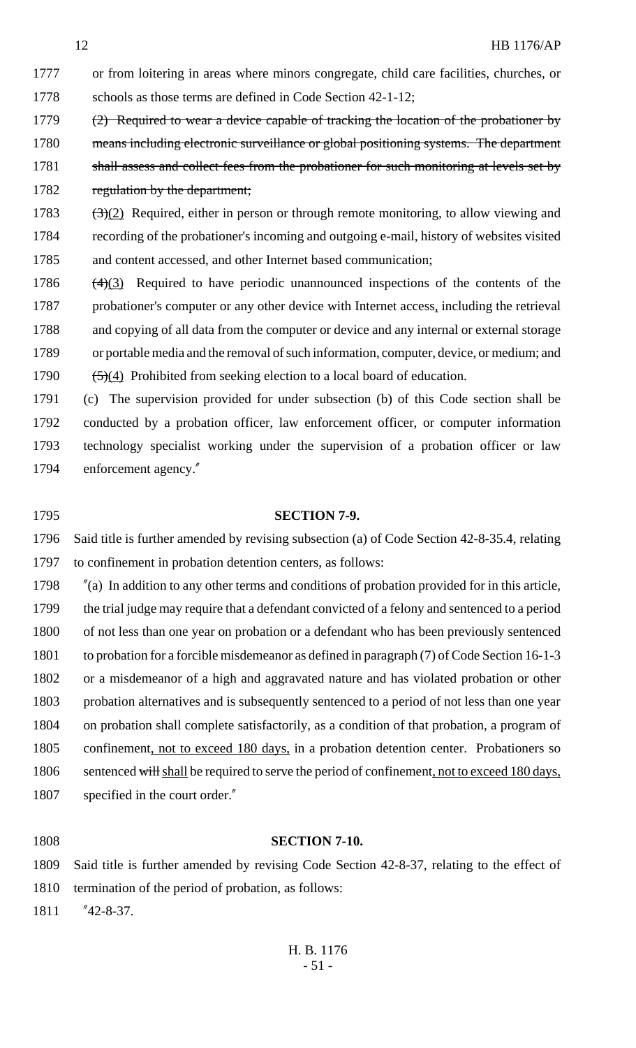1777 or from loitering in areas where minors congregate, child care facilities, churches, or
1778 schools as those terms are defined in Code Section 42-1-12;

1779 ~~(2) Required to wear a device capable of tracking the location of the probationer by~~
1780 ~~means including electronic surveillance or global positioning systems. The department~~
1781 ~~shall assess and collect fees from the probationer for such monitoring at levels set by~~
1782 ~~regulation by the department;~~

1783 ~~(3)~~(2) Required, either in person or through remote monitoring, to allow viewing and
1784 recording of the probationer's incoming and outgoing e-mail, history of websites visited
1785 and content accessed, and other Internet based communication;

1786 ~~(4)~~(3) Required to have periodic unannounced inspections of the contents of the
1787 probationer's computer or any other device with Internet access, including the retrieval
1788 and copying of all data from the computer or device and any internal or external storage
1789 or portable media and the removal of such information, computer, device, or medium; and

1790 ~~(5)~~(4) Prohibited from seeking election to a local board of education.

1791 (c) The supervision provided for under subsection (b) of this Code section shall be
1792 conducted by a probation officer, law enforcement officer, or computer information
1793 technology specialist working under the supervision of a probation officer or law
1794 enforcement agency."

1795 **SECTION 7-9.**

1796 Said title is further amended by revising subsection (a) of Code Section 42-8-35.4, relating
1797 to confinement in probation detention centers, as follows:

1798 "(a) In addition to any other terms and conditions of probation provided for in this article,
1799 the trial judge may require that a defendant convicted of a felony and sentenced to a period
1800 of not less than one year on probation or a defendant who has been previously sentenced
1801 to probation for a forcible misdemeanor as defined in paragraph (7) of Code Section 16-1-3
1802 or a misdemeanor of a high and aggravated nature and has violated probation or other
1803 probation alternatives and is subsequently sentenced to a period of not less than one year
1804 on probation shall complete satisfactorily, as a condition of that probation, a program of
1805 confinement, not to exceed 180 days, in a probation detention center. Probationers so
1806 sentenced ~~will~~ shall be required to serve the period of confinement, not to exceed 180 days,
1807 specified in the court order."

1808 **SECTION 7-10.**

1809 Said title is further amended by revising Code Section 42-8-37, relating to the effect of
1810 termination of the period of probation, as follows:

1811 "42-8-37.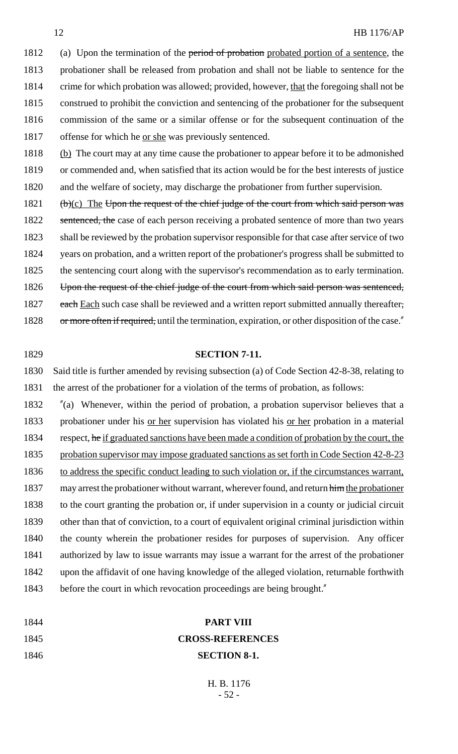1812 (a) Upon the termination of the ~~period of probation~~ probated portion of a sentence, the
1813 probationer shall be released from probation and shall not be liable to sentence for the
1814 crime for which probation was allowed; provided, however, that the foregoing shall not be
1815 construed to prohibit the conviction and sentencing of the probationer for the subsequent
1816 commission of the same or a similar offense or for the subsequent continuation of the
1817 offense for which he or she was previously sentenced.

1818 (b) The court may at any time cause the probationer to appear before it to be admonished
1819 or commended and, when satisfied that its action would be for the best interests of justice
1820 and the welfare of society, may discharge the probationer from further supervision.

1821 ~~(b)~~(c) The ~~Upon the request of the chief judge of the court from which said person was~~
1822 ~~sentenced, the~~ case of each person receiving a probated sentence of more than two years
1823 shall be reviewed by the probation supervisor responsible for that case after service of two
1824 years on probation, and a written report of the probationer's progress shall be submitted to
1825 the sentencing court along with the supervisor's recommendation as to early termination.
1826 ~~Upon the request of the chief judge of the court from which said person was sentenced,~~
1827 ~~each~~ Each such case shall be reviewed and a written report submitted annually thereafter~~,~~
1828 ~~or more often if required,~~ until the termination, expiration, or other disposition of the case."

1829 **SECTION 7-11.**

1830 Said title is further amended by revising subsection (a) of Code Section 42-8-38, relating to
1831 the arrest of the probationer for a violation of the terms of probation, as follows:

1832 "(a) Whenever, within the period of probation, a probation supervisor believes that a
1833 probationer under his or her supervision has violated his or her probation in a material
1834 respect, ~~he~~ if graduated sanctions have been made a condition of probation by the court, the
1835 probation supervisor may impose graduated sanctions as set forth in Code Section 42-8-23
1836 to address the specific conduct leading to such violation or, if the circumstances warrant,
1837 may arrest the probationer without warrant, wherever found, and return ~~him~~ the probationer
1838 to the court granting the probation or, if under supervision in a county or judicial circuit
1839 other than that of conviction, to a court of equivalent original criminal jurisdiction within
1840 the county wherein the probationer resides for purposes of supervision. Any officer
1841 authorized by law to issue warrants may issue a warrant for the arrest of the probationer
1842 upon the affidavit of one having knowledge of the alleged violation, returnable forthwith
1843 before the court in which revocation proceedings are being brought."

1844 **PART VIII**

1845 **CROSS-REFERENCES**

1846 **SECTION 8-1.**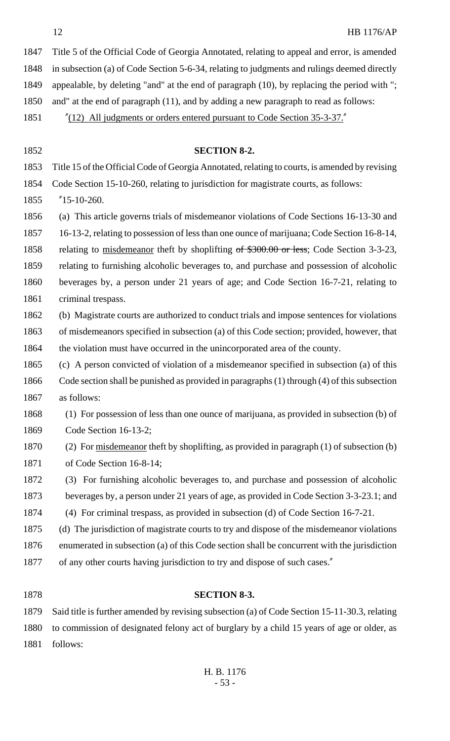Title 5 of the Official Code of Georgia Annotated, relating to appeal and error, is amended in subsection (a) of Code Section 5-6-34, relating to judgments and rulings deemed directly appealable, by deleting "and" at the end of paragraph (10), by replacing the period with "; and" at the end of paragraph (11), and by adding a new paragraph to read as follows:

"(12) All judgments or orders entered pursuant to Code Section 35-3-37."

**SECTION 8-2.**

Title 15 of the Official Code of Georgia Annotated, relating to courts, is amended by revising Code Section 15-10-260, relating to jurisdiction for magistrate courts, as follows:

"15-10-260.

(a) This article governs trials of misdemeanor violations of Code Sections 16-13-30 and 16-13-2, relating to possession of less than one ounce of marijuana; Code Section 16-8-14, relating to misdemeanor theft by shoplifting ~~of \$300.00 or less~~; Code Section 3-3-23, relating to furnishing alcoholic beverages to, and purchase and possession of alcoholic beverages by, a person under 21 years of age; and Code Section 16-7-21, relating to criminal trespass.

(b) Magistrate courts are authorized to conduct trials and impose sentences for violations of misdemeanors specified in subsection (a) of this Code section; provided, however, that the violation must have occurred in the unincorporated area of the county.

(c) A person convicted of violation of a misdemeanor specified in subsection (a) of this Code section shall be punished as provided in paragraphs (1) through (4) of this subsection as follows:

(1) For possession of less than one ounce of marijuana, as provided in subsection (b) of Code Section 16-13-2;

(2) For misdemeanor theft by shoplifting, as provided in paragraph (1) of subsection (b) of Code Section 16-8-14;

(3) For furnishing alcoholic beverages to, and purchase and possession of alcoholic beverages by, a person under 21 years of age, as provided in Code Section 3-3-23.1; and

(4) For criminal trespass, as provided in subsection (d) of Code Section 16-7-21.

(d) The jurisdiction of magistrate courts to try and dispose of the misdemeanor violations enumerated in subsection (a) of this Code section shall be concurrent with the jurisdiction of any other courts having jurisdiction to try and dispose of such cases."

**SECTION 8-3.**

Said title is further amended by revising subsection (a) of Code Section 15-11-30.3, relating to commission of designated felony act of burglary by a child 15 years of age or older, as follows: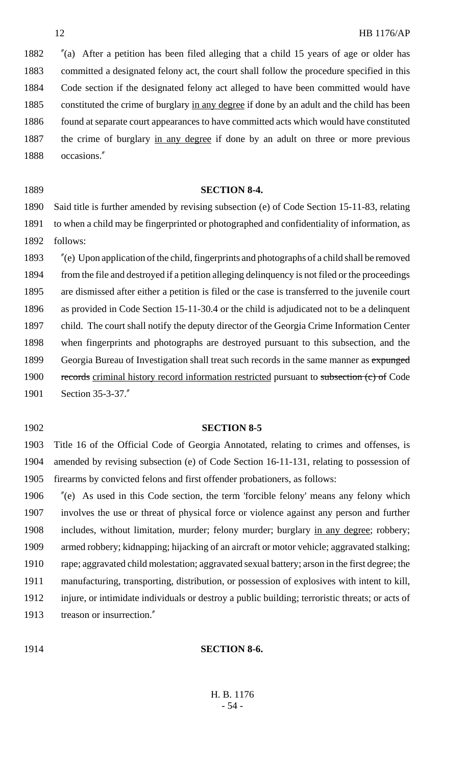"(a) After a petition has been filed alleging that a child 15 years of age or older has committed a designated felony act, the court shall follow the procedure specified in this Code section if the designated felony act alleged to have been committed would have constituted the crime of burglary <u>in any degree</u> if done by an adult and the child has been found at separate court appearances to have committed acts which would have constituted the crime of burglary <u>in any degree</u> if done by an adult on three or more previous occasions."

**SECTION 8-4.**

Said title is further amended by revising subsection (e) of Code Section 15-11-83, relating to when a child may be fingerprinted or photographed and confidentiality of information, as follows:

"(e) Upon application of the child, fingerprints and photographs of a child shall be removed from the file and destroyed if a petition alleging delinquency is not filed or the proceedings are dismissed after either a petition is filed or the case is transferred to the juvenile court as provided in Code Section 15-11-30.4 or the child is adjudicated not to be a delinquent child. The court shall notify the deputy director of the Georgia Crime Information Center when fingerprints and photographs are destroyed pursuant to this subsection, and the Georgia Bureau of Investigation shall treat such records in the same manner as ~~expunged records~~ <u>criminal history record information restricted</u> pursuant to ~~subsection (c) of~~ Code Section 35-3-37."

**SECTION 8-5**

Title 16 of the Official Code of Georgia Annotated, relating to crimes and offenses, is amended by revising subsection (e) of Code Section 16-11-131, relating to possession of firearms by convicted felons and first offender probationers, as follows:

"(e) As used in this Code section, the term 'forcible felony' means any felony which involves the use or threat of physical force or violence against any person and further includes, without limitation, murder; felony murder; burglary <u>in any degree</u>; robbery; armed robbery; kidnapping; hijacking of an aircraft or motor vehicle; aggravated stalking; rape; aggravated child molestation; aggravated sexual battery; arson in the first degree; the manufacturing, transporting, distribution, or possession of explosives with intent to kill, injure, or intimidate individuals or destroy a public building; terroristic threats; or acts of treason or insurrection."

**SECTION 8-6.**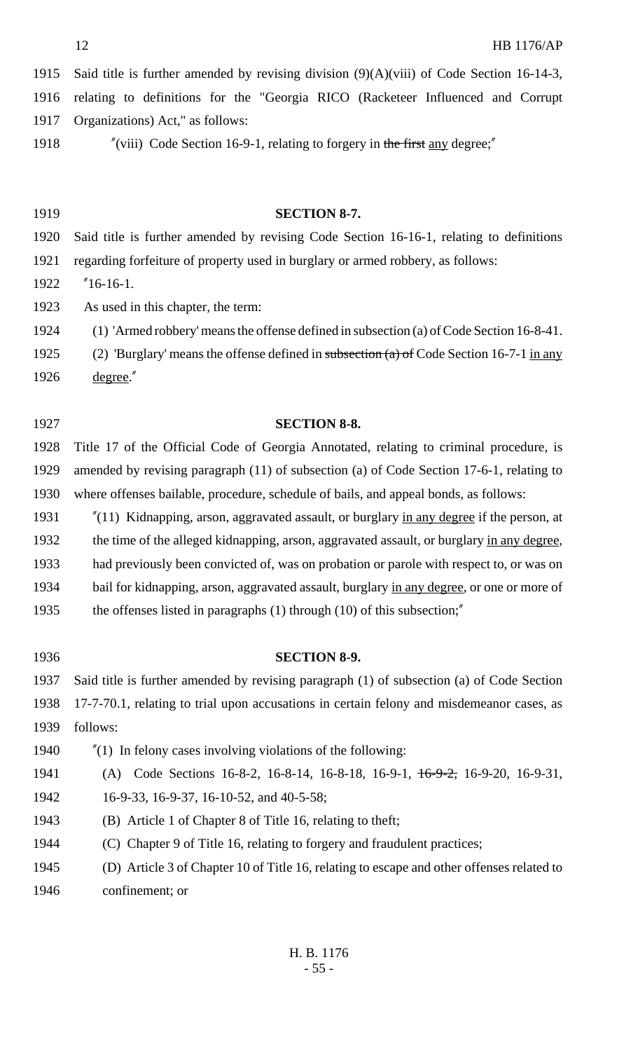Said title is further amended by revising division (9)(A)(viii) of Code Section 16-14-3, relating to definitions for the "Georgia RICO (Racketeer Influenced and Corrupt Organizations) Act," as follows:

"(viii) Code Section 16-9-1, relating to forgery in ~~the first~~ any degree;"

**SECTION 8-7.**

Said title is further amended by revising Code Section 16-16-1, relating to definitions regarding forfeiture of property used in burglary or armed robbery, as follows:

"16-16-1.

As used in this chapter, the term:

(1) 'Armed robbery' means the offense defined in subsection (a) of Code Section 16-8-41.

(2) 'Burglary' means the offense defined in ~~subsection (a) of~~ Code Section 16-7-1 in any degree."

**SECTION 8-8.**

Title 17 of the Official Code of Georgia Annotated, relating to criminal procedure, is amended by revising paragraph (11) of subsection (a) of Code Section 17-6-1, relating to where offenses bailable, procedure, schedule of bails, and appeal bonds, as follows:

"(11) Kidnapping, arson, aggravated assault, or burglary in any degree if the person, at the time of the alleged kidnapping, arson, aggravated assault, or burglary in any degree, had previously been convicted of, was on probation or parole with respect to, or was on bail for kidnapping, arson, aggravated assault, burglary in any degree, or one or more of the offenses listed in paragraphs (1) through (10) of this subsection;"

**SECTION 8-9.**

Said title is further amended by revising paragraph (1) of subsection (a) of Code Section 17-7-70.1, relating to trial upon accusations in certain felony and misdemeanor cases, as follows:

"(1) In felony cases involving violations of the following:

(A) Code Sections 16-8-2, 16-8-14, 16-8-18, 16-9-1, ~~16-9-2,~~ 16-9-20, 16-9-31, 16-9-33, 16-9-37, 16-10-52, and 40-5-58;

(B) Article 1 of Chapter 8 of Title 16, relating to theft;

(C) Chapter 9 of Title 16, relating to forgery and fraudulent practices;

(D) Article 3 of Chapter 10 of Title 16, relating to escape and other offenses related to confinement; or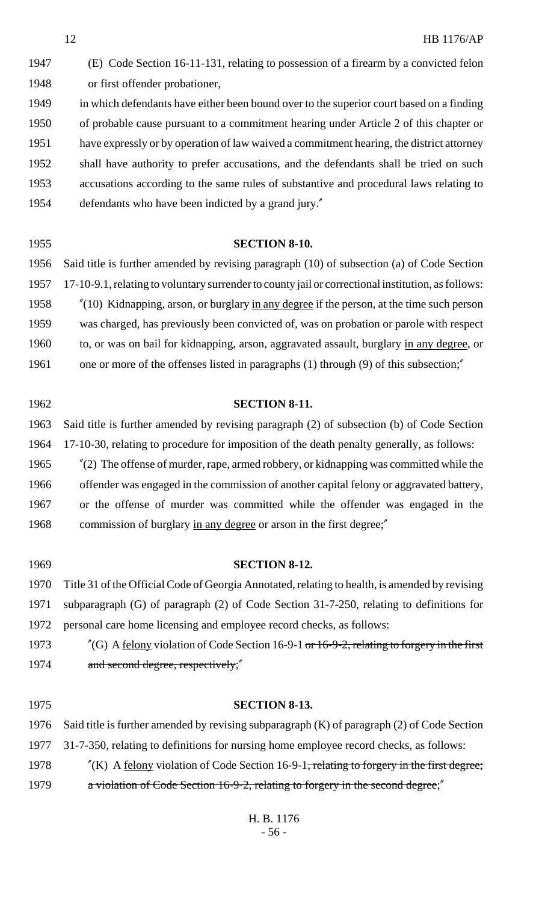(E) Code Section 16-11-131, relating to possession of a firearm by a convicted felon or first offender probationer,

in which defendants have either been bound over to the superior court based on a finding of probable cause pursuant to a commitment hearing under Article 2 of this chapter or have expressly or by operation of law waived a commitment hearing, the district attorney shall have authority to prefer accusations, and the defendants shall be tried on such accusations according to the same rules of substantive and procedural laws relating to defendants who have been indicted by a grand jury."

**SECTION 8-10.**

Said title is further amended by revising paragraph (10) of subsection (a) of Code Section 17-10-9.1, relating to voluntary surrender to county jail or correctional institution, as follows:

"(10) Kidnapping, arson, or burglary <u>in any degree</u> if the person, at the time such person was charged, has previously been convicted of, was on probation or parole with respect to, or was on bail for kidnapping, arson, aggravated assault, burglary <u>in any degree</u>, or one or more of the offenses listed in paragraphs (1) through (9) of this subsection;"

**SECTION 8-11.**

Said title is further amended by revising paragraph (2) of subsection (b) of Code Section 17-10-30, relating to procedure for imposition of the death penalty generally, as follows:

"(2) The offense of murder, rape, armed robbery, or kidnapping was committed while the offender was engaged in the commission of another capital felony or aggravated battery, or the offense of murder was committed while the offender was engaged in the commission of burglary <u>in any degree</u> or arson in the first degree;"

**SECTION 8-12.**

Title 31 of the Official Code of Georgia Annotated, relating to health, is amended by revising subparagraph (G) of paragraph (2) of Code Section 31-7-250, relating to definitions for personal care home licensing and employee record checks, as follows:

"(G) A <u>felony</u> violation of Code Section 16-9-1 ~~or 16-9-2, relating to forgery in the first and second degree, respectively~~;"

**SECTION 8-13.**

Said title is further amended by revising subparagraph (K) of paragraph (2) of Code Section 31-7-350, relating to definitions for nursing home employee record checks, as follows:

"(K) A <u>felony</u> violation of Code Section 16-9-1~~, relating to forgery in the first degree; a violation of Code Section 16-9-2, relating to forgery in the second degree~~;"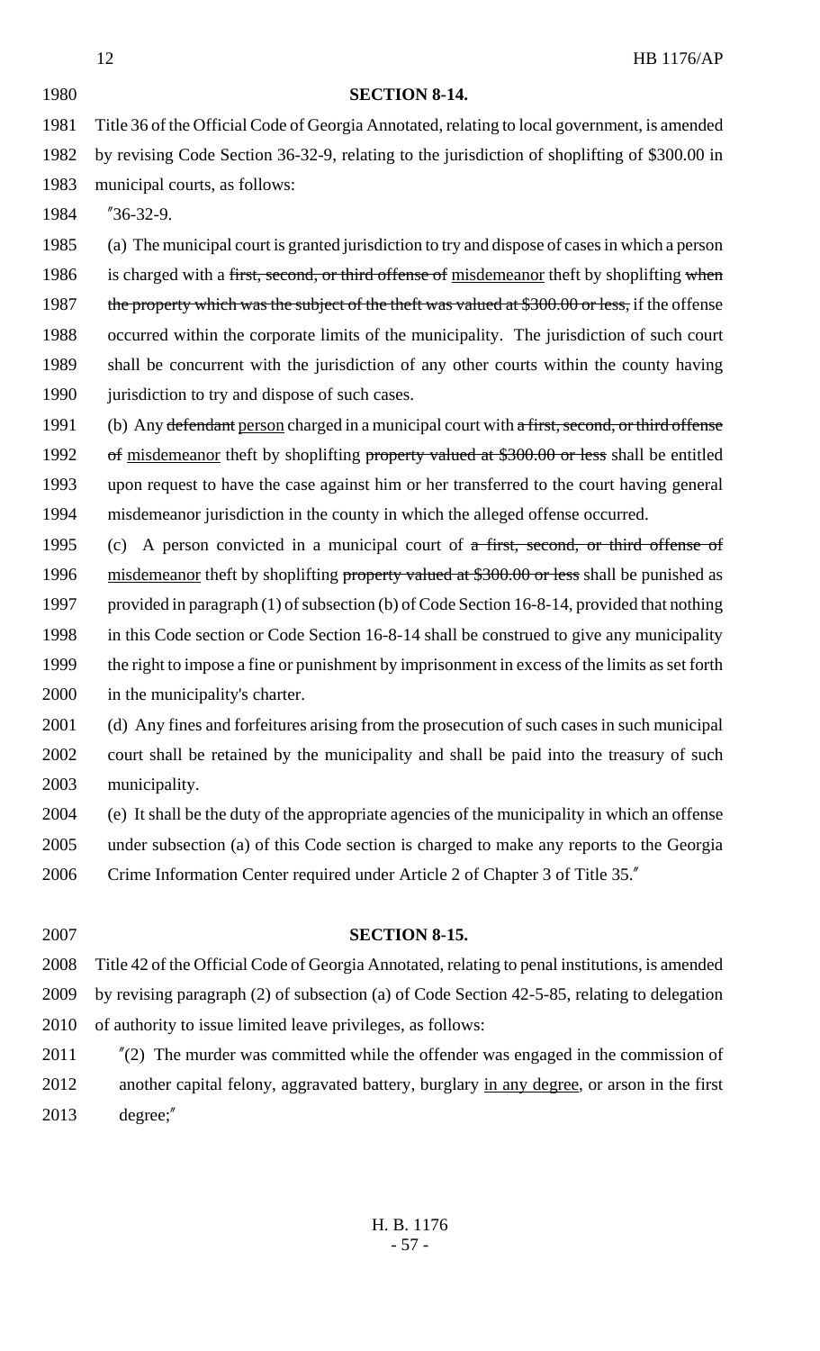**SECTION 8-14.**

Title 36 of the Official Code of Georgia Annotated, relating to local government, is amended by revising Code Section 36-32-9, relating to the jurisdiction of shoplifting of $300.00 in municipal courts, as follows:

"36-32-9.

(a) The municipal court is granted jurisdiction to try and dispose of cases in which a person is charged with a ~~first, second, or third offense of~~ misdemeanor theft by shoplifting ~~when the property which was the subject of the theft was valued at $300.00 or less,~~ if the offense occurred within the corporate limits of the municipality. The jurisdiction of such court shall be concurrent with the jurisdiction of any other courts within the county having jurisdiction to try and dispose of such cases.

(b) Any ~~defendant~~ person charged in a municipal court with ~~a first, second, or third offense of~~ misdemeanor theft by shoplifting ~~property valued at $300.00 or less~~ shall be entitled upon request to have the case against him or her transferred to the court having general misdemeanor jurisdiction in the county in which the alleged offense occurred.

(c) A person convicted in a municipal court of ~~a first, second, or third offense of~~ misdemeanor theft by shoplifting ~~property valued at $300.00 or less~~ shall be punished as provided in paragraph (1) of subsection (b) of Code Section 16-8-14, provided that nothing in this Code section or Code Section 16-8-14 shall be construed to give any municipality the right to impose a fine or punishment by imprisonment in excess of the limits as set forth in the municipality's charter.

(d) Any fines and forfeitures arising from the prosecution of such cases in such municipal court shall be retained by the municipality and shall be paid into the treasury of such municipality.

(e) It shall be the duty of the appropriate agencies of the municipality in which an offense under subsection (a) of this Code section is charged to make any reports to the Georgia Crime Information Center required under Article 2 of Chapter 3 of Title 35."

**SECTION 8-15.**

Title 42 of the Official Code of Georgia Annotated, relating to penal institutions, is amended by revising paragraph (2) of subsection (a) of Code Section 42-5-85, relating to delegation of authority to issue limited leave privileges, as follows:

"(2) The murder was committed while the offender was engaged in the commission of another capital felony, aggravated battery, burglary in any degree, or arson in the first degree;"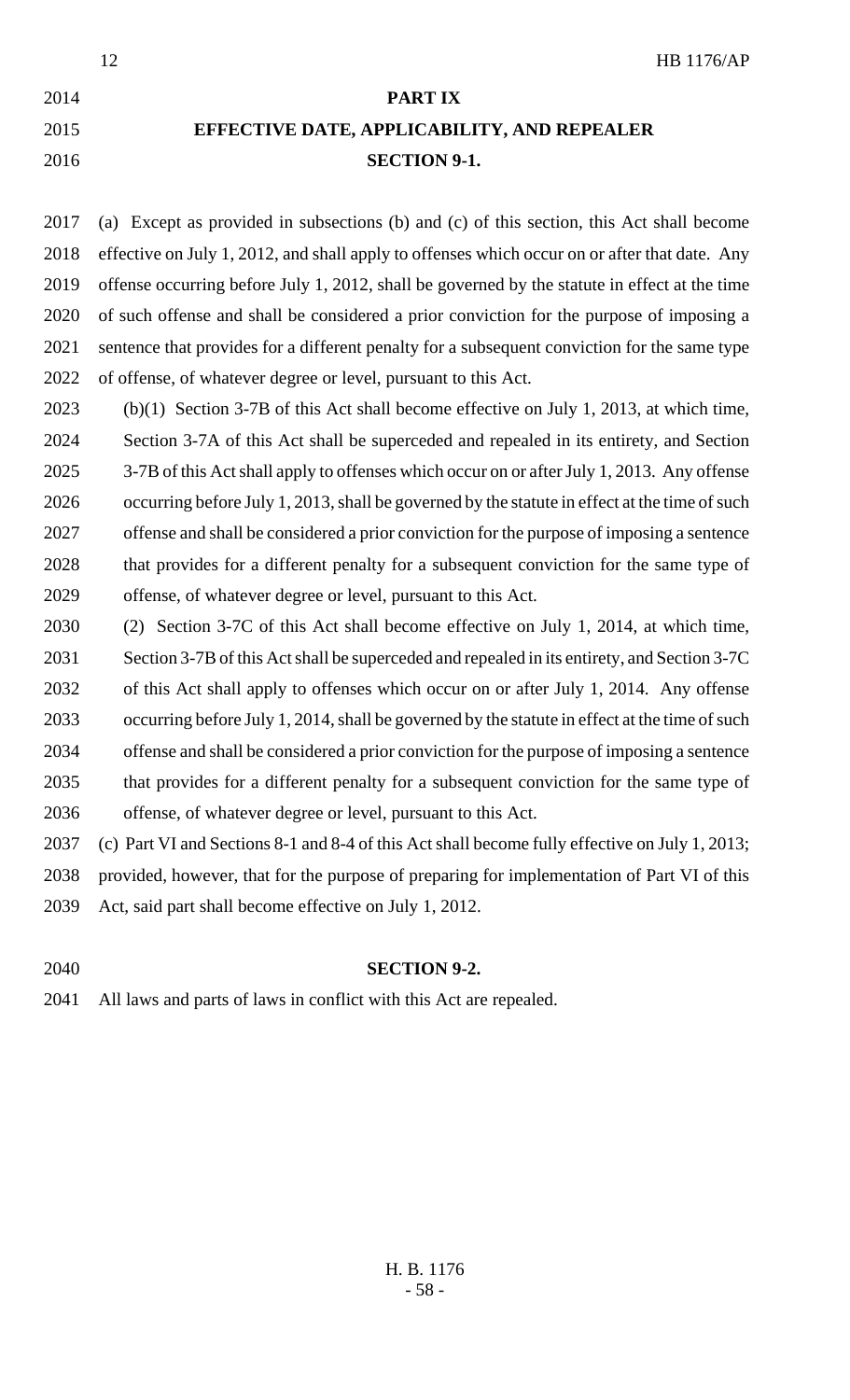## PART IX

## EFFECTIVE DATE, APPLICABILITY, AND REPEALER

### SECTION 9-1.

(a) Except as provided in subsections (b) and (c) of this section, this Act shall become effective on July 1, 2012, and shall apply to offenses which occur on or after that date. Any offense occurring before July 1, 2012, shall be governed by the statute in effect at the time of such offense and shall be considered a prior conviction for the purpose of imposing a sentence that provides for a different penalty for a subsequent conviction for the same type of offense, of whatever degree or level, pursuant to this Act.

(b)(1) Section 3-7B of this Act shall become effective on July 1, 2013, at which time, Section 3-7A of this Act shall be superceded and repealed in its entirety, and Section 3-7B of this Act shall apply to offenses which occur on or after July 1, 2013. Any offense occurring before July 1, 2013, shall be governed by the statute in effect at the time of such offense and shall be considered a prior conviction for the purpose of imposing a sentence that provides for a different penalty for a subsequent conviction for the same type of offense, of whatever degree or level, pursuant to this Act.

(2) Section 3-7C of this Act shall become effective on July 1, 2014, at which time, Section 3-7B of this Act shall be superceded and repealed in its entirety, and Section 3-7C of this Act shall apply to offenses which occur on or after July 1, 2014. Any offense occurring before July 1, 2014, shall be governed by the statute in effect at the time of such offense and shall be considered a prior conviction for the purpose of imposing a sentence that provides for a different penalty for a subsequent conviction for the same type of offense, of whatever degree or level, pursuant to this Act.

(c) Part VI and Sections 8-1 and 8-4 of this Act shall become fully effective on July 1, 2013; provided, however, that for the purpose of preparing for implementation of Part VI of this Act, said part shall become effective on July 1, 2012.

### SECTION 9-2.

All laws and parts of laws in conflict with this Act are repealed.